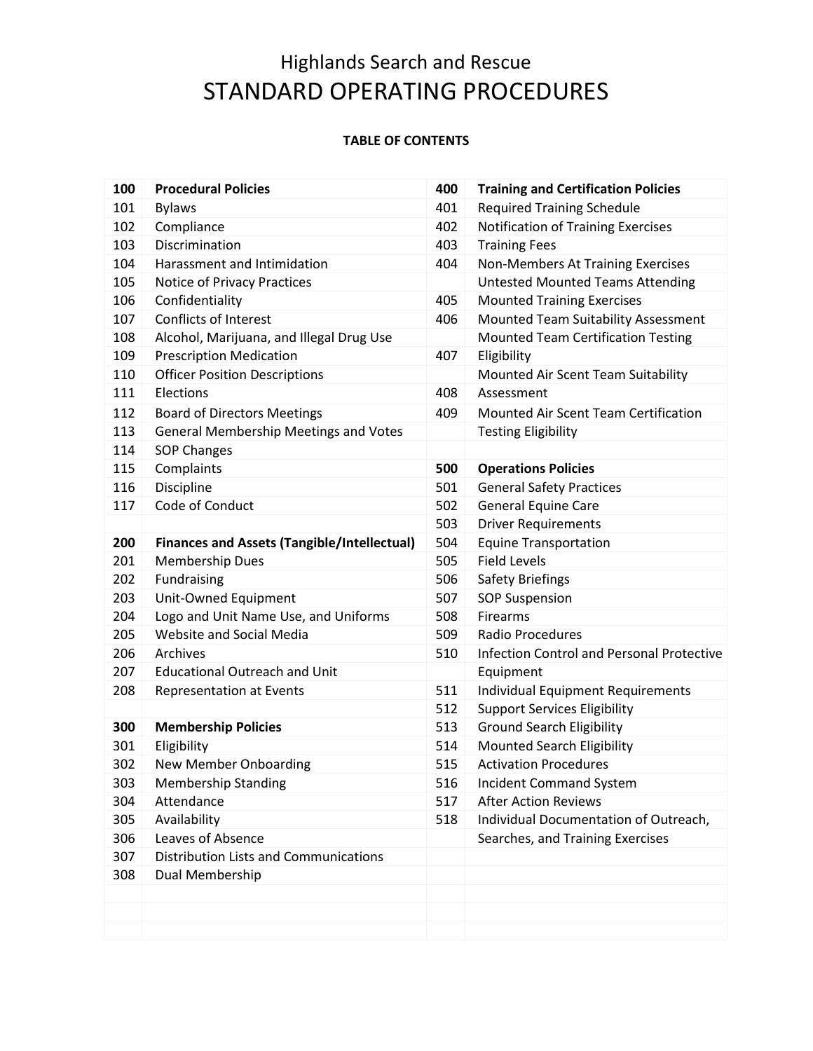# Highlands Search and Rescue

# STANDARD OPERATING PROCEDURES

**TABLE OF CONTENTS**

| **100** | **Procedural Policies** | **400** | **Training and Certification Policies** |
|---|---|---|---|
| 101 | Bylaws | 401 | Required Training Schedule |
| 102 | Compliance | 402 | Notification of Training Exercises |
| 103 | Discrimination | 403 | Training Fees |
| 104 | Harassment and Intimidation | 404 | Non-Members At Training Exercises |
| 105 | Notice of Privacy Practices | | Untested Mounted Teams Attending |
| 106 | Confidentiality | 405 | Mounted Training Exercises |
| 107 | Conflicts of Interest | 406 | Mounted Team Suitability Assessment |
| 108 | Alcohol, Marijuana, and Illegal Drug Use | | Mounted Team Certification Testing |
| 109 | Prescription Medication | 407 | Eligibility |
| 110 | Officer Position Descriptions | | Mounted Air Scent Team Suitability |
| 111 | Elections | 408 | Assessment |
| 112 | Board of Directors Meetings | 409 | Mounted Air Scent Team Certification |
| 113 | General Membership Meetings and Votes | | Testing Eligibility |
| 114 | SOP Changes | | |
| 115 | Complaints | **500** | **Operations Policies** |
| 116 | Discipline | 501 | General Safety Practices |
| 117 | Code of Conduct | 502 | General Equine Care |
| | | 503 | Driver Requirements |
| **200** | **Finances and Assets (Tangible/Intellectual)** | 504 | Equine Transportation |
| 201 | Membership Dues | 505 | Field Levels |
| 202 | Fundraising | 506 | Safety Briefings |
| 203 | Unit-Owned Equipment | 507 | SOP Suspension |
| 204 | Logo and Unit Name Use, and Uniforms | 508 | Firearms |
| 205 | Website and Social Media | 509 | Radio Procedures |
| 206 | Archives | 510 | Infection Control and Personal Protective |
| 207 | Educational Outreach and Unit | | Equipment |
| 208 | Representation at Events | 511 | Individual Equipment Requirements |
| | | 512 | Support Services Eligibility |
| **300** | **Membership Policies** | 513 | Ground Search Eligibility |
| 301 | Eligibility | 514 | Mounted Search Eligibility |
| 302 | New Member Onboarding | 515 | Activation Procedures |
| 303 | Membership Standing | 516 | Incident Command System |
| 304 | Attendance | 517 | After Action Reviews |
| 305 | Availability | 518 | Individual Documentation of Outreach, |
| 306 | Leaves of Absence | | Searches, and Training Exercises |
| 307 | Distribution Lists and Communications | | |
| 308 | Dual Membership | | |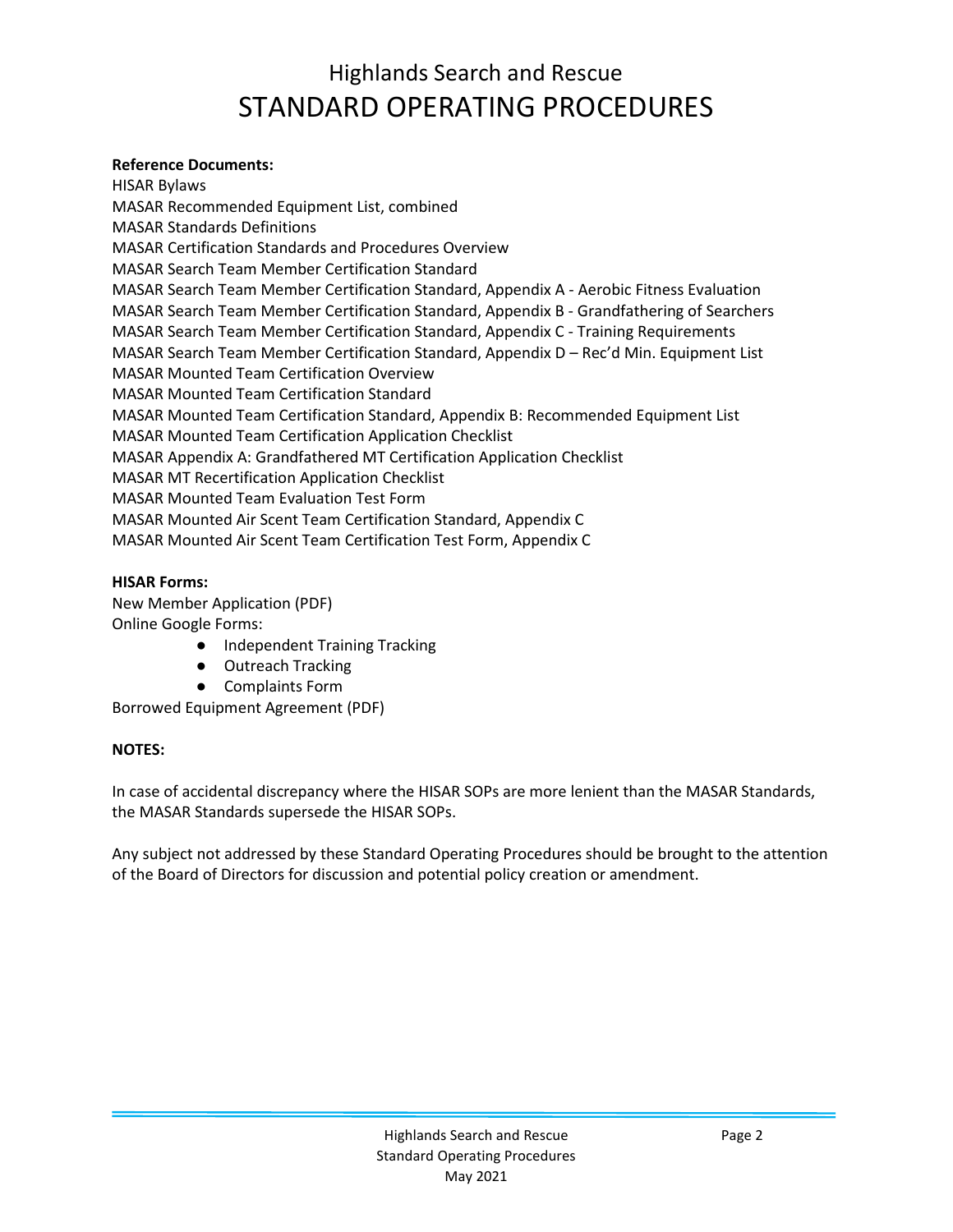# Highlands Search and Rescue

# STANDARD OPERATING PROCEDURES

**Reference Documents:**

HISAR Bylaws
MASAR Recommended Equipment List, combined
MASAR Standards Definitions
MASAR Certification Standards and Procedures Overview
MASAR Search Team Member Certification Standard
MASAR Search Team Member Certification Standard, Appendix A - Aerobic Fitness Evaluation
MASAR Search Team Member Certification Standard, Appendix B - Grandfathering of Searchers
MASAR Search Team Member Certification Standard, Appendix C - Training Requirements
MASAR Search Team Member Certification Standard, Appendix D – Rec'd Min. Equipment List
MASAR Mounted Team Certification Overview
MASAR Mounted Team Certification Standard
MASAR Mounted Team Certification Standard, Appendix B: Recommended Equipment List
MASAR Mounted Team Certification Application Checklist
MASAR Appendix A: Grandfathered MT Certification Application Checklist
MASAR MT Recertification Application Checklist
MASAR Mounted Team Evaluation Test Form
MASAR Mounted Air Scent Team Certification Standard, Appendix C
MASAR Mounted Air Scent Team Certification Test Form, Appendix C

**HISAR Forms:**

New Member Application (PDF)
Online Google Forms:

- Independent Training Tracking
- Outreach Tracking
- Complaints Form

Borrowed Equipment Agreement (PDF)

**NOTES:**

In case of accidental discrepancy where the HISAR SOPs are more lenient than the MASAR Standards, the MASAR Standards supersede the HISAR SOPs.

Any subject not addressed by these Standard Operating Procedures should be brought to the attention of the Board of Directors for discussion and potential policy creation or amendment.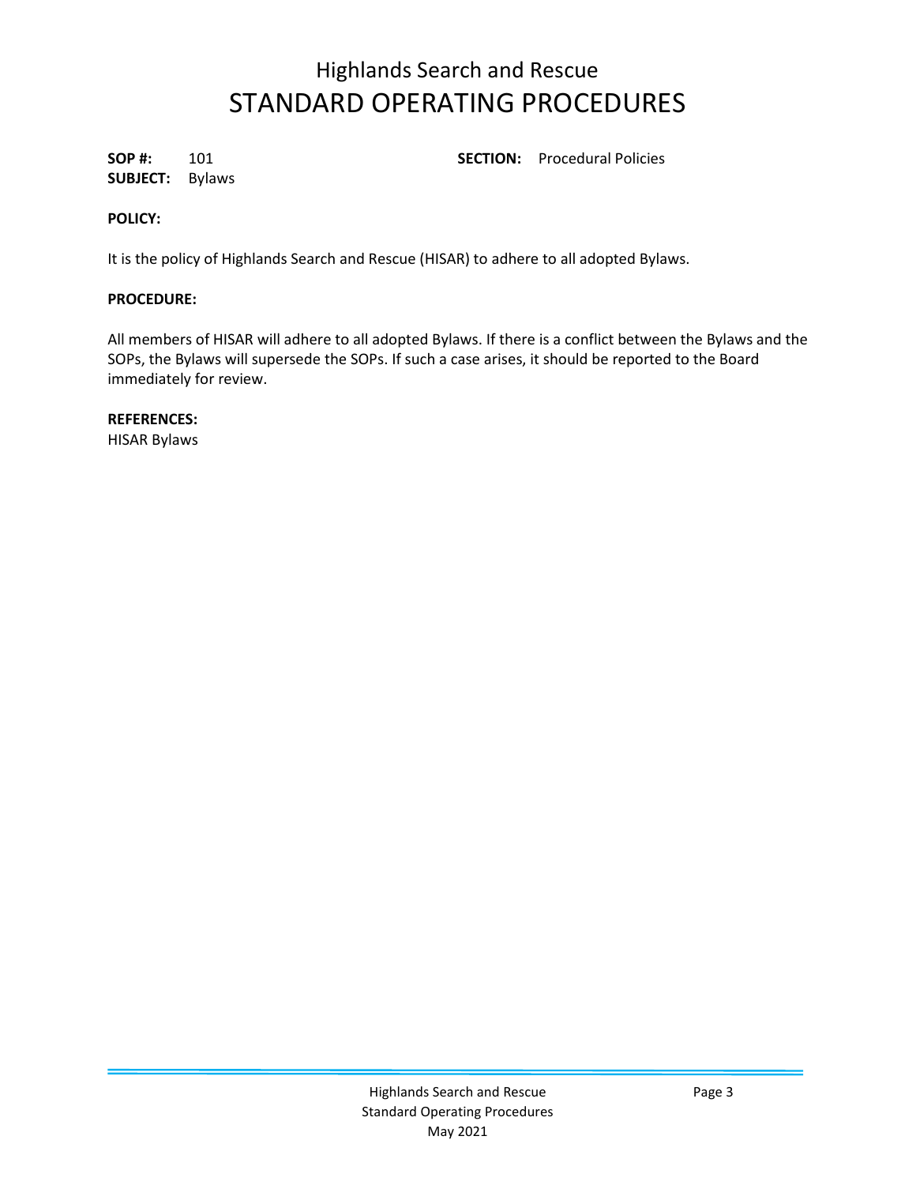# Highlands Search and Rescue
# STANDARD OPERATING PROCEDURES

**SOP #:** 101 **SECTION:** Procedural Policies
**SUBJECT:** Bylaws

**POLICY:**

It is the policy of Highlands Search and Rescue (HISAR) to adhere to all adopted Bylaws.

**PROCEDURE:**

All members of HISAR will adhere to all adopted Bylaws. If there is a conflict between the Bylaws and the SOPs, the Bylaws will supersede the SOPs. If such a case arises, it should be reported to the Board immediately for review.

**REFERENCES:**
HISAR Bylaws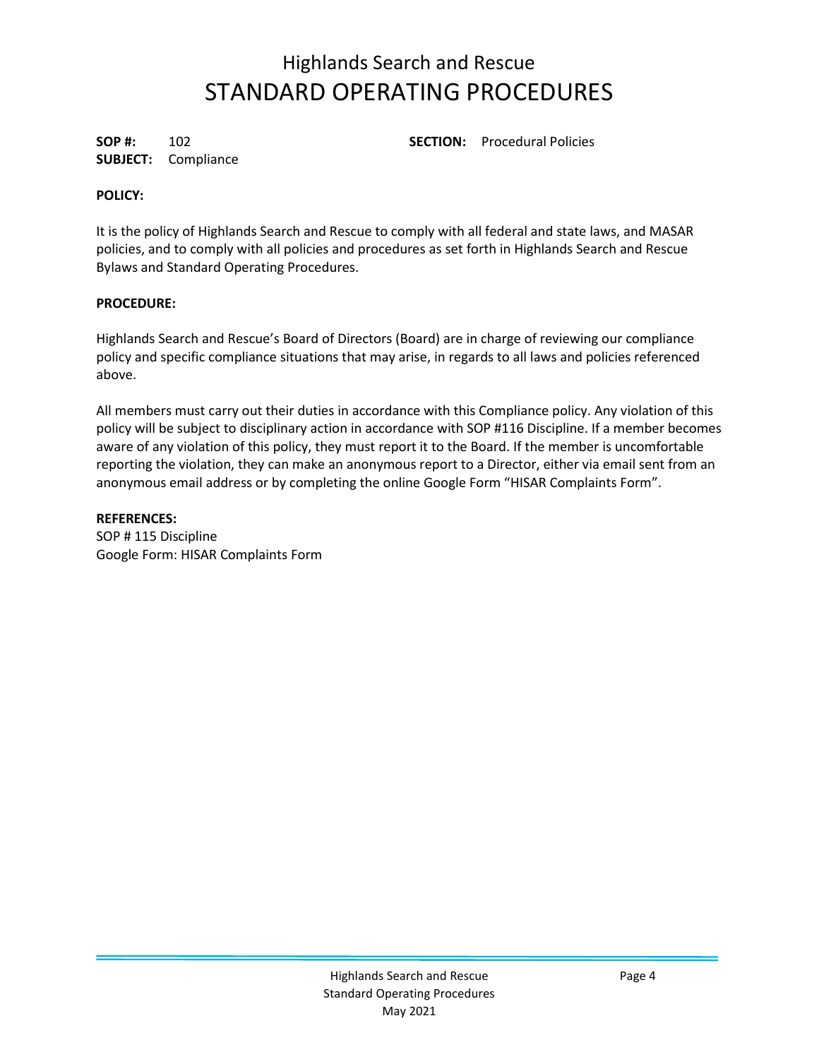# Highlands Search and Rescue
# STANDARD OPERATING PROCEDURES

**SOP #:** 102  **SECTION:** Procedural Policies
**SUBJECT:** Compliance

**POLICY:**

It is the policy of Highlands Search and Rescue to comply with all federal and state laws, and MASAR policies, and to comply with all policies and procedures as set forth in Highlands Search and Rescue Bylaws and Standard Operating Procedures.

**PROCEDURE:**

Highlands Search and Rescue's Board of Directors (Board) are in charge of reviewing our compliance policy and specific compliance situations that may arise, in regards to all laws and policies referenced above.

All members must carry out their duties in accordance with this Compliance policy. Any violation of this policy will be subject to disciplinary action in accordance with SOP #116 Discipline. If a member becomes aware of any violation of this policy, they must report it to the Board. If the member is uncomfortable reporting the violation, they can make an anonymous report to a Director, either via email sent from an anonymous email address or by completing the online Google Form "HISAR Complaints Form".

**REFERENCES:**
SOP # 115 Discipline
Google Form: HISAR Complaints Form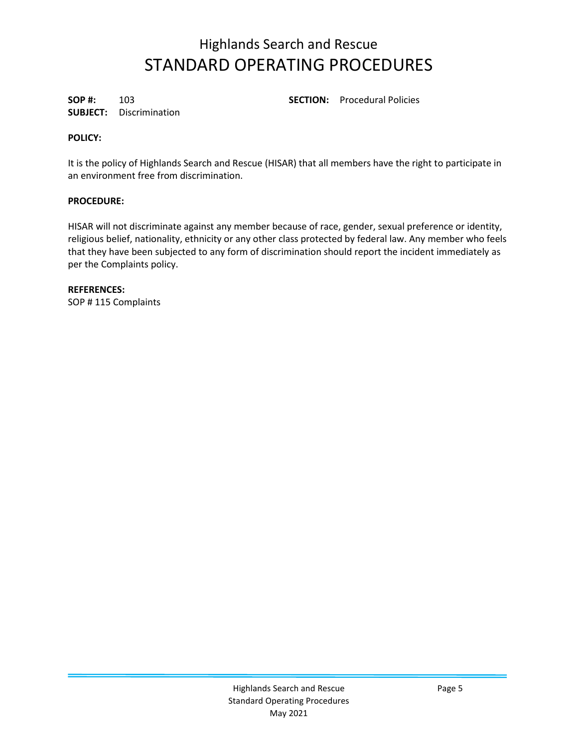# Highlands Search and Rescue
# STANDARD OPERATING PROCEDURES

**SOP #:** 103 **SECTION:** Procedural Policies
**SUBJECT:** Discrimination

**POLICY:**

It is the policy of Highlands Search and Rescue (HISAR) that all members have the right to participate in an environment free from discrimination.

**PROCEDURE:**

HISAR will not discriminate against any member because of race, gender, sexual preference or identity, religious belief, nationality, ethnicity or any other class protected by federal law. Any member who feels that they have been subjected to any form of discrimination should report the incident immediately as per the Complaints policy.

**REFERENCES:**
SOP # 115 Complaints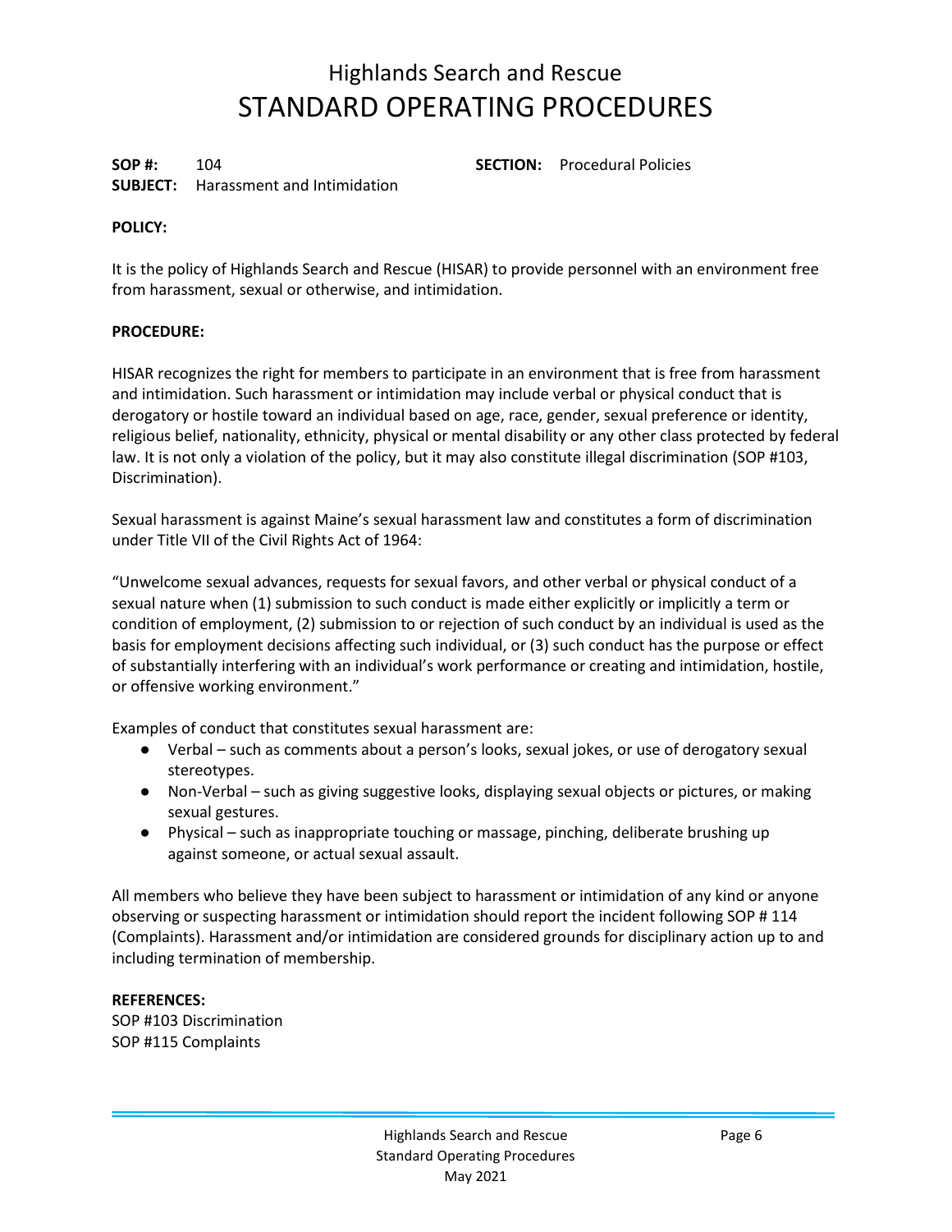# Highlands Search and Rescue
# STANDARD OPERATING PROCEDURES

**SOP #:** 104 **SECTION:** Procedural Policies
**SUBJECT:** Harassment and Intimidation

**POLICY:**

It is the policy of Highlands Search and Rescue (HISAR) to provide personnel with an environment free from harassment, sexual or otherwise, and intimidation.

**PROCEDURE:**

HISAR recognizes the right for members to participate in an environment that is free from harassment and intimidation. Such harassment or intimidation may include verbal or physical conduct that is derogatory or hostile toward an individual based on age, race, gender, sexual preference or identity, religious belief, nationality, ethnicity, physical or mental disability or any other class protected by federal law. It is not only a violation of the policy, but it may also constitute illegal discrimination (SOP #103, Discrimination).

Sexual harassment is against Maine's sexual harassment law and constitutes a form of discrimination under Title VII of the Civil Rights Act of 1964:

"Unwelcome sexual advances, requests for sexual favors, and other verbal or physical conduct of a sexual nature when (1) submission to such conduct is made either explicitly or implicitly a term or condition of employment, (2) submission to or rejection of such conduct by an individual is used as the basis for employment decisions affecting such individual, or (3) such conduct has the purpose or effect of substantially interfering with an individual's work performance or creating and intimidation, hostile, or offensive working environment."

Examples of conduct that constitutes sexual harassment are:

- Verbal – such as comments about a person's looks, sexual jokes, or use of derogatory sexual stereotypes.
- Non-Verbal – such as giving suggestive looks, displaying sexual objects or pictures, or making sexual gestures.
- Physical – such as inappropriate touching or massage, pinching, deliberate brushing up against someone, or actual sexual assault.

All members who believe they have been subject to harassment or intimidation of any kind or anyone observing or suspecting harassment or intimidation should report the incident following SOP # 114 (Complaints). Harassment and/or intimidation are considered grounds for disciplinary action up to and including termination of membership.

**REFERENCES:**
SOP #103 Discrimination
SOP #115 Complaints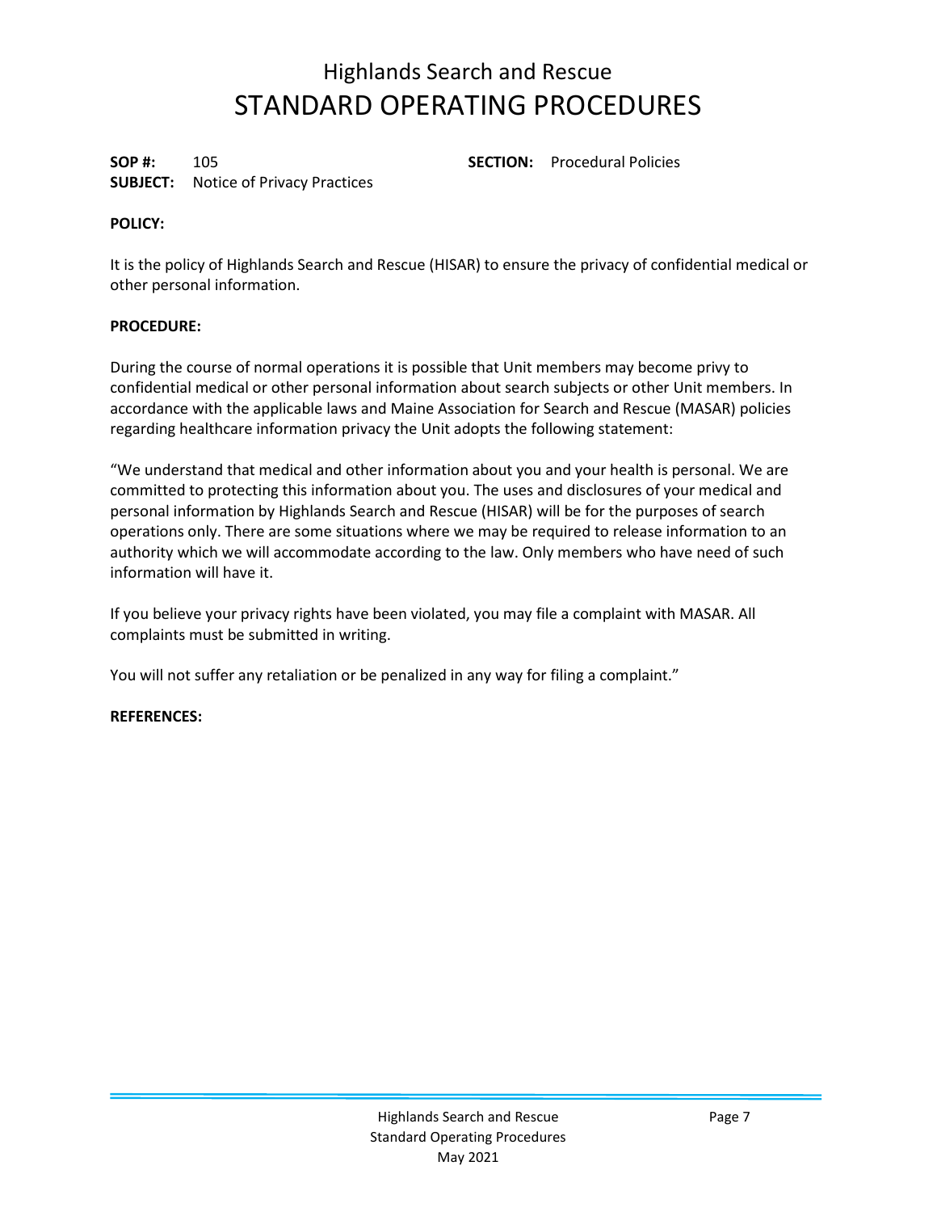# Highlands Search and Rescue
# STANDARD OPERATING PROCEDURES

**SOP #:** 105 **SECTION:** Procedural Policies
**SUBJECT:** Notice of Privacy Practices

**POLICY:**

It is the policy of Highlands Search and Rescue (HISAR) to ensure the privacy of confidential medical or other personal information.

**PROCEDURE:**

During the course of normal operations it is possible that Unit members may become privy to confidential medical or other personal information about search subjects or other Unit members. In accordance with the applicable laws and Maine Association for Search and Rescue (MASAR) policies regarding healthcare information privacy the Unit adopts the following statement:

"We understand that medical and other information about you and your health is personal. We are committed to protecting this information about you. The uses and disclosures of your medical and personal information by Highlands Search and Rescue (HISAR) will be for the purposes of search operations only. There are some situations where we may be required to release information to an authority which we will accommodate according to the law. Only members who have need of such information will have it.

If you believe your privacy rights have been violated, you may file a complaint with MASAR. All complaints must be submitted in writing.

You will not suffer any retaliation or be penalized in any way for filing a complaint."

**REFERENCES:**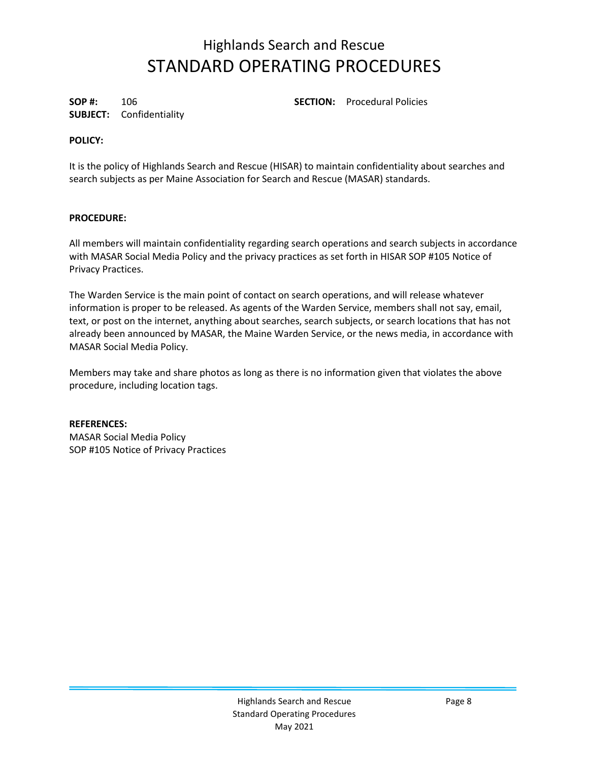# Highlands Search and Rescue
# STANDARD OPERATING PROCEDURES

**SOP #:** 106 **SECTION:** Procedural Policies
**SUBJECT:** Confidentiality

**POLICY:**

It is the policy of Highlands Search and Rescue (HISAR) to maintain confidentiality about searches and search subjects as per Maine Association for Search and Rescue (MASAR) standards.

**PROCEDURE:**

All members will maintain confidentiality regarding search operations and search subjects in accordance with MASAR Social Media Policy and the privacy practices as set forth in HISAR SOP #105 Notice of Privacy Practices.

The Warden Service is the main point of contact on search operations, and will release whatever information is proper to be released. As agents of the Warden Service, members shall not say, email, text, or post on the internet, anything about searches, search subjects, or search locations that has not already been announced by MASAR, the Maine Warden Service, or the news media, in accordance with MASAR Social Media Policy.

Members may take and share photos as long as there is no information given that violates the above procedure, including location tags.

**REFERENCES:**
MASAR Social Media Policy
SOP #105 Notice of Privacy Practices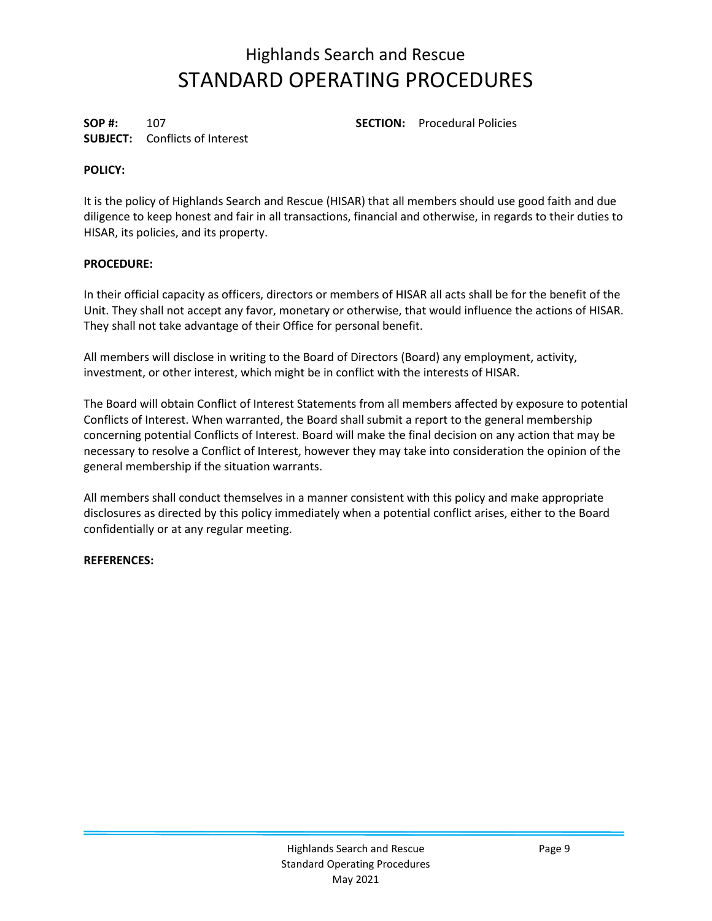# Highlands Search and Rescue
# STANDARD OPERATING PROCEDURES

**SOP #:** 107 **SECTION:** Procedural Policies
**SUBJECT:** Conflicts of Interest

**POLICY:**

It is the policy of Highlands Search and Rescue (HISAR) that all members should use good faith and due diligence to keep honest and fair in all transactions, financial and otherwise, in regards to their duties to HISAR, its policies, and its property.

**PROCEDURE:**

In their official capacity as officers, directors or members of HISAR all acts shall be for the benefit of the Unit. They shall not accept any favor, monetary or otherwise, that would influence the actions of HISAR. They shall not take advantage of their Office for personal benefit.

All members will disclose in writing to the Board of Directors (Board) any employment, activity, investment, or other interest, which might be in conflict with the interests of HISAR.

The Board will obtain Conflict of Interest Statements from all members affected by exposure to potential Conflicts of Interest. When warranted, the Board shall submit a report to the general membership concerning potential Conflicts of Interest. Board will make the final decision on any action that may be necessary to resolve a Conflict of Interest, however they may take into consideration the opinion of the general membership if the situation warrants.

All members shall conduct themselves in a manner consistent with this policy and make appropriate disclosures as directed by this policy immediately when a potential conflict arises, either to the Board confidentially or at any regular meeting.

**REFERENCES:**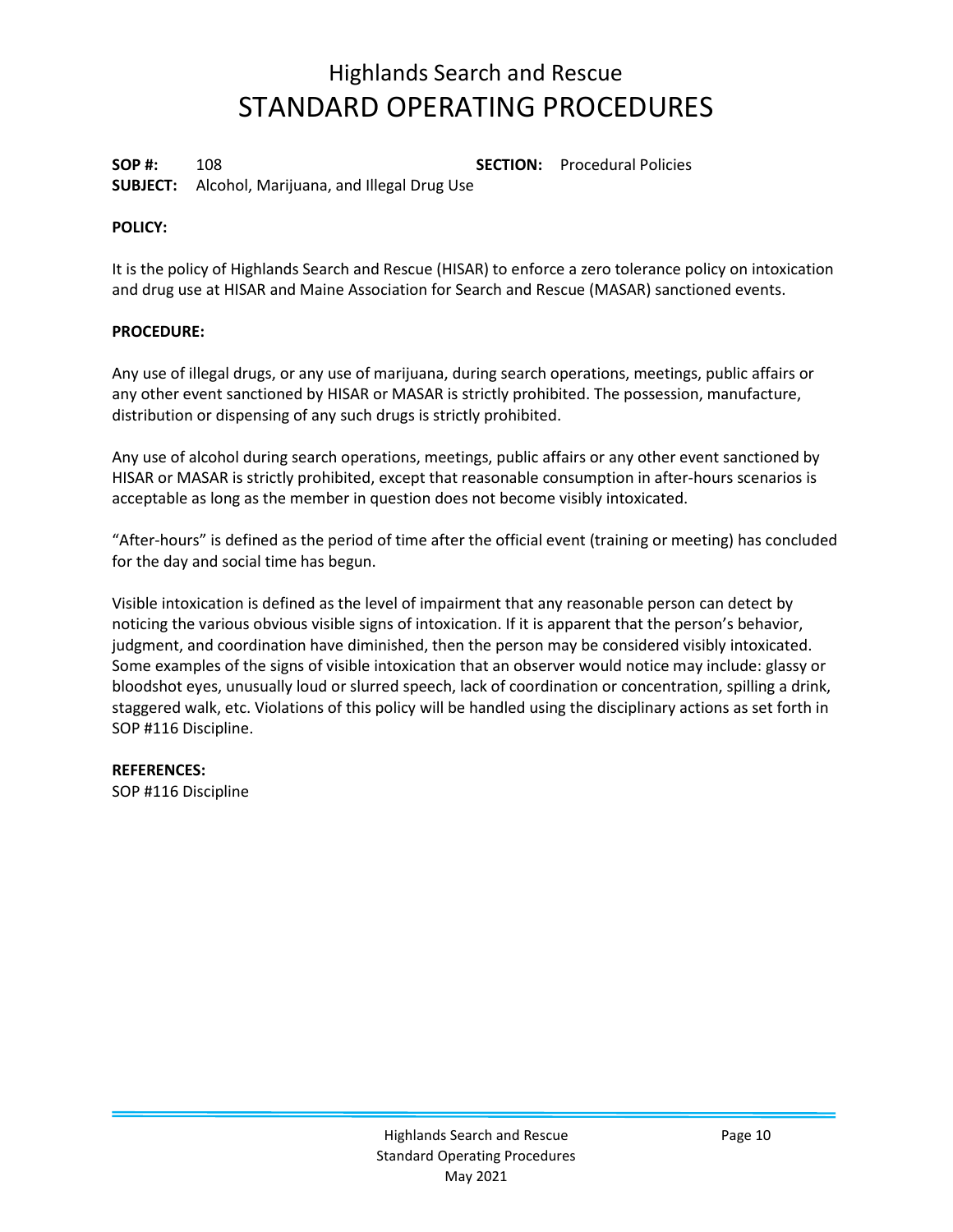# Highlands Search and Rescue
# STANDARD OPERATING PROCEDURES

**SOP #:** 108 **SECTION:** Procedural Policies
**SUBJECT:** Alcohol, Marijuana, and Illegal Drug Use

**POLICY:**

It is the policy of Highlands Search and Rescue (HISAR) to enforce a zero tolerance policy on intoxication and drug use at HISAR and Maine Association for Search and Rescue (MASAR) sanctioned events.

**PROCEDURE:**

Any use of illegal drugs, or any use of marijuana, during search operations, meetings, public affairs or any other event sanctioned by HISAR or MASAR is strictly prohibited. The possession, manufacture, distribution or dispensing of any such drugs is strictly prohibited.

Any use of alcohol during search operations, meetings, public affairs or any other event sanctioned by HISAR or MASAR is strictly prohibited, except that reasonable consumption in after-hours scenarios is acceptable as long as the member in question does not become visibly intoxicated.

"After-hours" is defined as the period of time after the official event (training or meeting) has concluded for the day and social time has begun.

Visible intoxication is defined as the level of impairment that any reasonable person can detect by noticing the various obvious visible signs of intoxication. If it is apparent that the person's behavior, judgment, and coordination have diminished, then the person may be considered visibly intoxicated. Some examples of the signs of visible intoxication that an observer would notice may include: glassy or bloodshot eyes, unusually loud or slurred speech, lack of coordination or concentration, spilling a drink, staggered walk, etc. Violations of this policy will be handled using the disciplinary actions as set forth in SOP #116 Discipline.

**REFERENCES:**
SOP #116 Discipline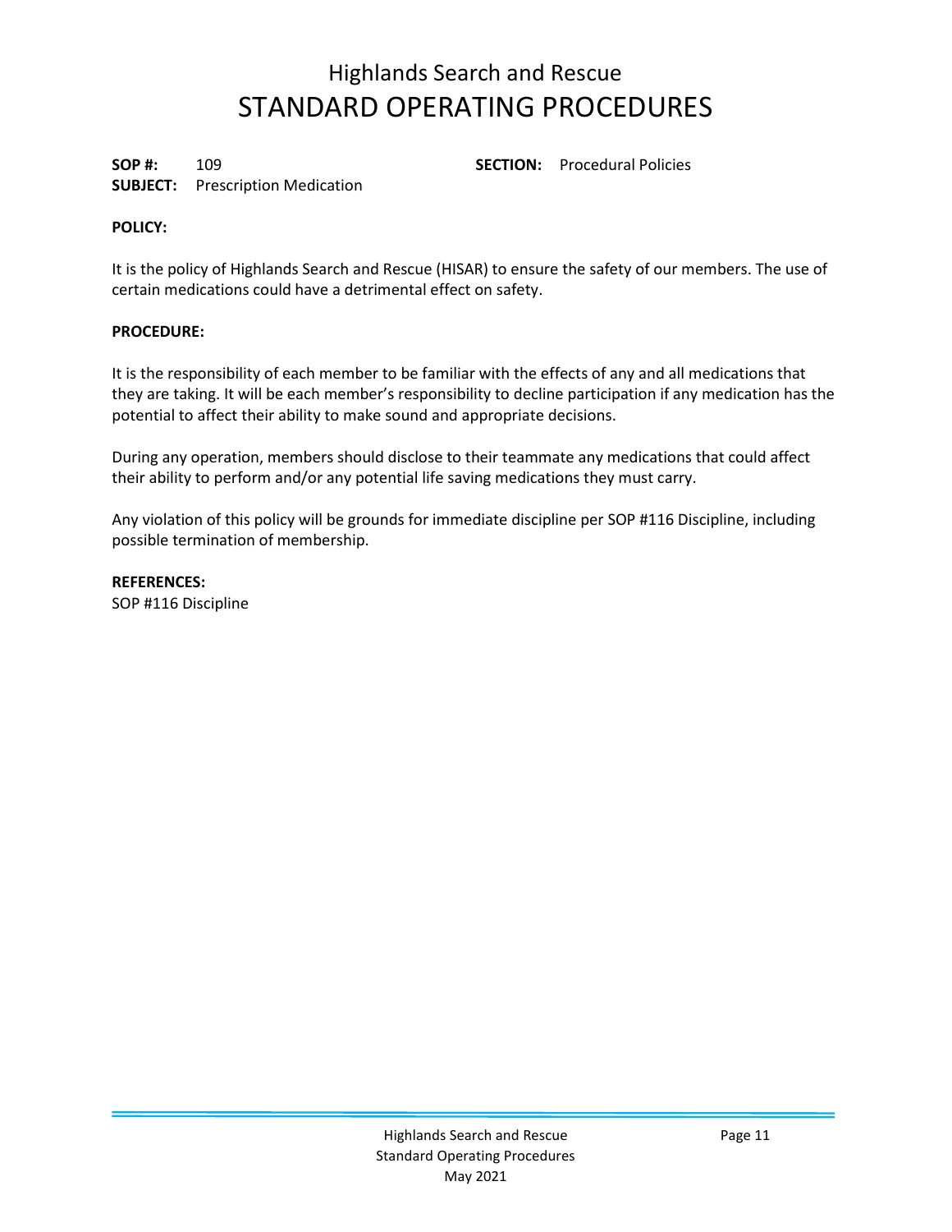# Highlands Search and Rescue
# STANDARD OPERATING PROCEDURES

**SOP #:** 109 **SECTION:** Procedural Policies
**SUBJECT:** Prescription Medication

**POLICY:**

It is the policy of Highlands Search and Rescue (HISAR) to ensure the safety of our members. The use of certain medications could have a detrimental effect on safety.

**PROCEDURE:**

It is the responsibility of each member to be familiar with the effects of any and all medications that they are taking. It will be each member's responsibility to decline participation if any medication has the potential to affect their ability to make sound and appropriate decisions.

During any operation, members should disclose to their teammate any medications that could affect their ability to perform and/or any potential life saving medications they must carry.

Any violation of this policy will be grounds for immediate discipline per SOP #116 Discipline, including possible termination of membership.

**REFERENCES:**
SOP #116 Discipline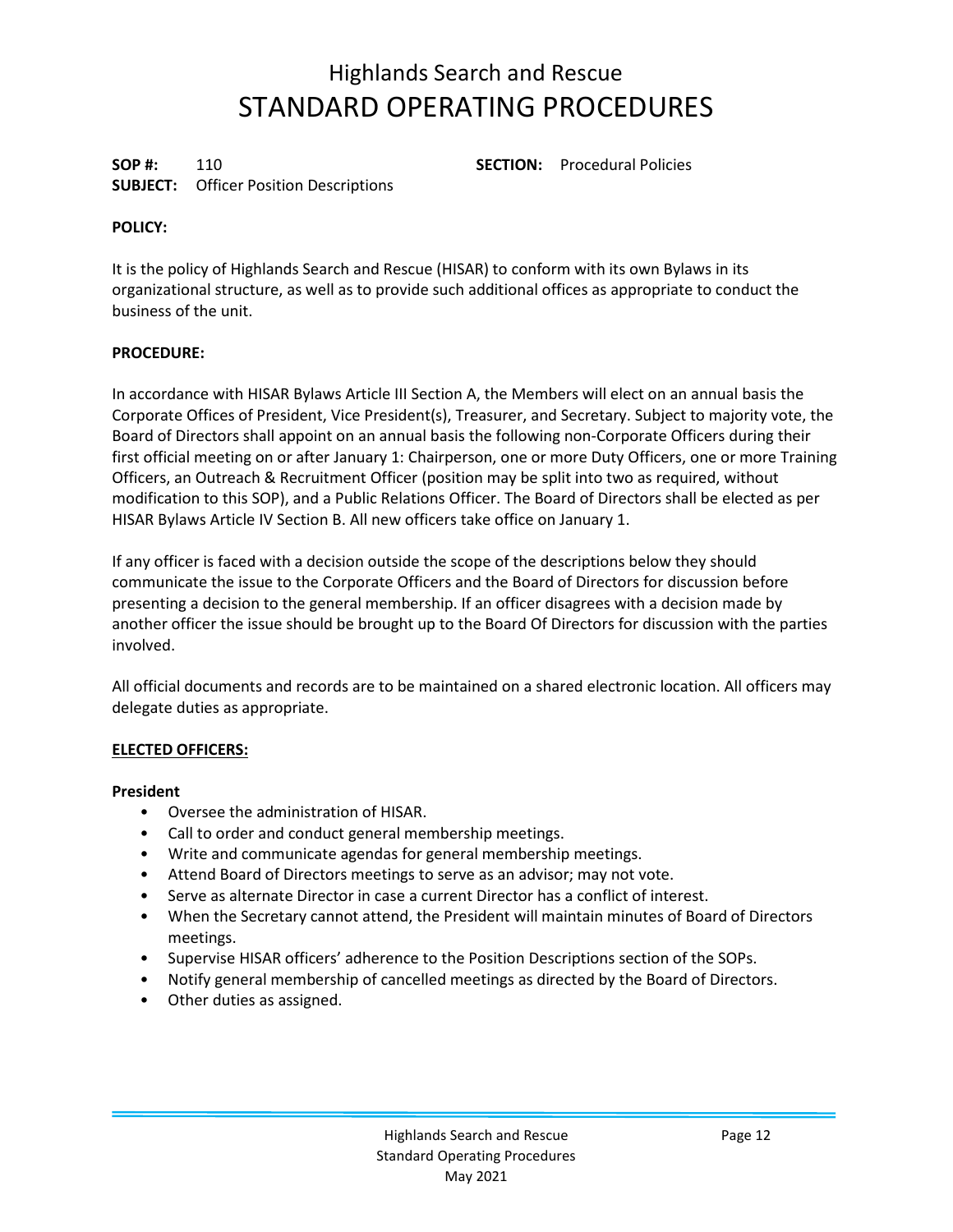# Highlands Search and Rescue
# STANDARD OPERATING PROCEDURES

**SOP #:** 110 **SECTION:** Procedural Policies
**SUBJECT:** Officer Position Descriptions

**POLICY:**

It is the policy of Highlands Search and Rescue (HISAR) to conform with its own Bylaws in its organizational structure, as well as to provide such additional offices as appropriate to conduct the business of the unit.

**PROCEDURE:**

In accordance with HISAR Bylaws Article III Section A, the Members will elect on an annual basis the Corporate Offices of President, Vice President(s), Treasurer, and Secretary. Subject to majority vote, the Board of Directors shall appoint on an annual basis the following non-Corporate Officers during their first official meeting on or after January 1: Chairperson, one or more Duty Officers, one or more Training Officers, an Outreach & Recruitment Officer (position may be split into two as required, without modification to this SOP), and a Public Relations Officer. The Board of Directors shall be elected as per HISAR Bylaws Article IV Section B. All new officers take office on January 1.

If any officer is faced with a decision outside the scope of the descriptions below they should communicate the issue to the Corporate Officers and the Board of Directors for discussion before presenting a decision to the general membership. If an officer disagrees with a decision made by another officer the issue should be brought up to the Board Of Directors for discussion with the parties involved.

All official documents and records are to be maintained on a shared electronic location. All officers may delegate duties as appropriate.

**ELECTED OFFICERS:**

**President**

- Oversee the administration of HISAR.
- Call to order and conduct general membership meetings.
- Write and communicate agendas for general membership meetings.
- Attend Board of Directors meetings to serve as an advisor; may not vote.
- Serve as alternate Director in case a current Director has a conflict of interest.
- When the Secretary cannot attend, the President will maintain minutes of Board of Directors meetings.
- Supervise HISAR officers' adherence to the Position Descriptions section of the SOPs.
- Notify general membership of cancelled meetings as directed by the Board of Directors.
- Other duties as assigned.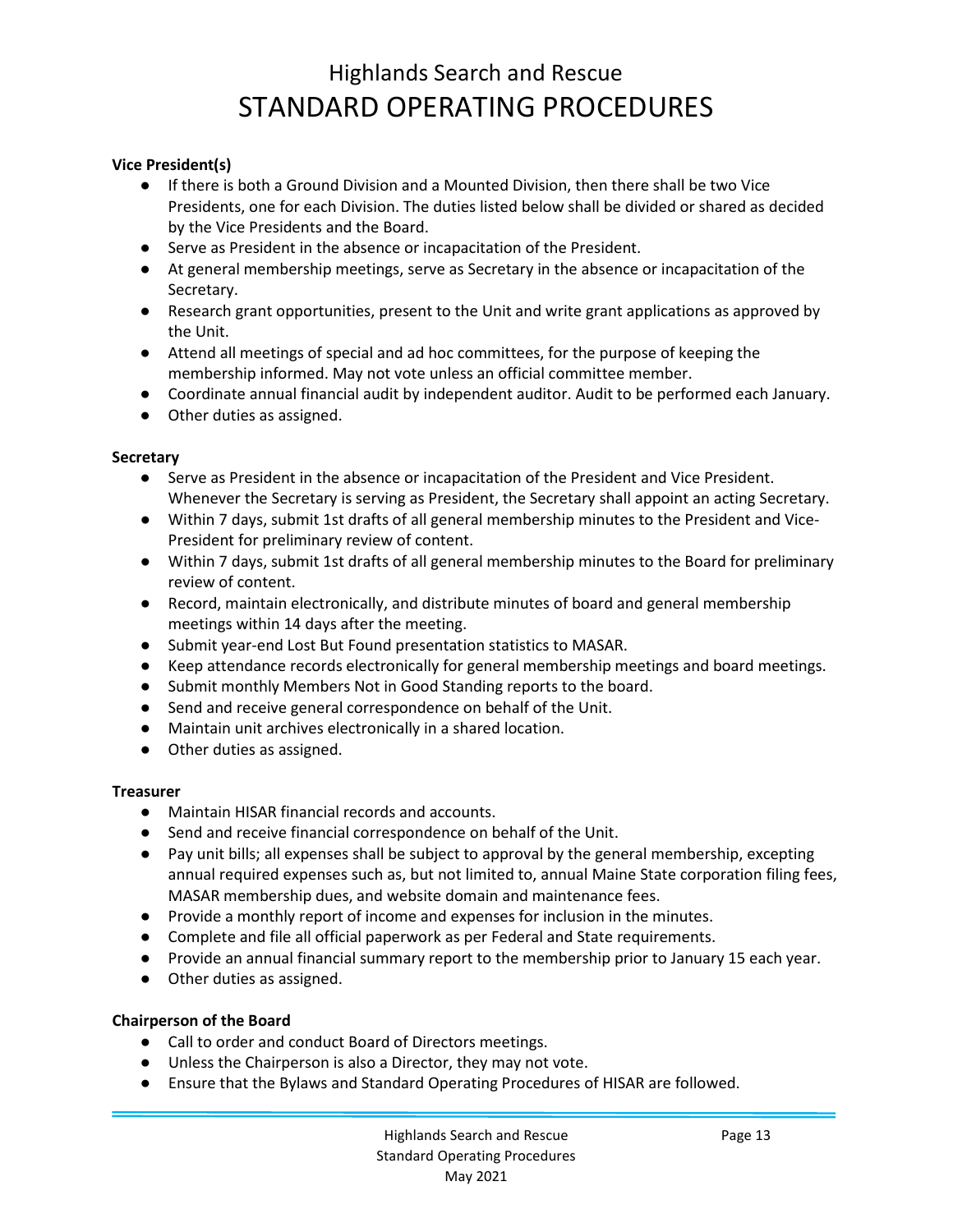**Vice President(s)**

- If there is both a Ground Division and a Mounted Division, then there shall be two Vice Presidents, one for each Division. The duties listed below shall be divided or shared as decided by the Vice Presidents and the Board.
- Serve as President in the absence or incapacitation of the President.
- At general membership meetings, serve as Secretary in the absence or incapacitation of the Secretary.
- Research grant opportunities, present to the Unit and write grant applications as approved by the Unit.
- Attend all meetings of special and ad hoc committees, for the purpose of keeping the membership informed. May not vote unless an official committee member.
- Coordinate annual financial audit by independent auditor. Audit to be performed each January.
- Other duties as assigned.

**Secretary**

- Serve as President in the absence or incapacitation of the President and Vice President. Whenever the Secretary is serving as President, the Secretary shall appoint an acting Secretary.
- Within 7 days, submit 1st drafts of all general membership minutes to the President and Vice-President for preliminary review of content.
- Within 7 days, submit 1st drafts of all general membership minutes to the Board for preliminary review of content.
- Record, maintain electronically, and distribute minutes of board and general membership meetings within 14 days after the meeting.
- Submit year-end Lost But Found presentation statistics to MASAR.
- Keep attendance records electronically for general membership meetings and board meetings.
- Submit monthly Members Not in Good Standing reports to the board.
- Send and receive general correspondence on behalf of the Unit.
- Maintain unit archives electronically in a shared location.
- Other duties as assigned.

**Treasurer**

- Maintain HISAR financial records and accounts.
- Send and receive financial correspondence on behalf of the Unit.
- Pay unit bills; all expenses shall be subject to approval by the general membership, excepting annual required expenses such as, but not limited to, annual Maine State corporation filing fees, MASAR membership dues, and website domain and maintenance fees.
- Provide a monthly report of income and expenses for inclusion in the minutes.
- Complete and file all official paperwork as per Federal and State requirements.
- Provide an annual financial summary report to the membership prior to January 15 each year.
- Other duties as assigned.

**Chairperson of the Board**

- Call to order and conduct Board of Directors meetings.
- Unless the Chairperson is also a Director, they may not vote.
- Ensure that the Bylaws and Standard Operating Procedures of HISAR are followed.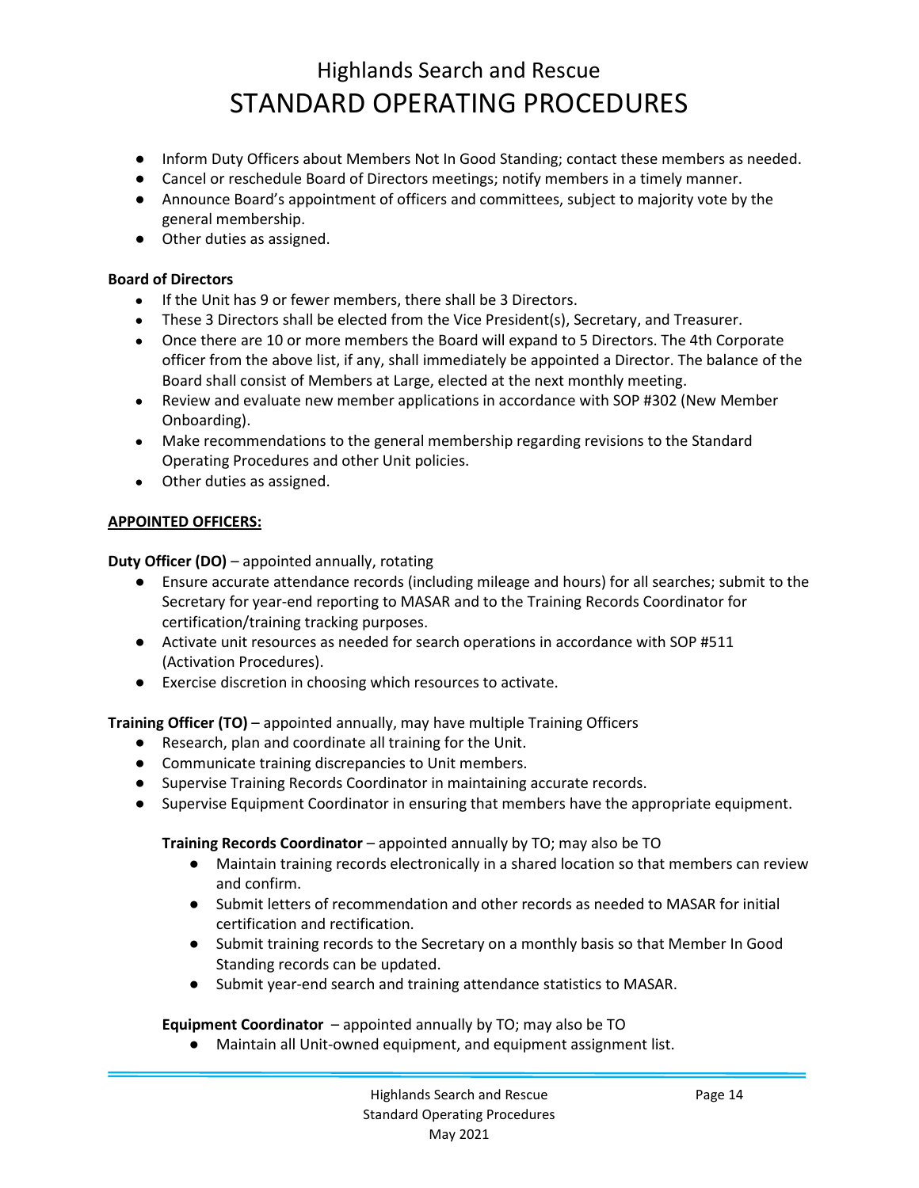- Inform Duty Officers about Members Not In Good Standing; contact these members as needed.
- Cancel or reschedule Board of Directors meetings; notify members in a timely manner.
- Announce Board's appointment of officers and committees, subject to majority vote by the general membership.
- Other duties as assigned.

**Board of Directors**

- If the Unit has 9 or fewer members, there shall be 3 Directors.
- These 3 Directors shall be elected from the Vice President(s), Secretary, and Treasurer.
- Once there are 10 or more members the Board will expand to 5 Directors. The 4th Corporate officer from the above list, if any, shall immediately be appointed a Director. The balance of the Board shall consist of Members at Large, elected at the next monthly meeting.
- Review and evaluate new member applications in accordance with SOP #302 (New Member Onboarding).
- Make recommendations to the general membership regarding revisions to the Standard Operating Procedures and other Unit policies.
- Other duties as assigned.

**APPOINTED OFFICERS:**

**Duty Officer (DO)** – appointed annually, rotating

- Ensure accurate attendance records (including mileage and hours) for all searches; submit to the Secretary for year-end reporting to MASAR and to the Training Records Coordinator for certification/training tracking purposes.
- Activate unit resources as needed for search operations in accordance with SOP #511 (Activation Procedures).
- Exercise discretion in choosing which resources to activate.

**Training Officer (TO)** – appointed annually, may have multiple Training Officers

- Research, plan and coordinate all training for the Unit.
- Communicate training discrepancies to Unit members.
- Supervise Training Records Coordinator in maintaining accurate records.
- Supervise Equipment Coordinator in ensuring that members have the appropriate equipment.

**Training Records Coordinator** – appointed annually by TO; may also be TO

- Maintain training records electronically in a shared location so that members can review and confirm.
- Submit letters of recommendation and other records as needed to MASAR for initial certification and rectification.
- Submit training records to the Secretary on a monthly basis so that Member In Good Standing records can be updated.
- Submit year-end search and training attendance statistics to MASAR.

**Equipment Coordinator** – appointed annually by TO; may also be TO

- Maintain all Unit-owned equipment, and equipment assignment list.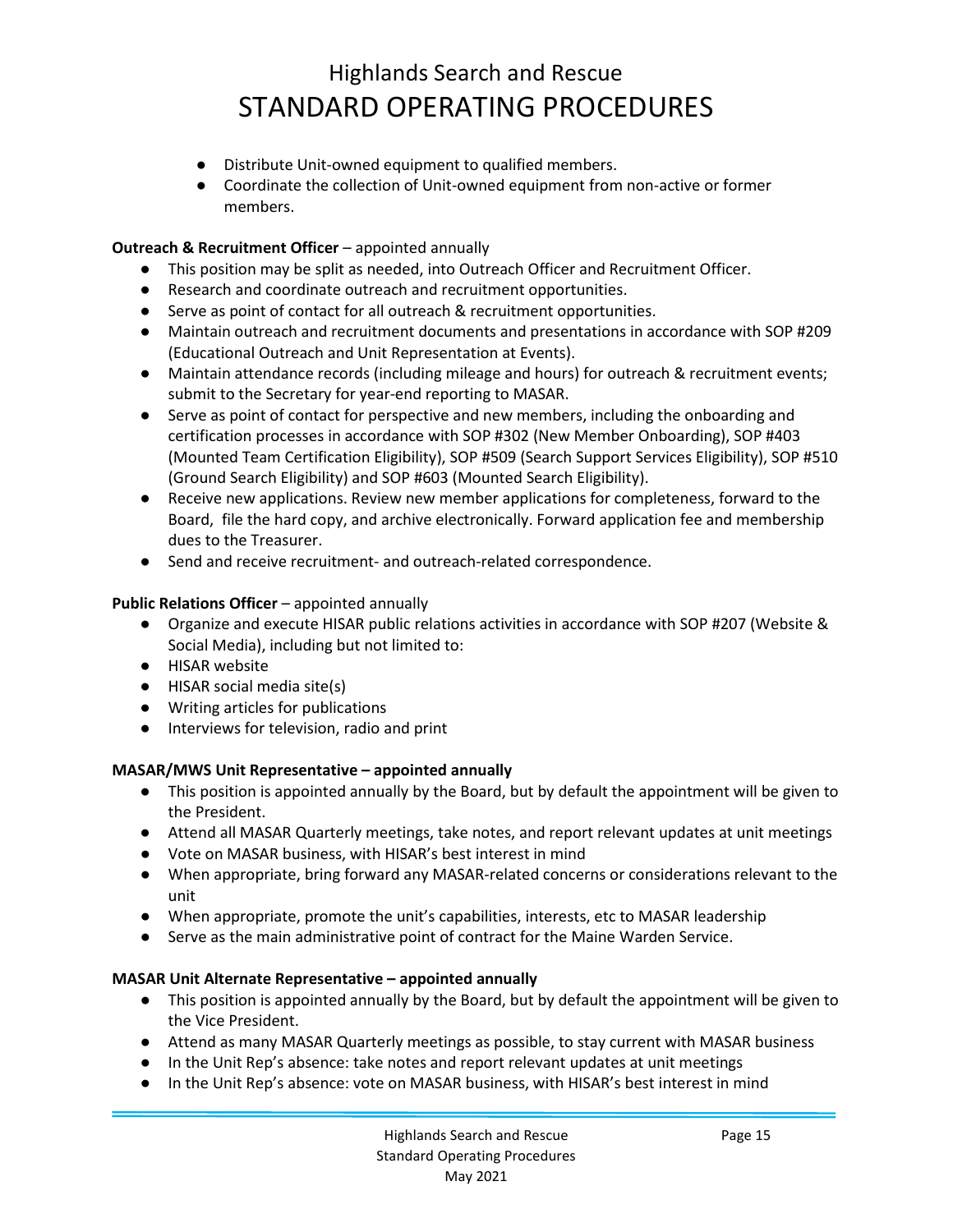- Distribute Unit-owned equipment to qualified members.
- Coordinate the collection of Unit-owned equipment from non-active or former members.

**Outreach & Recruitment Officer** – appointed annually

- This position may be split as needed, into Outreach Officer and Recruitment Officer.
- Research and coordinate outreach and recruitment opportunities.
- Serve as point of contact for all outreach & recruitment opportunities.
- Maintain outreach and recruitment documents and presentations in accordance with SOP #209 (Educational Outreach and Unit Representation at Events).
- Maintain attendance records (including mileage and hours) for outreach & recruitment events; submit to the Secretary for year-end reporting to MASAR.
- Serve as point of contact for perspective and new members, including the onboarding and certification processes in accordance with SOP #302 (New Member Onboarding), SOP #403 (Mounted Team Certification Eligibility), SOP #509 (Search Support Services Eligibility), SOP #510 (Ground Search Eligibility) and SOP #603 (Mounted Search Eligibility).
- Receive new applications. Review new member applications for completeness, forward to the Board, file the hard copy, and archive electronically. Forward application fee and membership dues to the Treasurer.
- Send and receive recruitment- and outreach-related correspondence.

**Public Relations Officer** – appointed annually

- Organize and execute HISAR public relations activities in accordance with SOP #207 (Website & Social Media), including but not limited to:
- HISAR website
- HISAR social media site(s)
- Writing articles for publications
- Interviews for television, radio and print

**MASAR/MWS Unit Representative – appointed annually**

- This position is appointed annually by the Board, but by default the appointment will be given to the President.
- Attend all MASAR Quarterly meetings, take notes, and report relevant updates at unit meetings
- Vote on MASAR business, with HISAR's best interest in mind
- When appropriate, bring forward any MASAR-related concerns or considerations relevant to the unit
- When appropriate, promote the unit's capabilities, interests, etc to MASAR leadership
- Serve as the main administrative point of contract for the Maine Warden Service.

**MASAR Unit Alternate Representative – appointed annually**

- This position is appointed annually by the Board, but by default the appointment will be given to the Vice President.
- Attend as many MASAR Quarterly meetings as possible, to stay current with MASAR business
- In the Unit Rep's absence: take notes and report relevant updates at unit meetings
- In the Unit Rep's absence: vote on MASAR business, with HISAR's best interest in mind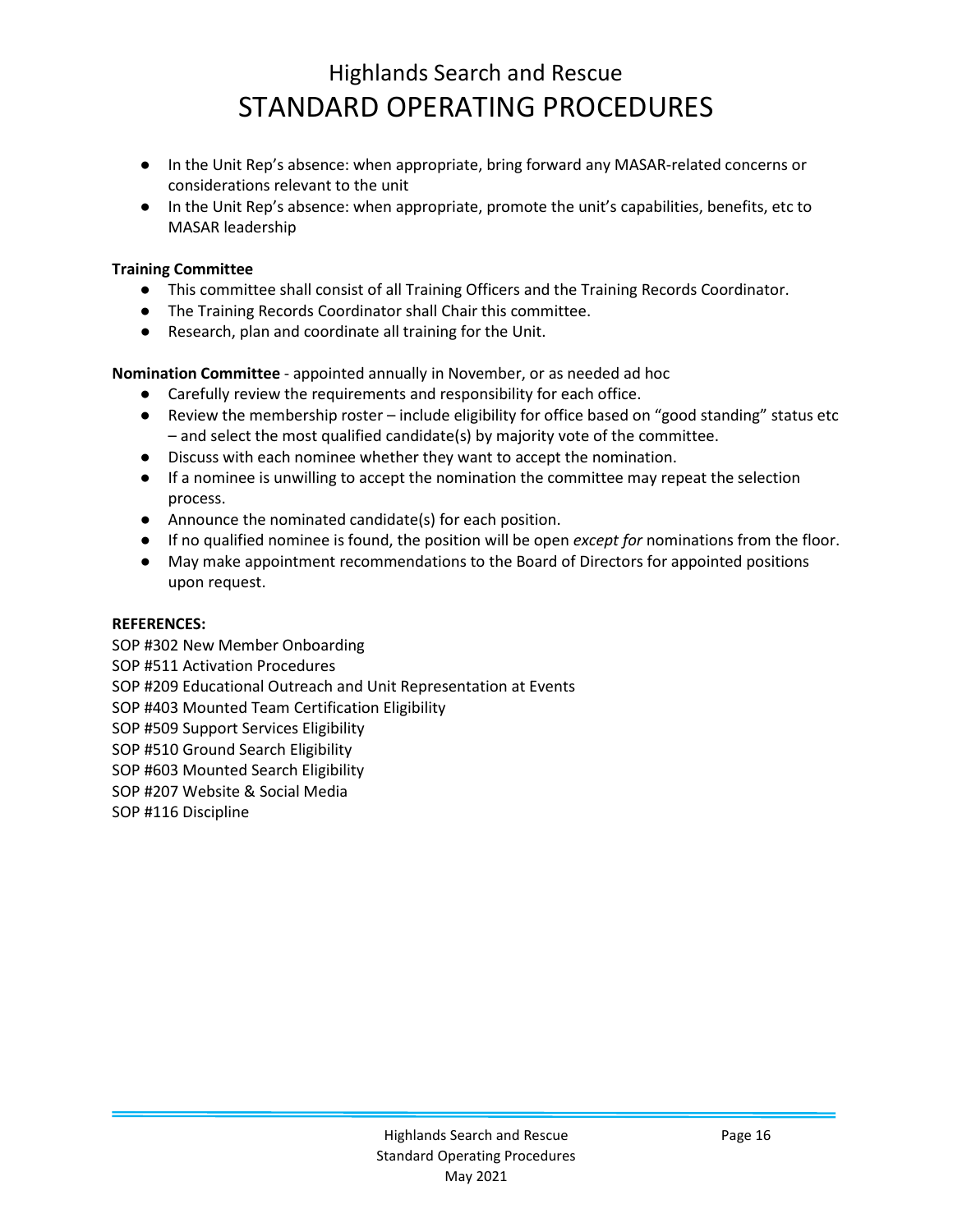- In the Unit Rep's absence: when appropriate, bring forward any MASAR-related concerns or considerations relevant to the unit
- In the Unit Rep's absence: when appropriate, promote the unit's capabilities, benefits, etc to MASAR leadership

**Training Committee**

- This committee shall consist of all Training Officers and the Training Records Coordinator.
- The Training Records Coordinator shall Chair this committee.
- Research, plan and coordinate all training for the Unit.

**Nomination Committee** - appointed annually in November, or as needed ad hoc

- Carefully review the requirements and responsibility for each office.
- Review the membership roster – include eligibility for office based on "good standing" status etc – and select the most qualified candidate(s) by majority vote of the committee.
- Discuss with each nominee whether they want to accept the nomination.
- If a nominee is unwilling to accept the nomination the committee may repeat the selection process.
- Announce the nominated candidate(s) for each position.
- If no qualified nominee is found, the position will be open *except for* nominations from the floor.
- May make appointment recommendations to the Board of Directors for appointed positions upon request.

**REFERENCES:**

SOP #302 New Member Onboarding
SOP #511 Activation Procedures
SOP #209 Educational Outreach and Unit Representation at Events
SOP #403 Mounted Team Certification Eligibility
SOP #509 Support Services Eligibility
SOP #510 Ground Search Eligibility
SOP #603 Mounted Search Eligibility
SOP #207 Website & Social Media
SOP #116 Discipline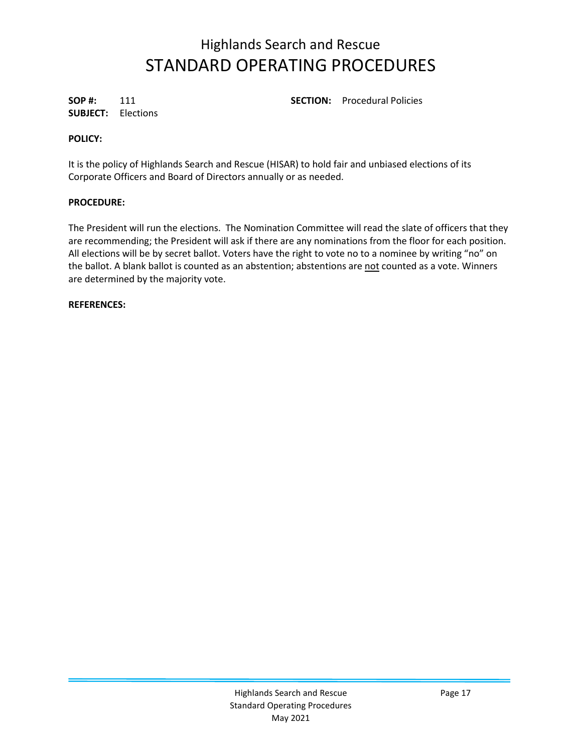# Highlands Search and Rescue
# STANDARD OPERATING PROCEDURES

**SOP #:** 111 **SECTION:** Procedural Policies
**SUBJECT:** Elections

**POLICY:**

It is the policy of Highlands Search and Rescue (HISAR) to hold fair and unbiased elections of its Corporate Officers and Board of Directors annually or as needed.

**PROCEDURE:**

The President will run the elections. The Nomination Committee will read the slate of officers that they are recommending; the President will ask if there are any nominations from the floor for each position. All elections will be by secret ballot. Voters have the right to vote no to a nominee by writing "no" on the ballot. A blank ballot is counted as an abstention; abstentions are <u>not</u> counted as a vote. Winners are determined by the majority vote.

**REFERENCES:**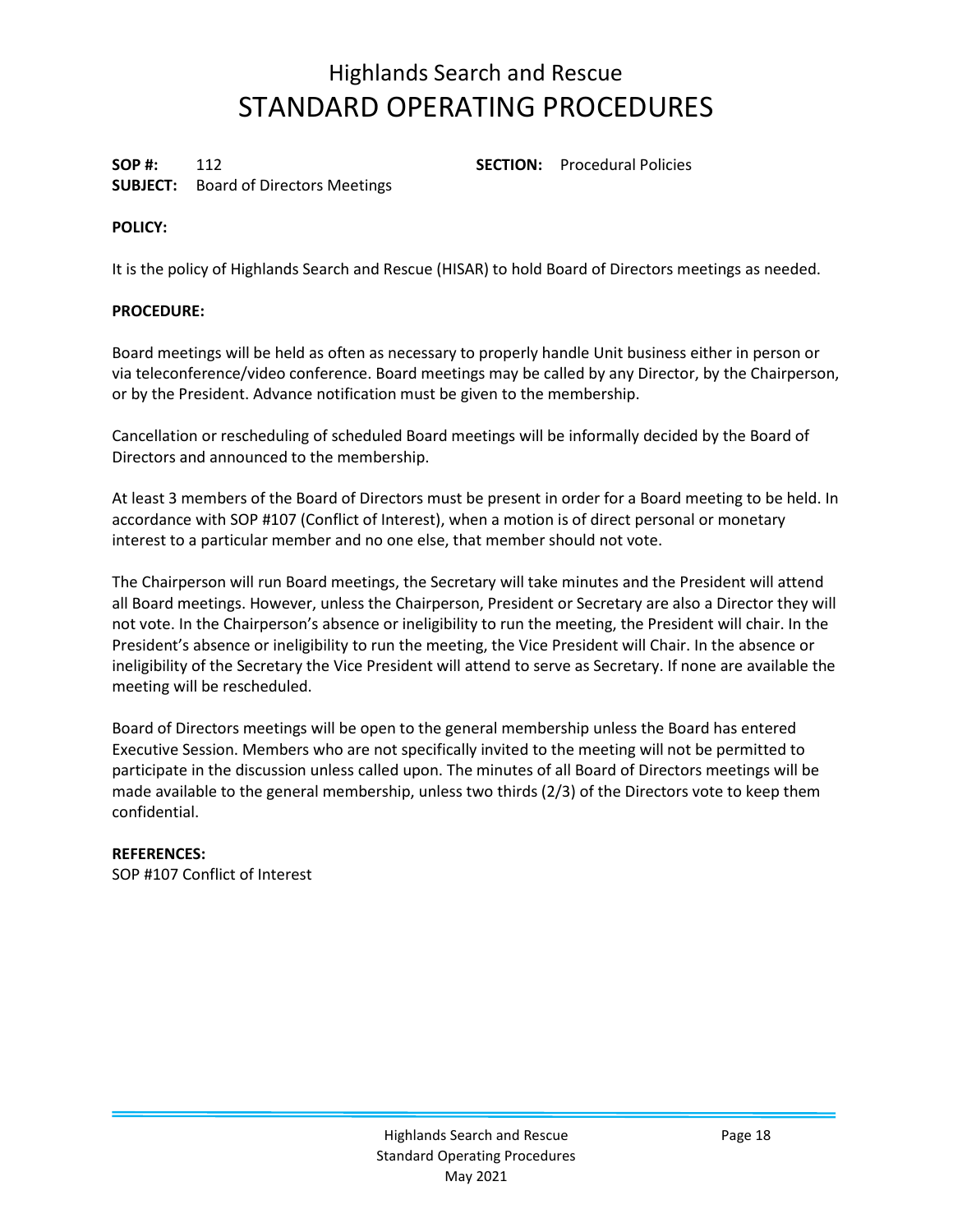# Highlands Search and Rescue
# STANDARD OPERATING PROCEDURES

**SOP #:** 112 **SECTION:** Procedural Policies
**SUBJECT:** Board of Directors Meetings

**POLICY:**

It is the policy of Highlands Search and Rescue (HISAR) to hold Board of Directors meetings as needed.

**PROCEDURE:**

Board meetings will be held as often as necessary to properly handle Unit business either in person or via teleconference/video conference. Board meetings may be called by any Director, by the Chairperson, or by the President. Advance notification must be given to the membership.

Cancellation or rescheduling of scheduled Board meetings will be informally decided by the Board of Directors and announced to the membership.

At least 3 members of the Board of Directors must be present in order for a Board meeting to be held. In accordance with SOP #107 (Conflict of Interest), when a motion is of direct personal or monetary interest to a particular member and no one else, that member should not vote.

The Chairperson will run Board meetings, the Secretary will take minutes and the President will attend all Board meetings. However, unless the Chairperson, President or Secretary are also a Director they will not vote. In the Chairperson's absence or ineligibility to run the meeting, the President will chair. In the President's absence or ineligibility to run the meeting, the Vice President will Chair. In the absence or ineligibility of the Secretary the Vice President will attend to serve as Secretary. If none are available the meeting will be rescheduled.

Board of Directors meetings will be open to the general membership unless the Board has entered Executive Session. Members who are not specifically invited to the meeting will not be permitted to participate in the discussion unless called upon. The minutes of all Board of Directors meetings will be made available to the general membership, unless two thirds (2/3) of the Directors vote to keep them confidential.

**REFERENCES:**
SOP #107 Conflict of Interest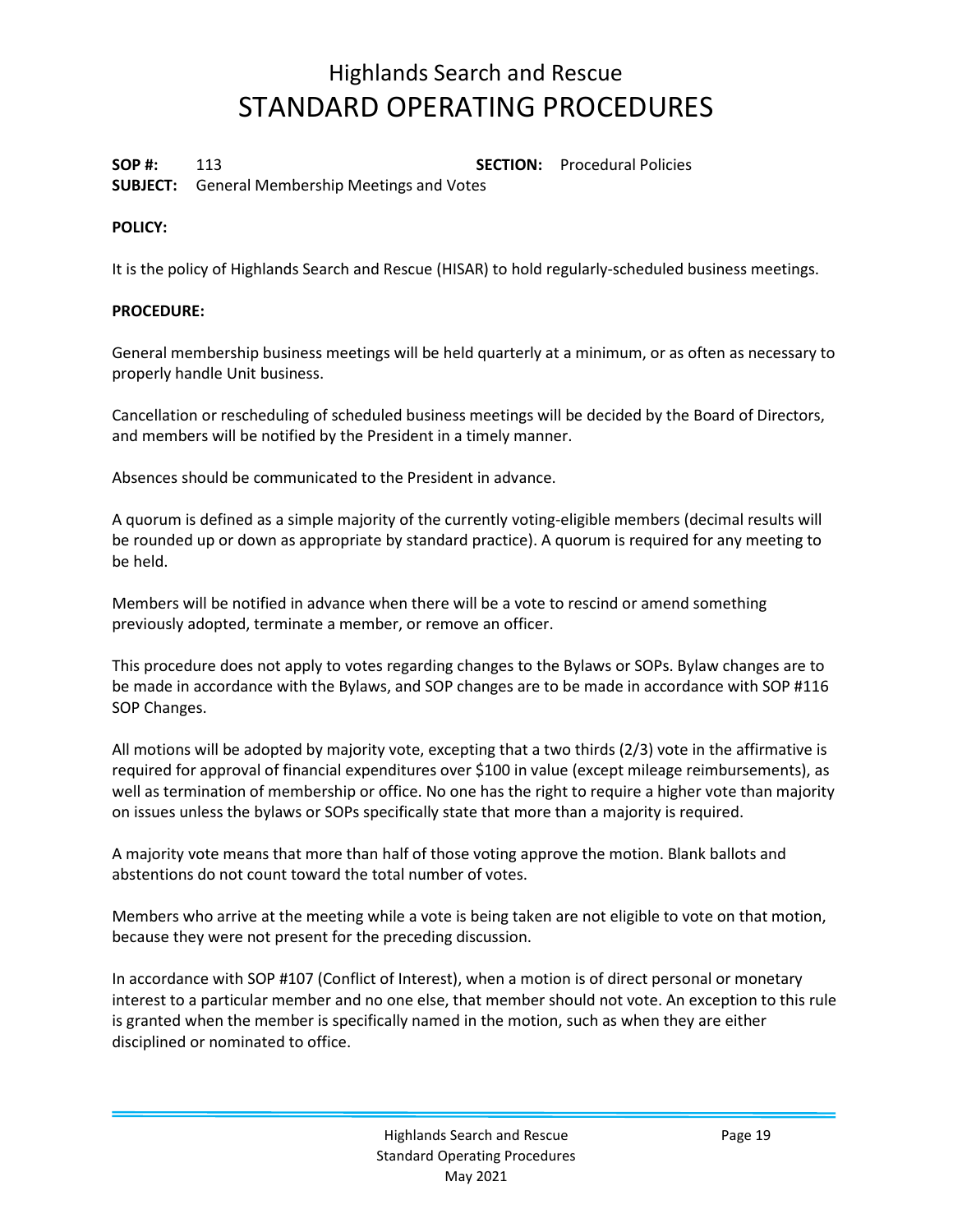# Highlands Search and Rescue
# STANDARD OPERATING PROCEDURES

**SOP #:** 113 **SECTION:** Procedural Policies
**SUBJECT:** General Membership Meetings and Votes

**POLICY:**

It is the policy of Highlands Search and Rescue (HISAR) to hold regularly-scheduled business meetings.

**PROCEDURE:**

General membership business meetings will be held quarterly at a minimum, or as often as necessary to properly handle Unit business.

Cancellation or rescheduling of scheduled business meetings will be decided by the Board of Directors, and members will be notified by the President in a timely manner.

Absences should be communicated to the President in advance.

A quorum is defined as a simple majority of the currently voting-eligible members (decimal results will be rounded up or down as appropriate by standard practice). A quorum is required for any meeting to be held.

Members will be notified in advance when there will be a vote to rescind or amend something previously adopted, terminate a member, or remove an officer.

This procedure does not apply to votes regarding changes to the Bylaws or SOPs. Bylaw changes are to be made in accordance with the Bylaws, and SOP changes are to be made in accordance with SOP #116 SOP Changes.

All motions will be adopted by majority vote, excepting that a two thirds (2/3) vote in the affirmative is required for approval of financial expenditures over $100 in value (except mileage reimbursements), as well as termination of membership or office. No one has the right to require a higher vote than majority on issues unless the bylaws or SOPs specifically state that more than a majority is required.

A majority vote means that more than half of those voting approve the motion. Blank ballots and abstentions do not count toward the total number of votes.

Members who arrive at the meeting while a vote is being taken are not eligible to vote on that motion, because they were not present for the preceding discussion.

In accordance with SOP #107 (Conflict of Interest), when a motion is of direct personal or monetary interest to a particular member and no one else, that member should not vote. An exception to this rule is granted when the member is specifically named in the motion, such as when they are either disciplined or nominated to office.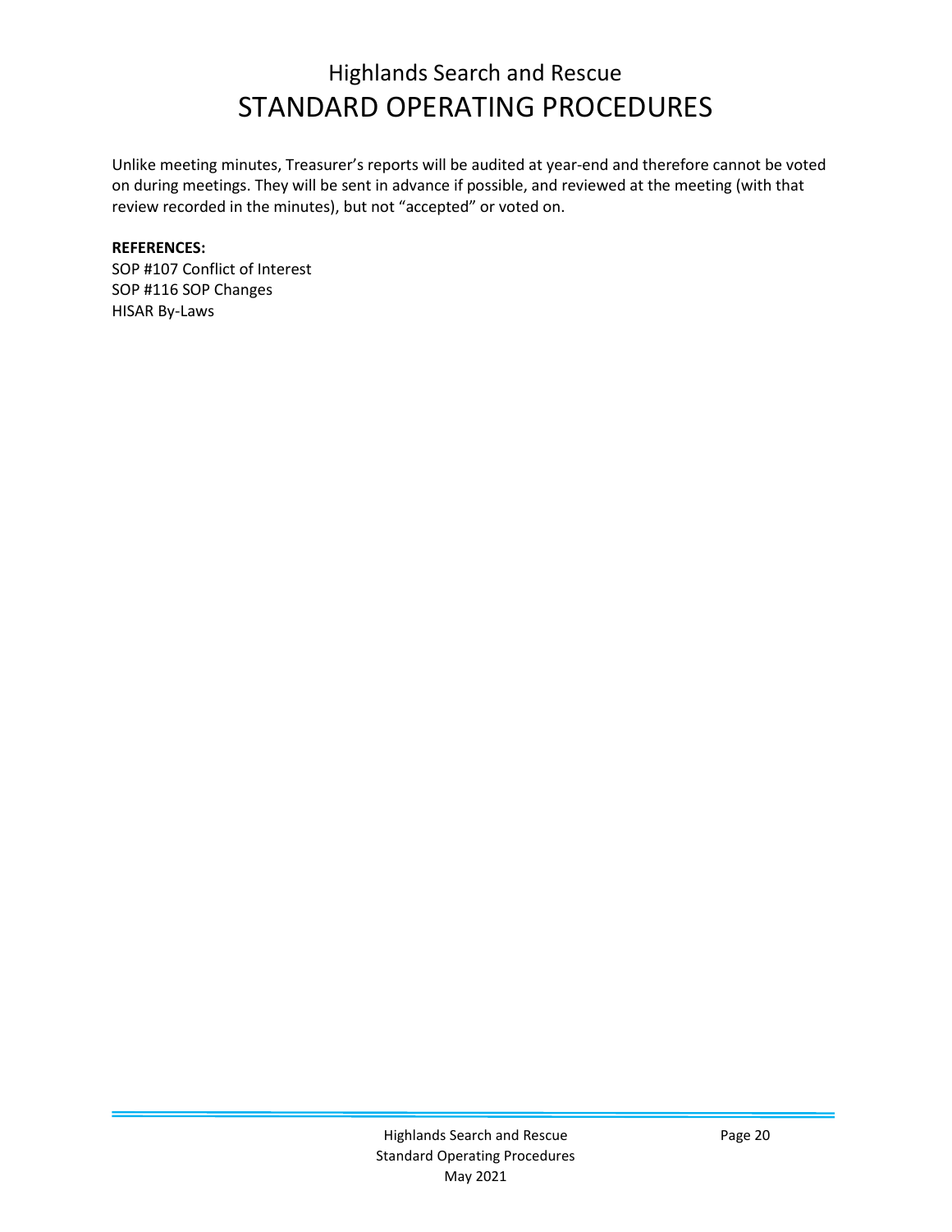Unlike meeting minutes, Treasurer's reports will be audited at year-end and therefore cannot be voted on during meetings. They will be sent in advance if possible, and reviewed at the meeting (with that review recorded in the minutes), but not "accepted" or voted on.

**REFERENCES:**
SOP #107 Conflict of Interest
SOP #116 SOP Changes
HISAR By-Laws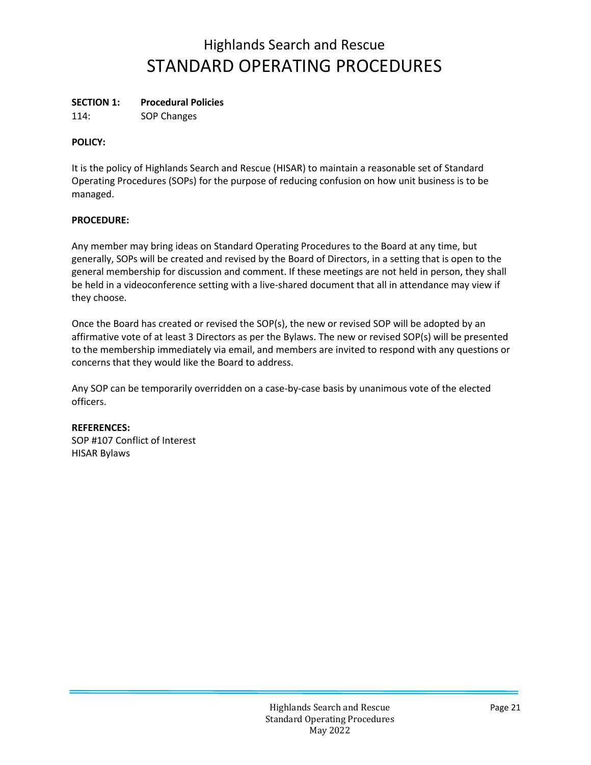# Highlands Search and Rescue
# STANDARD OPERATING PROCEDURES

**SECTION 1: Procedural Policies**

114: SOP Changes

**POLICY:**

It is the policy of Highlands Search and Rescue (HISAR) to maintain a reasonable set of Standard Operating Procedures (SOPs) for the purpose of reducing confusion on how unit business is to be managed.

**PROCEDURE:**

Any member may bring ideas on Standard Operating Procedures to the Board at any time, but generally, SOPs will be created and revised by the Board of Directors, in a setting that is open to the general membership for discussion and comment. If these meetings are not held in person, they shall be held in a videoconference setting with a live-shared document that all in attendance may view if they choose.

Once the Board has created or revised the SOP(s), the new or revised SOP will be adopted by an affirmative vote of at least 3 Directors as per the Bylaws. The new or revised SOP(s) will be presented to the membership immediately via email, and members are invited to respond with any questions or concerns that they would like the Board to address.

Any SOP can be temporarily overridden on a case-by-case basis by unanimous vote of the elected officers.

**REFERENCES:**
SOP #107 Conflict of Interest
HISAR Bylaws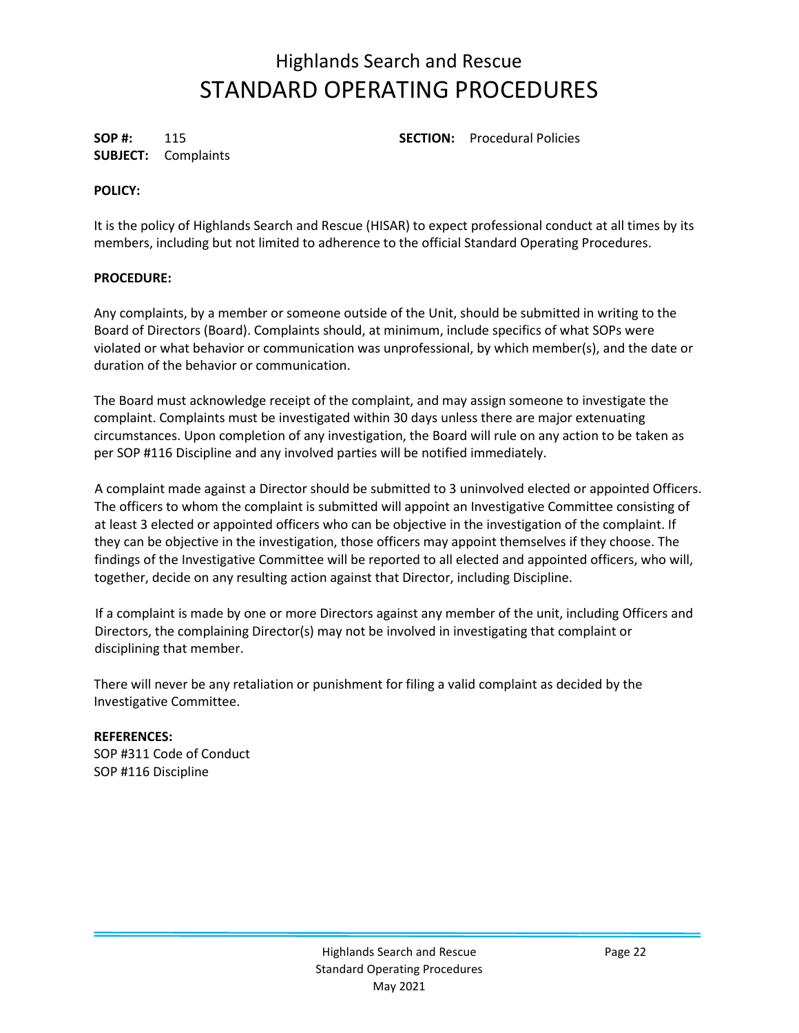# Highlands Search and Rescue
# STANDARD OPERATING PROCEDURES

**SOP #:** 115  **SECTION:** Procedural Policies
**SUBJECT:** Complaints

**POLICY:**

It is the policy of Highlands Search and Rescue (HISAR) to expect professional conduct at all times by its members, including but not limited to adherence to the official Standard Operating Procedures.

**PROCEDURE:**

Any complaints, by a member or someone outside of the Unit, should be submitted in writing to the Board of Directors (Board). Complaints should, at minimum, include specifics of what SOPs were violated or what behavior or communication was unprofessional, by which member(s), and the date or duration of the behavior or communication.

The Board must acknowledge receipt of the complaint, and may assign someone to investigate the complaint. Complaints must be investigated within 30 days unless there are major extenuating circumstances. Upon completion of any investigation, the Board will rule on any action to be taken as per SOP #116 Discipline and any involved parties will be notified immediately.

A complaint made against a Director should be submitted to 3 uninvolved elected or appointed Officers. The officers to whom the complaint is submitted will appoint an Investigative Committee consisting of at least 3 elected or appointed officers who can be objective in the investigation of the complaint. If they can be objective in the investigation, those officers may appoint themselves if they choose. The findings of the Investigative Committee will be reported to all elected and appointed officers, who will, together, decide on any resulting action against that Director, including Discipline.

If a complaint is made by one or more Directors against any member of the unit, including Officers and Directors, the complaining Director(s) may not be involved in investigating that complaint or disciplining that member.

There will never be any retaliation or punishment for filing a valid complaint as decided by the Investigative Committee.

**REFERENCES:**
SOP #311 Code of Conduct
SOP #116 Discipline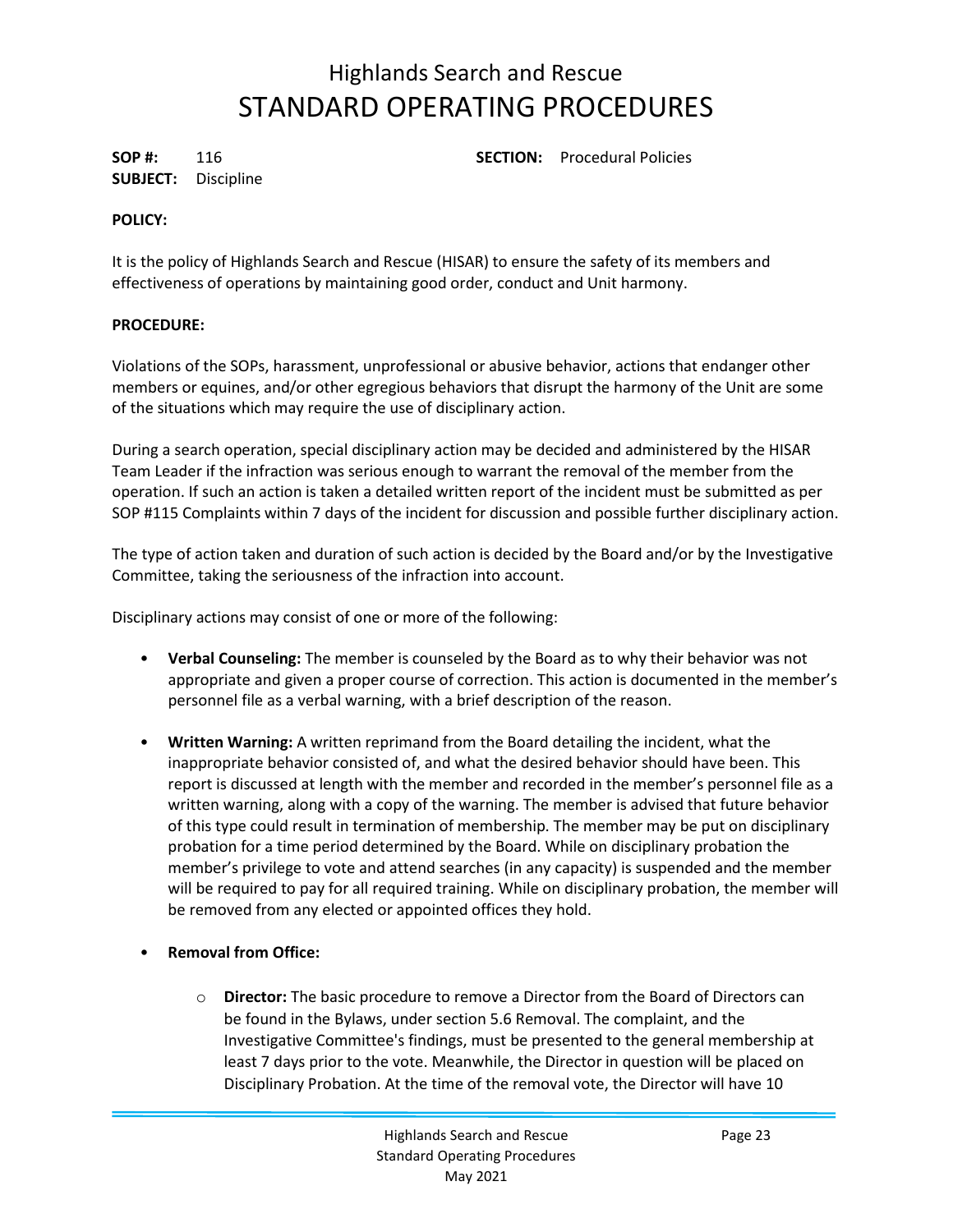# Highlands Search and Rescue
# STANDARD OPERATING PROCEDURES

**SOP #:** 116 **SECTION:** Procedural Policies
**SUBJECT:** Discipline

**POLICY:**

It is the policy of Highlands Search and Rescue (HISAR) to ensure the safety of its members and effectiveness of operations by maintaining good order, conduct and Unit harmony.

**PROCEDURE:**

Violations of the SOPs, harassment, unprofessional or abusive behavior, actions that endanger other members or equines, and/or other egregious behaviors that disrupt the harmony of the Unit are some of the situations which may require the use of disciplinary action.

During a search operation, special disciplinary action may be decided and administered by the HISAR Team Leader if the infraction was serious enough to warrant the removal of the member from the operation. If such an action is taken a detailed written report of the incident must be submitted as per SOP #115 Complaints within 7 days of the incident for discussion and possible further disciplinary action.

The type of action taken and duration of such action is decided by the Board and/or by the Investigative Committee, taking the seriousness of the infraction into account.

Disciplinary actions may consist of one or more of the following:

- **Verbal Counseling:** The member is counseled by the Board as to why their behavior was not appropriate and given a proper course of correction. This action is documented in the member's personnel file as a verbal warning, with a brief description of the reason.

- **Written Warning:** A written reprimand from the Board detailing the incident, what the inappropriate behavior consisted of, and what the desired behavior should have been. This report is discussed at length with the member and recorded in the member's personnel file as a written warning, along with a copy of the warning. The member is advised that future behavior of this type could result in termination of membership. The member may be put on disciplinary probation for a time period determined by the Board. While on disciplinary probation the member's privilege to vote and attend searches (in any capacity) is suspended and the member will be required to pay for all required training. While on disciplinary probation, the member will be removed from any elected or appointed offices they hold.

- **Removal from Office:**

  - **Director:** The basic procedure to remove a Director from the Board of Directors can be found in the Bylaws, under section 5.6 Removal. The complaint, and the Investigative Committee's findings, must be presented to the general membership at least 7 days prior to the vote. Meanwhile, the Director in question will be placed on Disciplinary Probation. At the time of the removal vote, the Director will have 10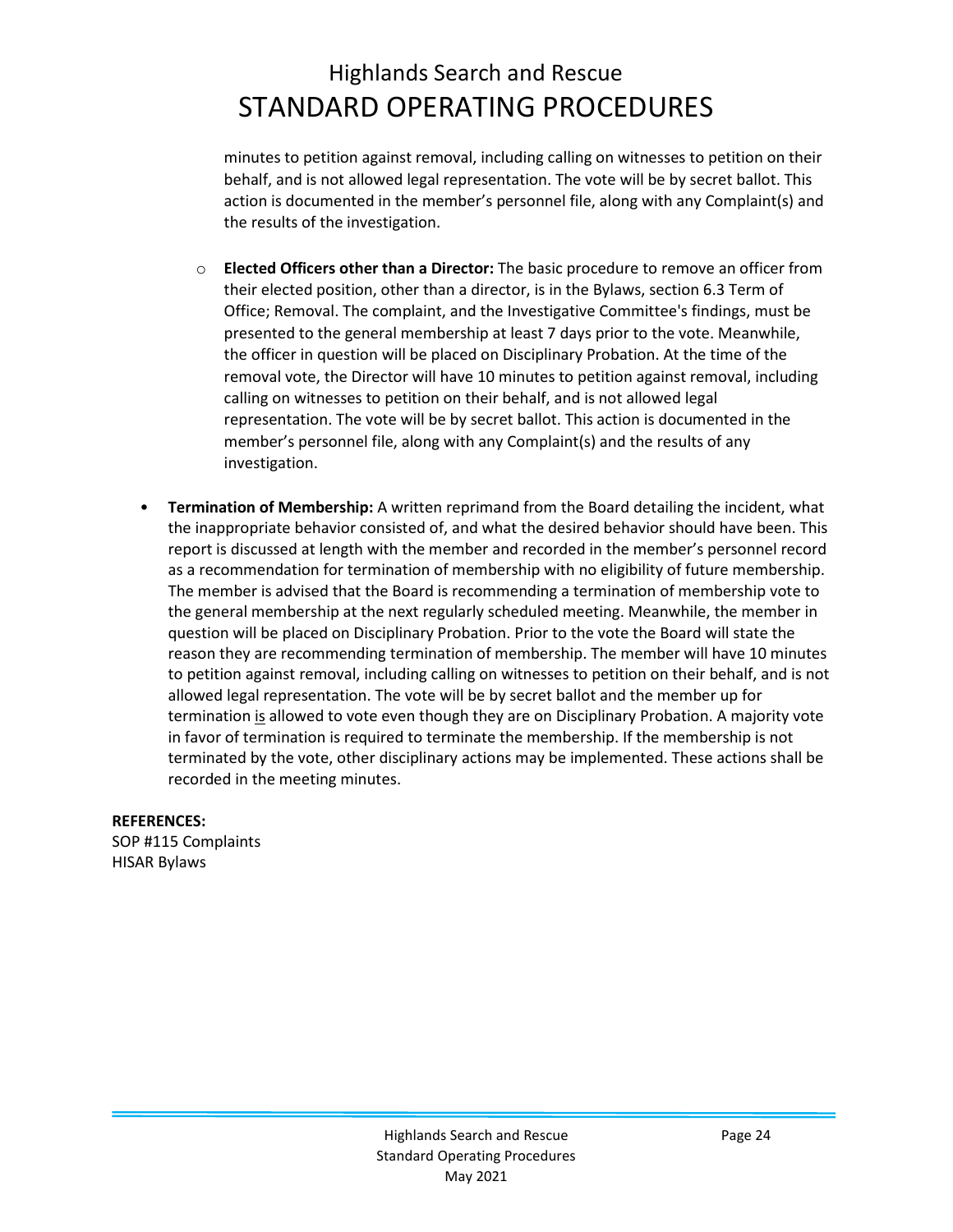minutes to petition against removal, including calling on witnesses to petition on their behalf, and is not allowed legal representation. The vote will be by secret ballot. This action is documented in the member's personnel file, along with any Complaint(s) and the results of the investigation.

  - **Elected Officers other than a Director:** The basic procedure to remove an officer from their elected position, other than a director, is in the Bylaws, section 6.3 Term of Office; Removal. The complaint, and the Investigative Committee's findings, must be presented to the general membership at least 7 days prior to the vote. Meanwhile, the officer in question will be placed on Disciplinary Probation. At the time of the removal vote, the Director will have 10 minutes to petition against removal, including calling on witnesses to petition on their behalf, and is not allowed legal representation. The vote will be by secret ballot. This action is documented in the member's personnel file, along with any Complaint(s) and the results of any investigation.

- **Termination of Membership:** A written reprimand from the Board detailing the incident, what the inappropriate behavior consisted of, and what the desired behavior should have been. This report is discussed at length with the member and recorded in the member's personnel record as a recommendation for termination of membership with no eligibility of future membership. The member is advised that the Board is recommending a termination of membership vote to the general membership at the next regularly scheduled meeting. Meanwhile, the member in question will be placed on Disciplinary Probation. Prior to the vote the Board will state the reason they are recommending termination of membership. The member will have 10 minutes to petition against removal, including calling on witnesses to petition on their behalf, and is not allowed legal representation. The vote will be by secret ballot and the member up for termination <u>is</u> allowed to vote even though they are on Disciplinary Probation. A majority vote in favor of termination is required to terminate the membership. If the membership is not terminated by the vote, other disciplinary actions may be implemented. These actions shall be recorded in the meeting minutes.

**REFERENCES:**
SOP #115 Complaints
HISAR Bylaws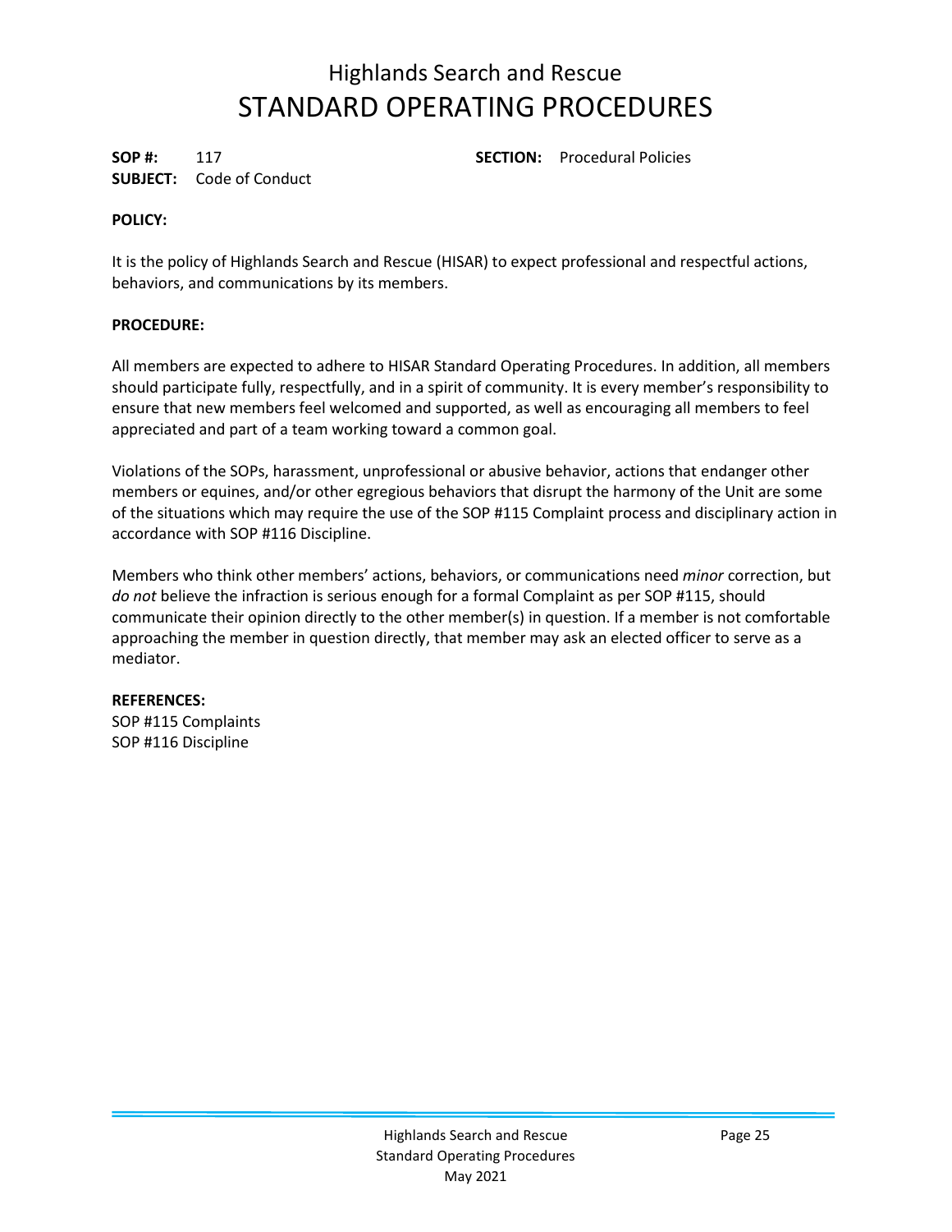# Highlands Search and Rescue

# STANDARD OPERATING PROCEDURES

**SOP #:** 117 **SECTION:** Procedural Policies
**SUBJECT:** Code of Conduct

**POLICY:**

It is the policy of Highlands Search and Rescue (HISAR) to expect professional and respectful actions, behaviors, and communications by its members.

**PROCEDURE:**

All members are expected to adhere to HISAR Standard Operating Procedures. In addition, all members should participate fully, respectfully, and in a spirit of community. It is every member's responsibility to ensure that new members feel welcomed and supported, as well as encouraging all members to feel appreciated and part of a team working toward a common goal.

Violations of the SOPs, harassment, unprofessional or abusive behavior, actions that endanger other members or equines, and/or other egregious behaviors that disrupt the harmony of the Unit are some of the situations which may require the use of the SOP #115 Complaint process and disciplinary action in accordance with SOP #116 Discipline.

Members who think other members' actions, behaviors, or communications need *minor* correction, but *do not* believe the infraction is serious enough for a formal Complaint as per SOP #115, should communicate their opinion directly to the other member(s) in question. If a member is not comfortable approaching the member in question directly, that member may ask an elected officer to serve as a mediator.

**REFERENCES:**
SOP #115 Complaints
SOP #116 Discipline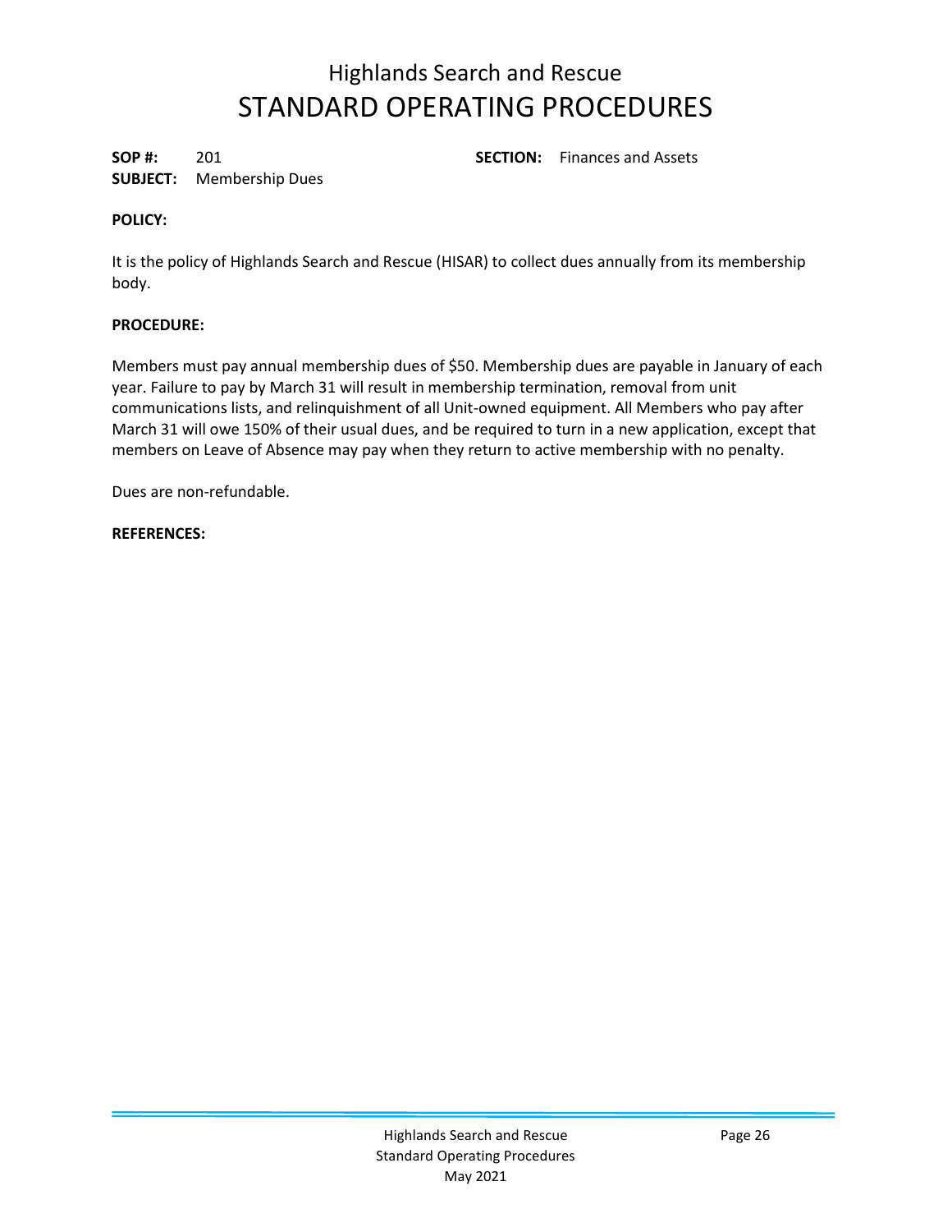# Highlands Search and Rescue
# STANDARD OPERATING PROCEDURES

**SOP #:** 201 **SECTION:** Finances and Assets
**SUBJECT:** Membership Dues

**POLICY:**

It is the policy of Highlands Search and Rescue (HISAR) to collect dues annually from its membership body.

**PROCEDURE:**

Members must pay annual membership dues of $50. Membership dues are payable in January of each year. Failure to pay by March 31 will result in membership termination, removal from unit communications lists, and relinquishment of all Unit-owned equipment. All Members who pay after March 31 will owe 150% of their usual dues, and be required to turn in a new application, except that members on Leave of Absence may pay when they return to active membership with no penalty.

Dues are non-refundable.

**REFERENCES:**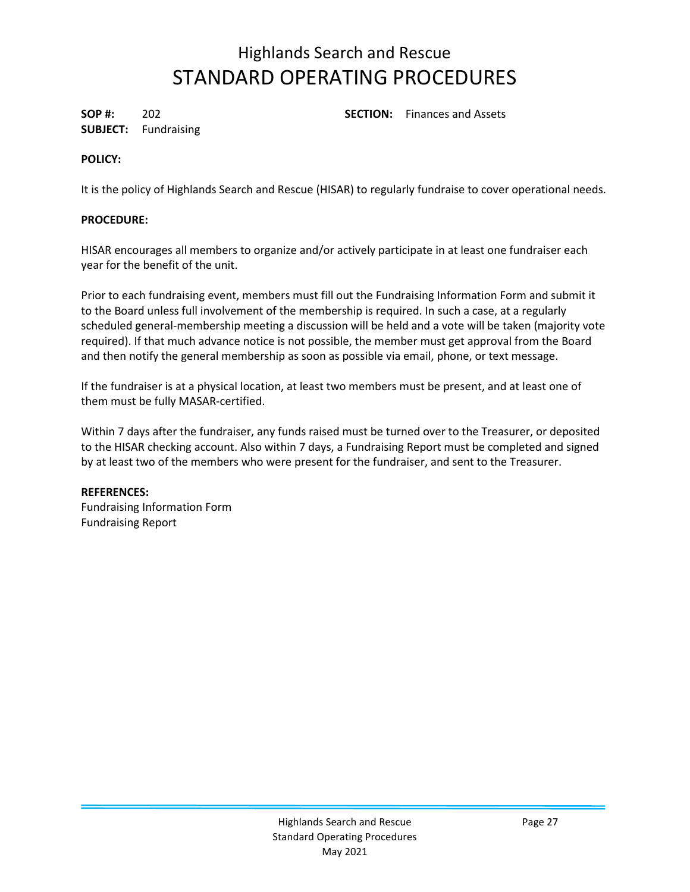# Highlands Search and Rescue
# STANDARD OPERATING PROCEDURES

**SOP #:** 202 **SECTION:** Finances and Assets
**SUBJECT:** Fundraising

**POLICY:**

It is the policy of Highlands Search and Rescue (HISAR) to regularly fundraise to cover operational needs.

**PROCEDURE:**

HISAR encourages all members to organize and/or actively participate in at least one fundraiser each year for the benefit of the unit.

Prior to each fundraising event, members must fill out the Fundraising Information Form and submit it to the Board unless full involvement of the membership is required. In such a case, at a regularly scheduled general-membership meeting a discussion will be held and a vote will be taken (majority vote required). If that much advance notice is not possible, the member must get approval from the Board and then notify the general membership as soon as possible via email, phone, or text message.

If the fundraiser is at a physical location, at least two members must be present, and at least one of them must be fully MASAR-certified.

Within 7 days after the fundraiser, any funds raised must be turned over to the Treasurer, or deposited to the HISAR checking account. Also within 7 days, a Fundraising Report must be completed and signed by at least two of the members who were present for the fundraiser, and sent to the Treasurer.

**REFERENCES:**
Fundraising Information Form
Fundraising Report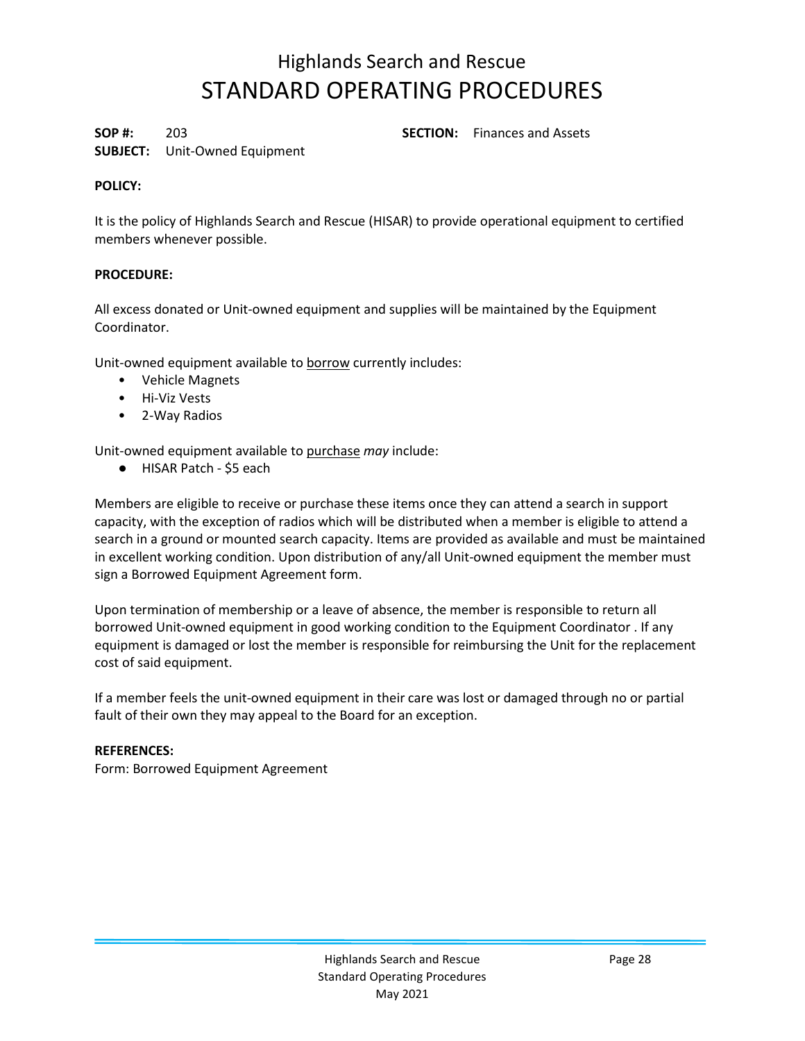# Highlands Search and Rescue
# STANDARD OPERATING PROCEDURES

**SOP #:** 203 **SECTION:** Finances and Assets
**SUBJECT:** Unit-Owned Equipment

**POLICY:**

It is the policy of Highlands Search and Rescue (HISAR) to provide operational equipment to certified members whenever possible.

**PROCEDURE:**

All excess donated or Unit-owned equipment and supplies will be maintained by the Equipment Coordinator.

Unit-owned equipment available to <u>borrow</u> currently includes:

- Vehicle Magnets
- Hi-Viz Vests
- 2-Way Radios

Unit-owned equipment available to <u>purchase</u> *may* include:

- HISAR Patch - $5 each

Members are eligible to receive or purchase these items once they can attend a search in support capacity, with the exception of radios which will be distributed when a member is eligible to attend a search in a ground or mounted search capacity. Items are provided as available and must be maintained in excellent working condition. Upon distribution of any/all Unit-owned equipment the member must sign a Borrowed Equipment Agreement form.

Upon termination of membership or a leave of absence, the member is responsible to return all borrowed Unit-owned equipment in good working condition to the Equipment Coordinator . If any equipment is damaged or lost the member is responsible for reimbursing the Unit for the replacement cost of said equipment.

If a member feels the unit-owned equipment in their care was lost or damaged through no or partial fault of their own they may appeal to the Board for an exception.

**REFERENCES:**
Form: Borrowed Equipment Agreement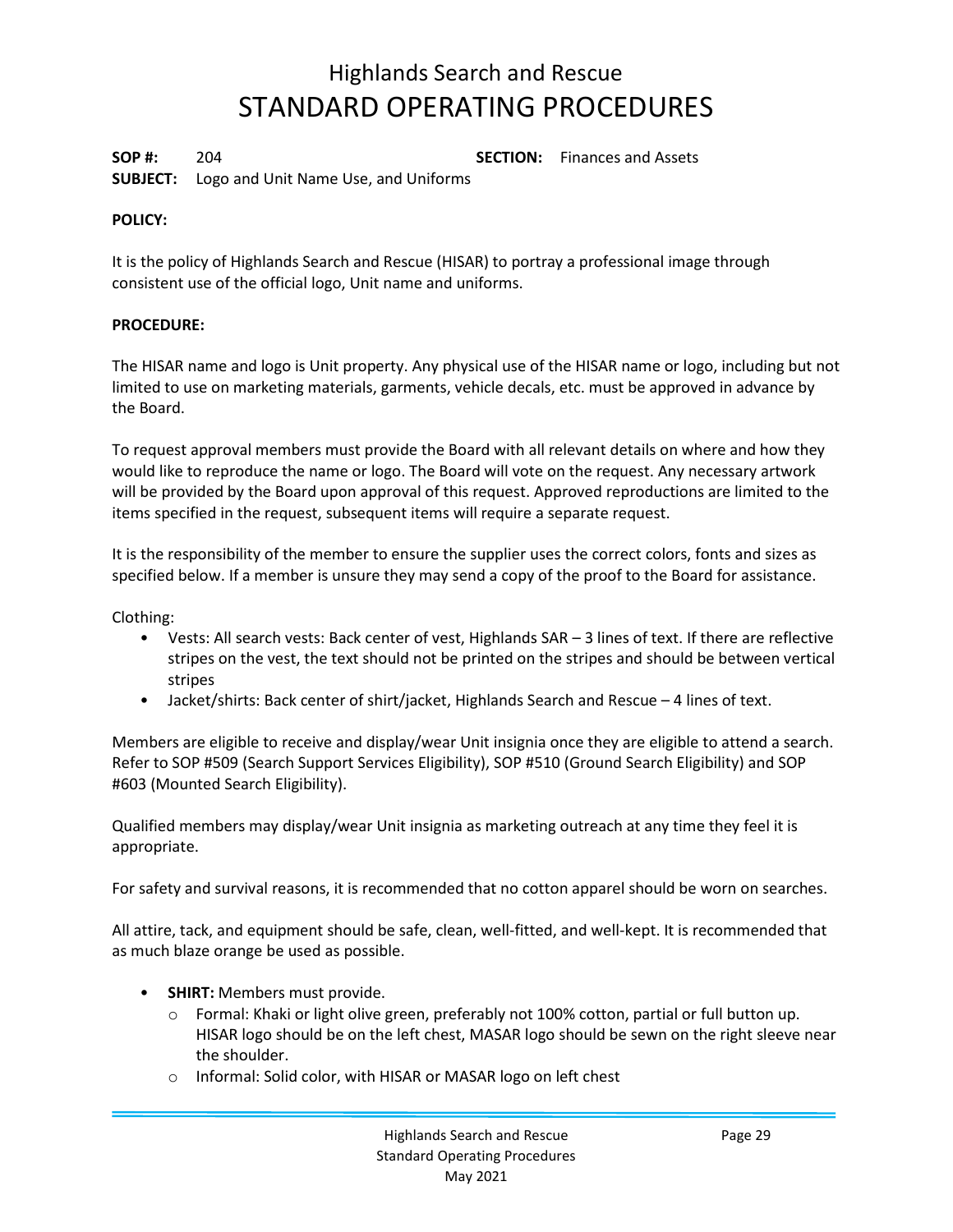# Highlands Search and Rescue
# STANDARD OPERATING PROCEDURES

**SOP #:** 204 **SECTION:** Finances and Assets
**SUBJECT:** Logo and Unit Name Use, and Uniforms

**POLICY:**

It is the policy of Highlands Search and Rescue (HISAR) to portray a professional image through consistent use of the official logo, Unit name and uniforms.

**PROCEDURE:**

The HISAR name and logo is Unit property. Any physical use of the HISAR name or logo, including but not limited to use on marketing materials, garments, vehicle decals, etc. must be approved in advance by the Board.

To request approval members must provide the Board with all relevant details on where and how they would like to reproduce the name or logo. The Board will vote on the request. Any necessary artwork will be provided by the Board upon approval of this request. Approved reproductions are limited to the items specified in the request, subsequent items will require a separate request.

It is the responsibility of the member to ensure the supplier uses the correct colors, fonts and sizes as specified below. If a member is unsure they may send a copy of the proof to the Board for assistance.

Clothing:

- Vests: All search vests: Back center of vest, Highlands SAR – 3 lines of text. If there are reflective stripes on the vest, the text should not be printed on the stripes and should be between vertical stripes
- Jacket/shirts: Back center of shirt/jacket, Highlands Search and Rescue – 4 lines of text.

Members are eligible to receive and display/wear Unit insignia once they are eligible to attend a search. Refer to SOP #509 (Search Support Services Eligibility), SOP #510 (Ground Search Eligibility) and SOP #603 (Mounted Search Eligibility).

Qualified members may display/wear Unit insignia as marketing outreach at any time they feel it is appropriate.

For safety and survival reasons, it is recommended that no cotton apparel should be worn on searches.

All attire, tack, and equipment should be safe, clean, well-fitted, and well-kept. It is recommended that as much blaze orange be used as possible.

- **SHIRT:** Members must provide.
  - Formal: Khaki or light olive green, preferably not 100% cotton, partial or full button up. HISAR logo should be on the left chest, MASAR logo should be sewn on the right sleeve near the shoulder.
  - Informal: Solid color, with HISAR or MASAR logo on left chest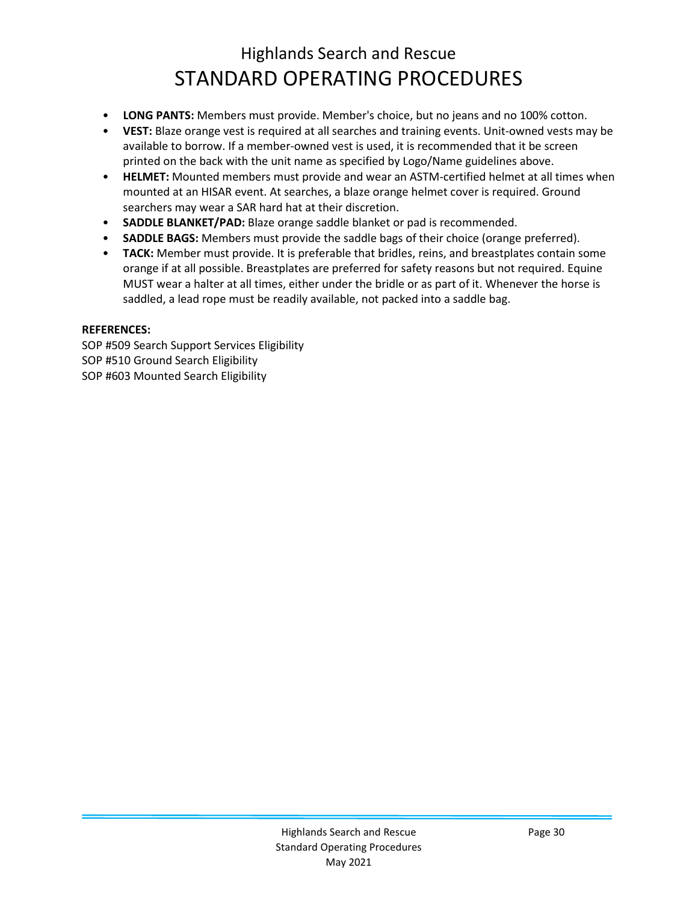- **LONG PANTS:** Members must provide. Member's choice, but no jeans and no 100% cotton.
- **VEST:** Blaze orange vest is required at all searches and training events. Unit-owned vests may be available to borrow. If a member-owned vest is used, it is recommended that it be screen printed on the back with the unit name as specified by Logo/Name guidelines above.
- **HELMET:** Mounted members must provide and wear an ASTM-certified helmet at all times when mounted at an HISAR event. At searches, a blaze orange helmet cover is required. Ground searchers may wear a SAR hard hat at their discretion.
- **SADDLE BLANKET/PAD:** Blaze orange saddle blanket or pad is recommended.
- **SADDLE BAGS:** Members must provide the saddle bags of their choice (orange preferred).
- **TACK:** Member must provide. It is preferable that bridles, reins, and breastplates contain some orange if at all possible. Breastplates are preferred for safety reasons but not required. Equine MUST wear a halter at all times, either under the bridle or as part of it. Whenever the horse is saddled, a lead rope must be readily available, not packed into a saddle bag.

**REFERENCES:**

SOP #509 Search Support Services Eligibility
SOP #510 Ground Search Eligibility
SOP #603 Mounted Search Eligibility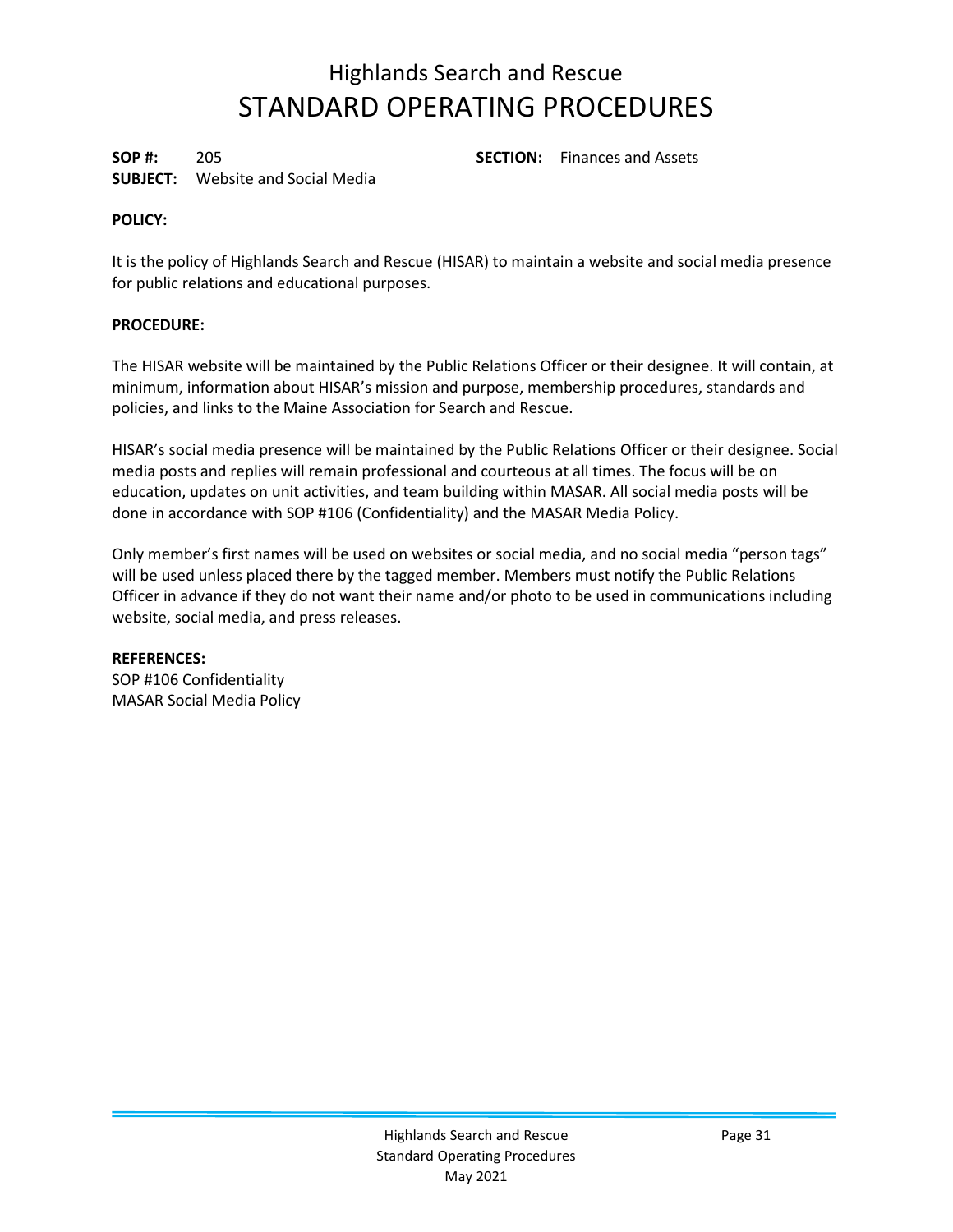# Highlands Search and Rescue
# STANDARD OPERATING PROCEDURES

**SOP #:** 205 **SECTION:** Finances and Assets
**SUBJECT:** Website and Social Media

**POLICY:**

It is the policy of Highlands Search and Rescue (HISAR) to maintain a website and social media presence for public relations and educational purposes.

**PROCEDURE:**

The HISAR website will be maintained by the Public Relations Officer or their designee. It will contain, at minimum, information about HISAR's mission and purpose, membership procedures, standards and policies, and links to the Maine Association for Search and Rescue.

HISAR's social media presence will be maintained by the Public Relations Officer or their designee. Social media posts and replies will remain professional and courteous at all times. The focus will be on education, updates on unit activities, and team building within MASAR. All social media posts will be done in accordance with SOP #106 (Confidentiality) and the MASAR Media Policy.

Only member's first names will be used on websites or social media, and no social media "person tags" will be used unless placed there by the tagged member. Members must notify the Public Relations Officer in advance if they do not want their name and/or photo to be used in communications including website, social media, and press releases.

**REFERENCES:**
SOP #106 Confidentiality
MASAR Social Media Policy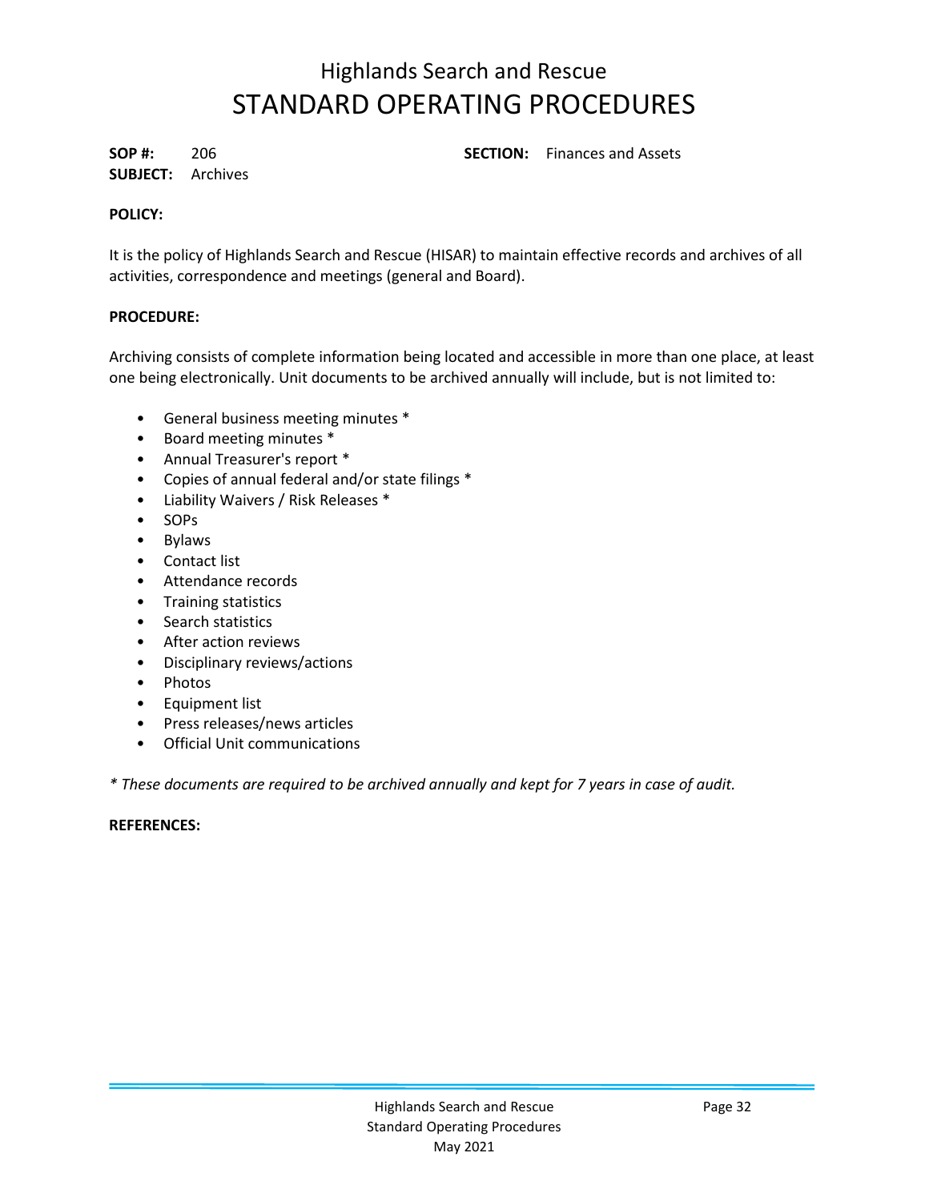# Highlands Search and Rescue

# STANDARD OPERATING PROCEDURES

**SOP #:** 206 **SECTION:** Finances and Assets
**SUBJECT:** Archives

**POLICY:**

It is the policy of Highlands Search and Rescue (HISAR) to maintain effective records and archives of all activities, correspondence and meetings (general and Board).

**PROCEDURE:**

Archiving consists of complete information being located and accessible in more than one place, at least one being electronically. Unit documents to be archived annually will include, but is not limited to:

- General business meeting minutes *
- Board meeting minutes *
- Annual Treasurer's report *
- Copies of annual federal and/or state filings *
- Liability Waivers / Risk Releases *
- SOPs
- Bylaws
- Contact list
- Attendance records
- Training statistics
- Search statistics
- After action reviews
- Disciplinary reviews/actions
- Photos
- Equipment list
- Press releases/news articles
- Official Unit communications

*\* These documents are required to be archived annually and kept for 7 years in case of audit.*

**REFERENCES:**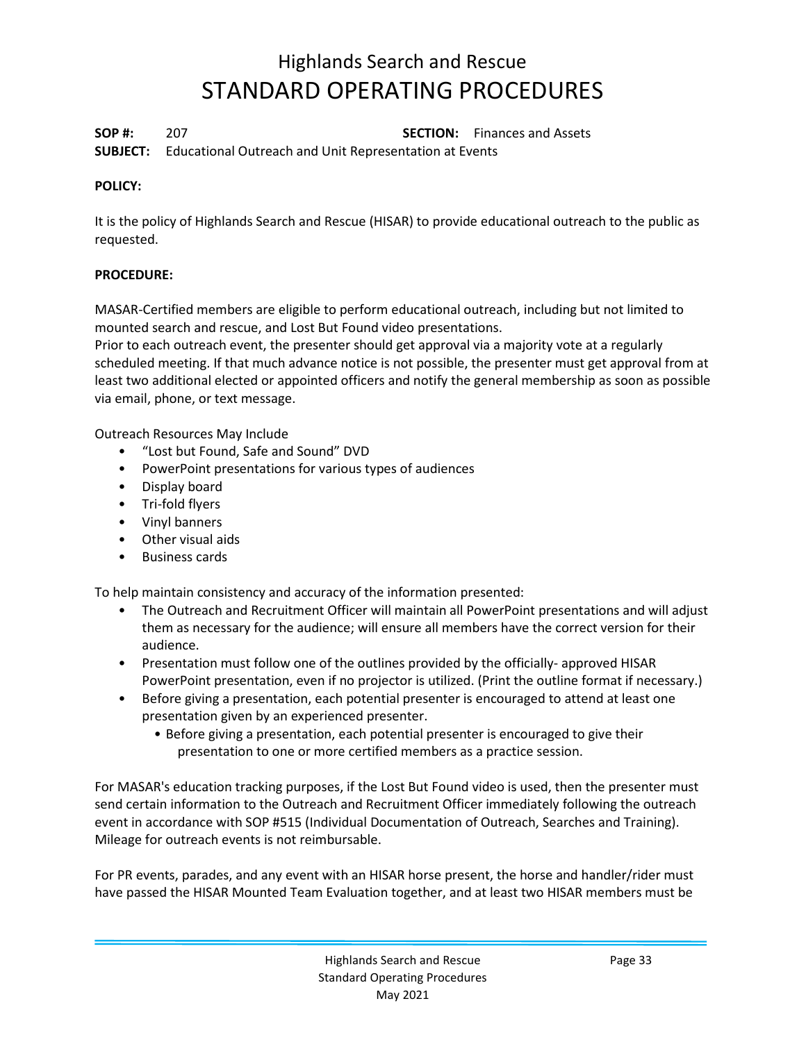# Highlands Search and Rescue

# STANDARD OPERATING PROCEDURES

**SOP #:** 207 **SECTION:** Finances and Assets

**SUBJECT:** Educational Outreach and Unit Representation at Events

**POLICY:**

It is the policy of Highlands Search and Rescue (HISAR) to provide educational outreach to the public as requested.

**PROCEDURE:**

MASAR-Certified members are eligible to perform educational outreach, including but not limited to mounted search and rescue, and Lost But Found video presentations.
Prior to each outreach event, the presenter should get approval via a majority vote at a regularly scheduled meeting. If that much advance notice is not possible, the presenter must get approval from at least two additional elected or appointed officers and notify the general membership as soon as possible via email, phone, or text message.

Outreach Resources May Include

- "Lost but Found, Safe and Sound" DVD
- PowerPoint presentations for various types of audiences
- Display board
- Tri-fold flyers
- Vinyl banners
- Other visual aids
- Business cards

To help maintain consistency and accuracy of the information presented:

- The Outreach and Recruitment Officer will maintain all PowerPoint presentations and will adjust them as necessary for the audience; will ensure all members have the correct version for their audience.
- Presentation must follow one of the outlines provided by the officially- approved HISAR PowerPoint presentation, even if no projector is utilized. (Print the outline format if necessary.)
- Before giving a presentation, each potential presenter is encouraged to attend at least one presentation given by an experienced presenter.
  - Before giving a presentation, each potential presenter is encouraged to give their presentation to one or more certified members as a practice session.

For MASAR's education tracking purposes, if the Lost But Found video is used, then the presenter must send certain information to the Outreach and Recruitment Officer immediately following the outreach event in accordance with SOP #515 (Individual Documentation of Outreach, Searches and Training). Mileage for outreach events is not reimbursable.

For PR events, parades, and any event with an HISAR horse present, the horse and handler/rider must have passed the HISAR Mounted Team Evaluation together, and at least two HISAR members must be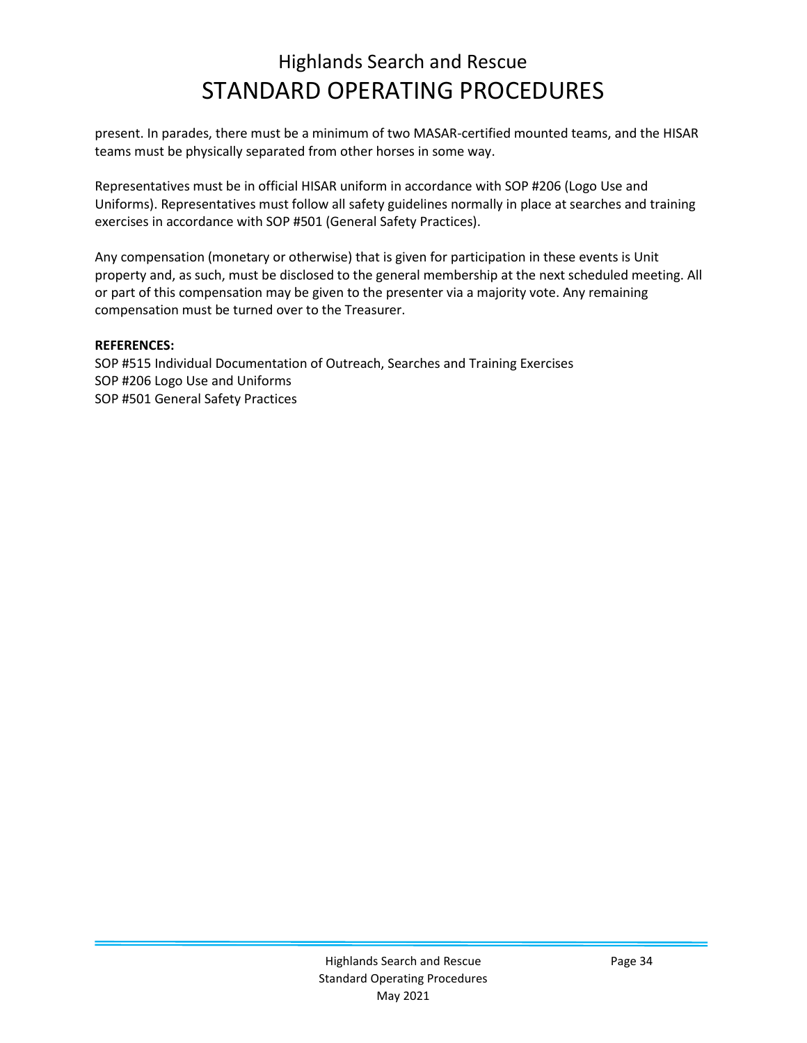present. In parades, there must be a minimum of two MASAR-certified mounted teams, and the HISAR teams must be physically separated from other horses in some way.

Representatives must be in official HISAR uniform in accordance with SOP #206 (Logo Use and Uniforms). Representatives must follow all safety guidelines normally in place at searches and training exercises in accordance with SOP #501 (General Safety Practices).

Any compensation (monetary or otherwise) that is given for participation in these events is Unit property and, as such, must be disclosed to the general membership at the next scheduled meeting. All or part of this compensation may be given to the presenter via a majority vote. Any remaining compensation must be turned over to the Treasurer.

**REFERENCES:**

SOP #515 Individual Documentation of Outreach, Searches and Training Exercises
SOP #206 Logo Use and Uniforms
SOP #501 General Safety Practices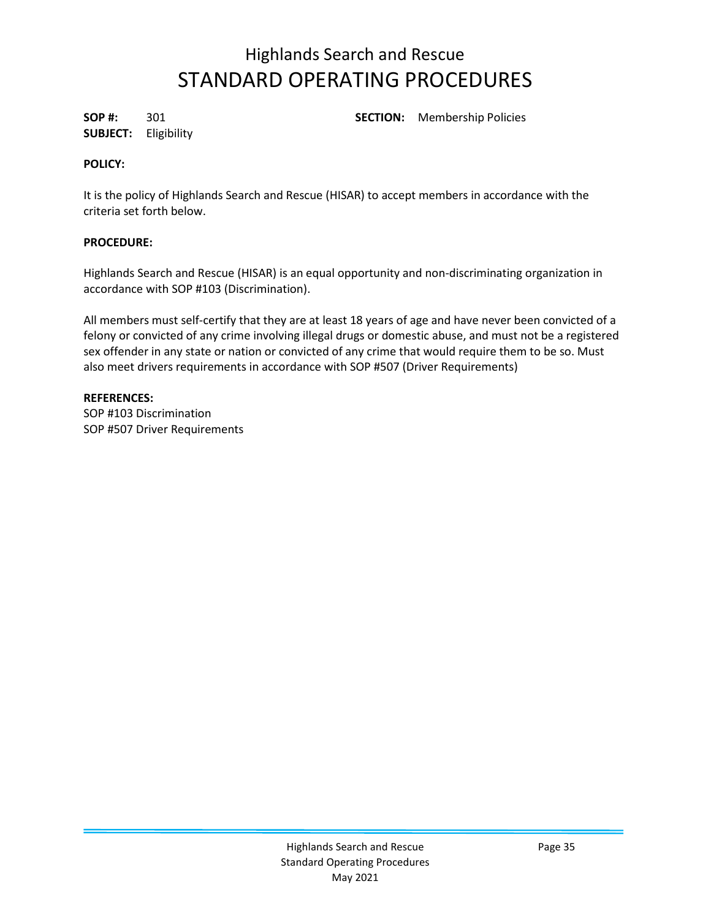# Highlands Search and Rescue
# STANDARD OPERATING PROCEDURES

**SOP #:** 301 **SECTION:** Membership Policies
**SUBJECT:** Eligibility

**POLICY:**

It is the policy of Highlands Search and Rescue (HISAR) to accept members in accordance with the criteria set forth below.

**PROCEDURE:**

Highlands Search and Rescue (HISAR) is an equal opportunity and non-discriminating organization in accordance with SOP #103 (Discrimination).

All members must self-certify that they are at least 18 years of age and have never been convicted of a felony or convicted of any crime involving illegal drugs or domestic abuse, and must not be a registered sex offender in any state or nation or convicted of any crime that would require them to be so. Must also meet drivers requirements in accordance with SOP #507 (Driver Requirements)

**REFERENCES:**
SOP #103 Discrimination
SOP #507 Driver Requirements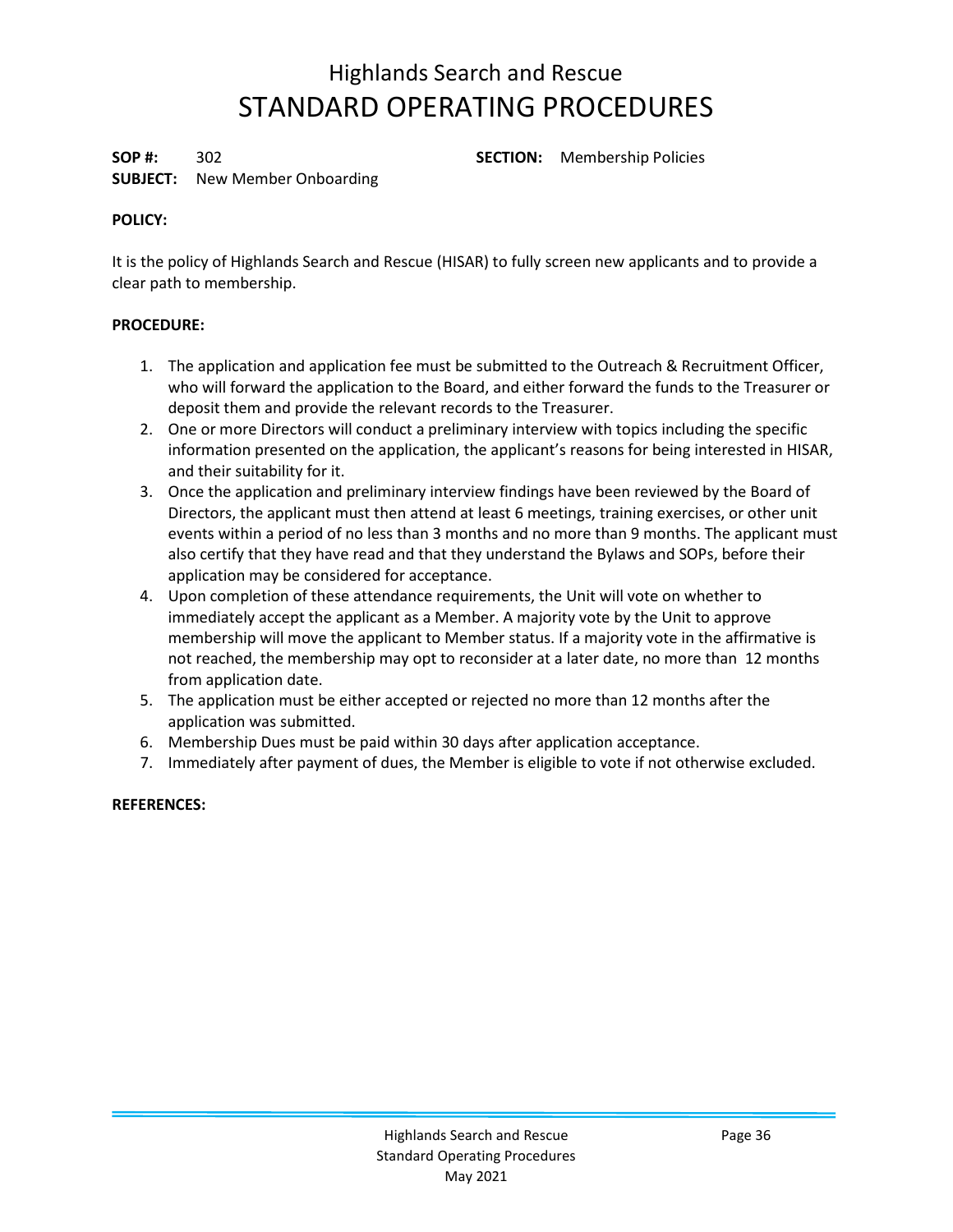# Highlands Search and Rescue
# STANDARD OPERATING PROCEDURES

**SOP #:** 302 **SECTION:** Membership Policies
**SUBJECT:** New Member Onboarding

**POLICY:**

It is the policy of Highlands Search and Rescue (HISAR) to fully screen new applicants and to provide a clear path to membership.

**PROCEDURE:**

1. The application and application fee must be submitted to the Outreach & Recruitment Officer, who will forward the application to the Board, and either forward the funds to the Treasurer or deposit them and provide the relevant records to the Treasurer.
2. One or more Directors will conduct a preliminary interview with topics including the specific information presented on the application, the applicant's reasons for being interested in HISAR, and their suitability for it.
3. Once the application and preliminary interview findings have been reviewed by the Board of Directors, the applicant must then attend at least 6 meetings, training exercises, or other unit events within a period of no less than 3 months and no more than 9 months. The applicant must also certify that they have read and that they understand the Bylaws and SOPs, before their application may be considered for acceptance.
4. Upon completion of these attendance requirements, the Unit will vote on whether to immediately accept the applicant as a Member. A majority vote by the Unit to approve membership will move the applicant to Member status. If a majority vote in the affirmative is not reached, the membership may opt to reconsider at a later date, no more than 12 months from application date.
5. The application must be either accepted or rejected no more than 12 months after the application was submitted.
6. Membership Dues must be paid within 30 days after application acceptance.
7. Immediately after payment of dues, the Member is eligible to vote if not otherwise excluded.

**REFERENCES:**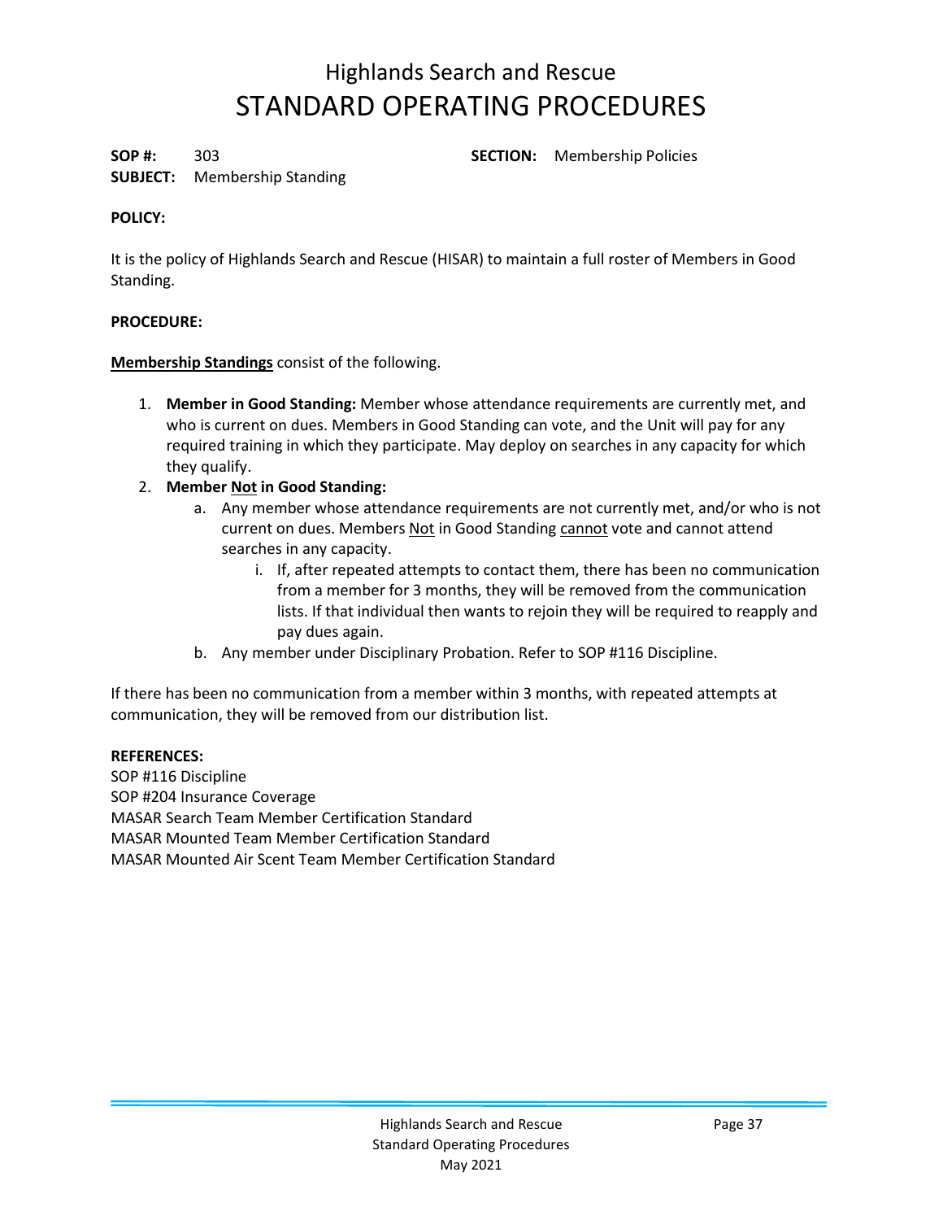# Highlands Search and Rescue
# STANDARD OPERATING PROCEDURES

**SOP #:** 303 **SECTION:** Membership Policies
**SUBJECT:** Membership Standing

**POLICY:**

It is the policy of Highlands Search and Rescue (HISAR) to maintain a full roster of Members in Good Standing.

**PROCEDURE:**

**Membership Standings** consist of the following.

1. **Member in Good Standing:** Member whose attendance requirements are currently met, and who is current on dues. Members in Good Standing can vote, and the Unit will pay for any required training in which they participate. May deploy on searches in any capacity for which they qualify.
2. **Member Not in Good Standing:**
   a. Any member whose attendance requirements are not currently met, and/or who is not current on dues. Members Not in Good Standing cannot vote and cannot attend searches in any capacity.
      i. If, after repeated attempts to contact them, there has been no communication from a member for 3 months, they will be removed from the communication lists. If that individual then wants to rejoin they will be required to reapply and pay dues again.
   b. Any member under Disciplinary Probation. Refer to SOP #116 Discipline.

If there has been no communication from a member within 3 months, with repeated attempts at communication, they will be removed from our distribution list.

**REFERENCES:**
SOP #116 Discipline
SOP #204 Insurance Coverage
MASAR Search Team Member Certification Standard
MASAR Mounted Team Member Certification Standard
MASAR Mounted Air Scent Team Member Certification Standard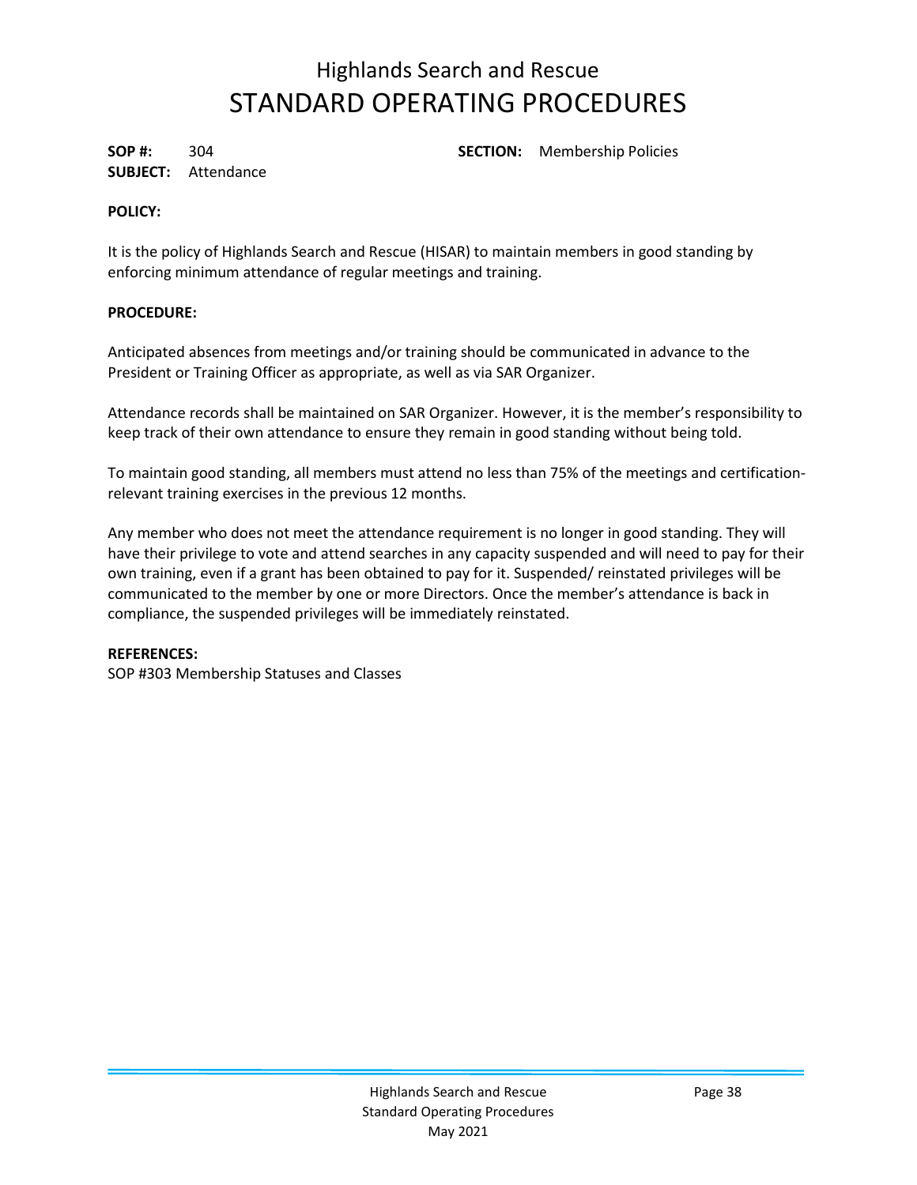# Highlands Search and Rescue

## STANDARD OPERATING PROCEDURES

**SOP #:** 304 **SECTION:** Membership Policies
**SUBJECT:** Attendance

**POLICY:**

It is the policy of Highlands Search and Rescue (HISAR) to maintain members in good standing by enforcing minimum attendance of regular meetings and training.

**PROCEDURE:**

Anticipated absences from meetings and/or training should be communicated in advance to the President or Training Officer as appropriate, as well as via SAR Organizer.

Attendance records shall be maintained on SAR Organizer. However, it is the member's responsibility to keep track of their own attendance to ensure they remain in good standing without being told.

To maintain good standing, all members must attend no less than 75% of the meetings and certification-relevant training exercises in the previous 12 months.

Any member who does not meet the attendance requirement is no longer in good standing. They will have their privilege to vote and attend searches in any capacity suspended and will need to pay for their own training, even if a grant has been obtained to pay for it. Suspended/ reinstated privileges will be communicated to the member by one or more Directors. Once the member's attendance is back in compliance, the suspended privileges will be immediately reinstated.

**REFERENCES:**
SOP #303 Membership Statuses and Classes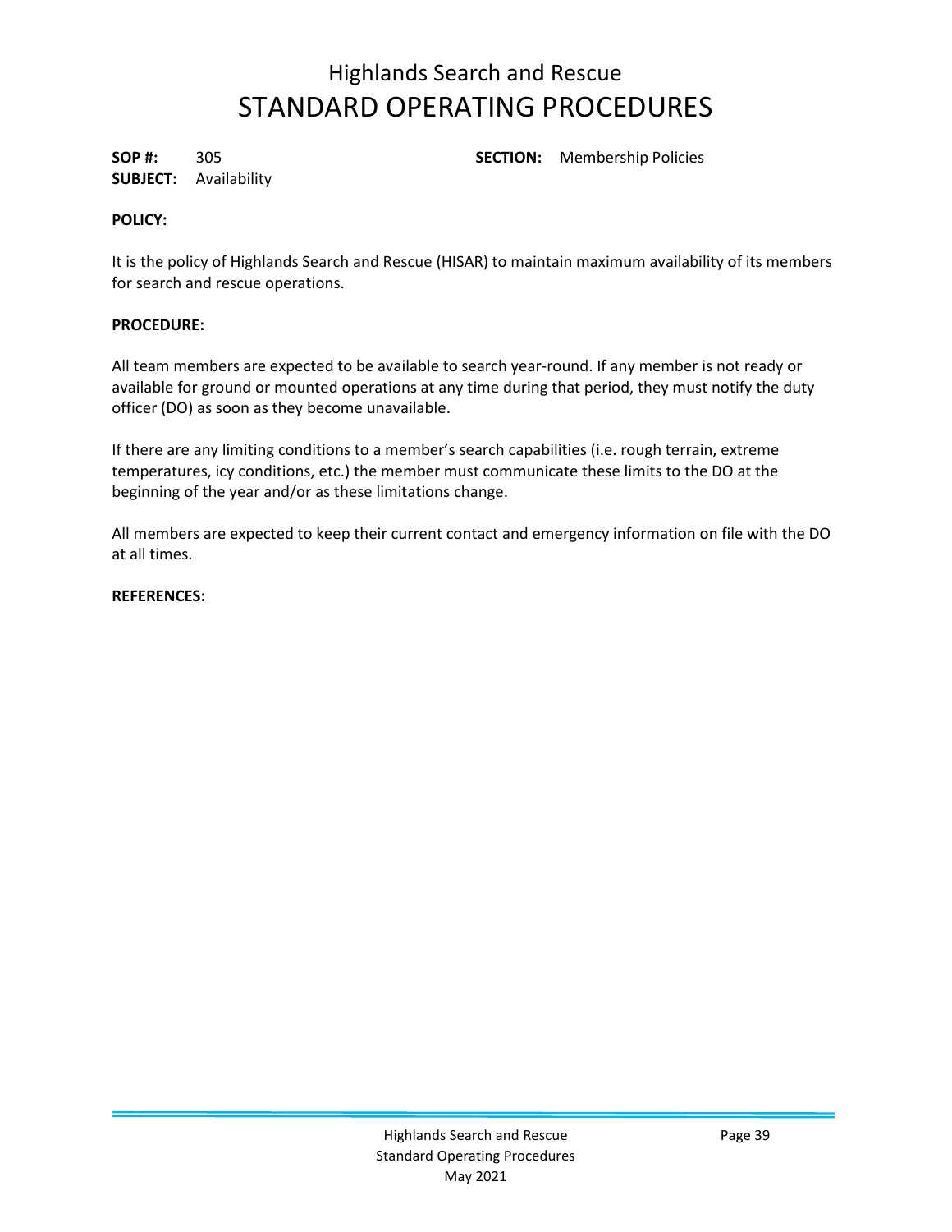# Highlands Search and Rescue
# STANDARD OPERATING PROCEDURES

**SOP #:** 305 **SECTION:** Membership Policies
**SUBJECT:** Availability

**POLICY:**

It is the policy of Highlands Search and Rescue (HISAR) to maintain maximum availability of its members for search and rescue operations.

**PROCEDURE:**

All team members are expected to be available to search year-round. If any member is not ready or available for ground or mounted operations at any time during that period, they must notify the duty officer (DO) as soon as they become unavailable.

If there are any limiting conditions to a member's search capabilities (i.e. rough terrain, extreme temperatures, icy conditions, etc.) the member must communicate these limits to the DO at the beginning of the year and/or as these limitations change.

All members are expected to keep their current contact and emergency information on file with the DO at all times.

**REFERENCES:**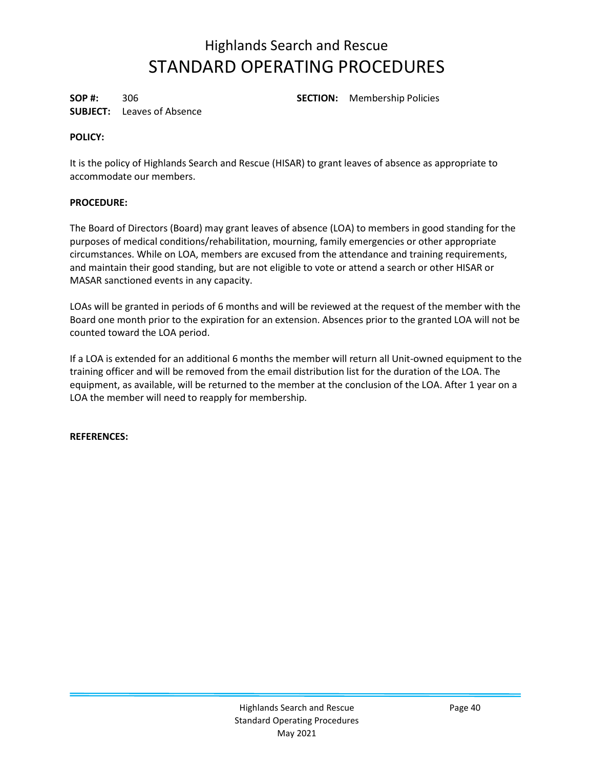# Highlands Search and Rescue
# STANDARD OPERATING PROCEDURES

**SOP #:** 306 **SECTION:** Membership Policies
**SUBJECT:** Leaves of Absence

**POLICY:**

It is the policy of Highlands Search and Rescue (HISAR) to grant leaves of absence as appropriate to accommodate our members.

**PROCEDURE:**

The Board of Directors (Board) may grant leaves of absence (LOA) to members in good standing for the purposes of medical conditions/rehabilitation, mourning, family emergencies or other appropriate circumstances. While on LOA, members are excused from the attendance and training requirements, and maintain their good standing, but are not eligible to vote or attend a search or other HISAR or MASAR sanctioned events in any capacity.

LOAs will be granted in periods of 6 months and will be reviewed at the request of the member with the Board one month prior to the expiration for an extension. Absences prior to the granted LOA will not be counted toward the LOA period.

If a LOA is extended for an additional 6 months the member will return all Unit-owned equipment to the training officer and will be removed from the email distribution list for the duration of the LOA. The equipment, as available, will be returned to the member at the conclusion of the LOA. After 1 year on a LOA the member will need to reapply for membership.

**REFERENCES:**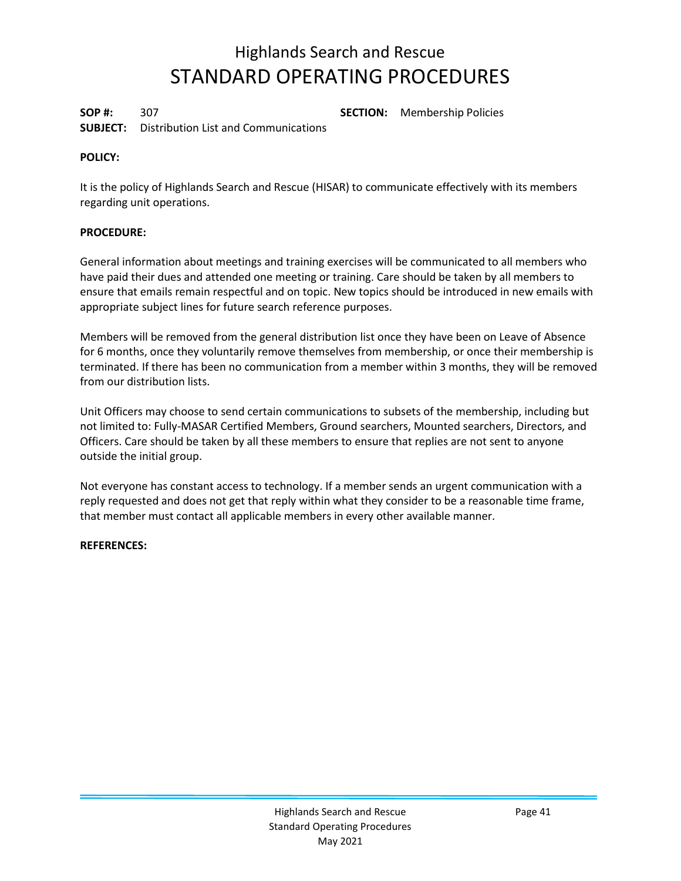# Highlands Search and Rescue
# STANDARD OPERATING PROCEDURES

**SOP #:** 307 **SECTION:** Membership Policies
**SUBJECT:** Distribution List and Communications

**POLICY:**

It is the policy of Highlands Search and Rescue (HISAR) to communicate effectively with its members regarding unit operations.

**PROCEDURE:**

General information about meetings and training exercises will be communicated to all members who have paid their dues and attended one meeting or training. Care should be taken by all members to ensure that emails remain respectful and on topic. New topics should be introduced in new emails with appropriate subject lines for future search reference purposes.

Members will be removed from the general distribution list once they have been on Leave of Absence for 6 months, once they voluntarily remove themselves from membership, or once their membership is terminated. If there has been no communication from a member within 3 months, they will be removed from our distribution lists.

Unit Officers may choose to send certain communications to subsets of the membership, including but not limited to: Fully-MASAR Certified Members, Ground searchers, Mounted searchers, Directors, and Officers. Care should be taken by all these members to ensure that replies are not sent to anyone outside the initial group.

Not everyone has constant access to technology. If a member sends an urgent communication with a reply requested and does not get that reply within what they consider to be a reasonable time frame, that member must contact all applicable members in every other available manner.

**REFERENCES:**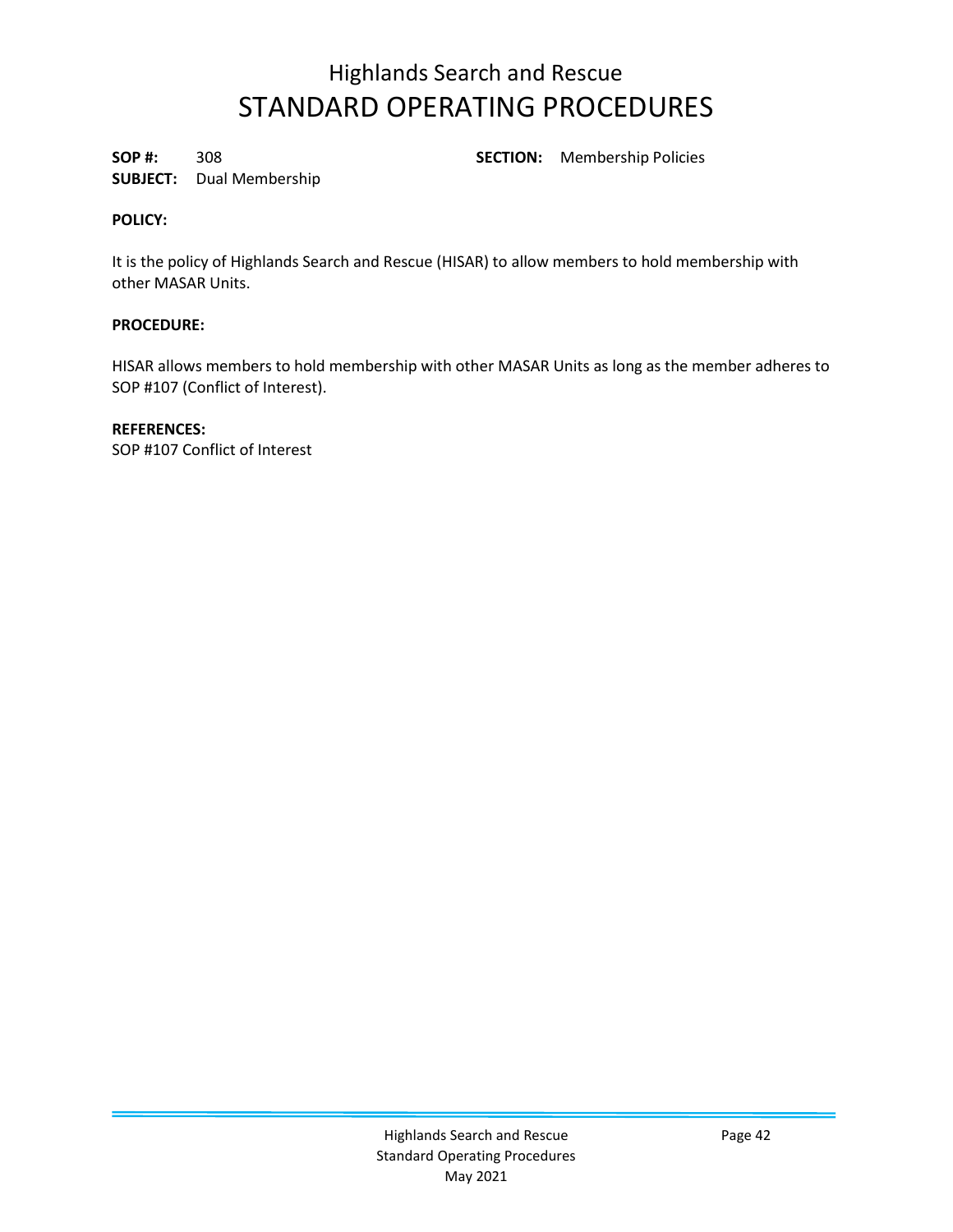# Highlands Search and Rescue
# STANDARD OPERATING PROCEDURES

**SOP #:** 308 **SECTION:** Membership Policies
**SUBJECT:** Dual Membership

**POLICY:**

It is the policy of Highlands Search and Rescue (HISAR) to allow members to hold membership with other MASAR Units.

**PROCEDURE:**

HISAR allows members to hold membership with other MASAR Units as long as the member adheres to SOP #107 (Conflict of Interest).

**REFERENCES:**
SOP #107 Conflict of Interest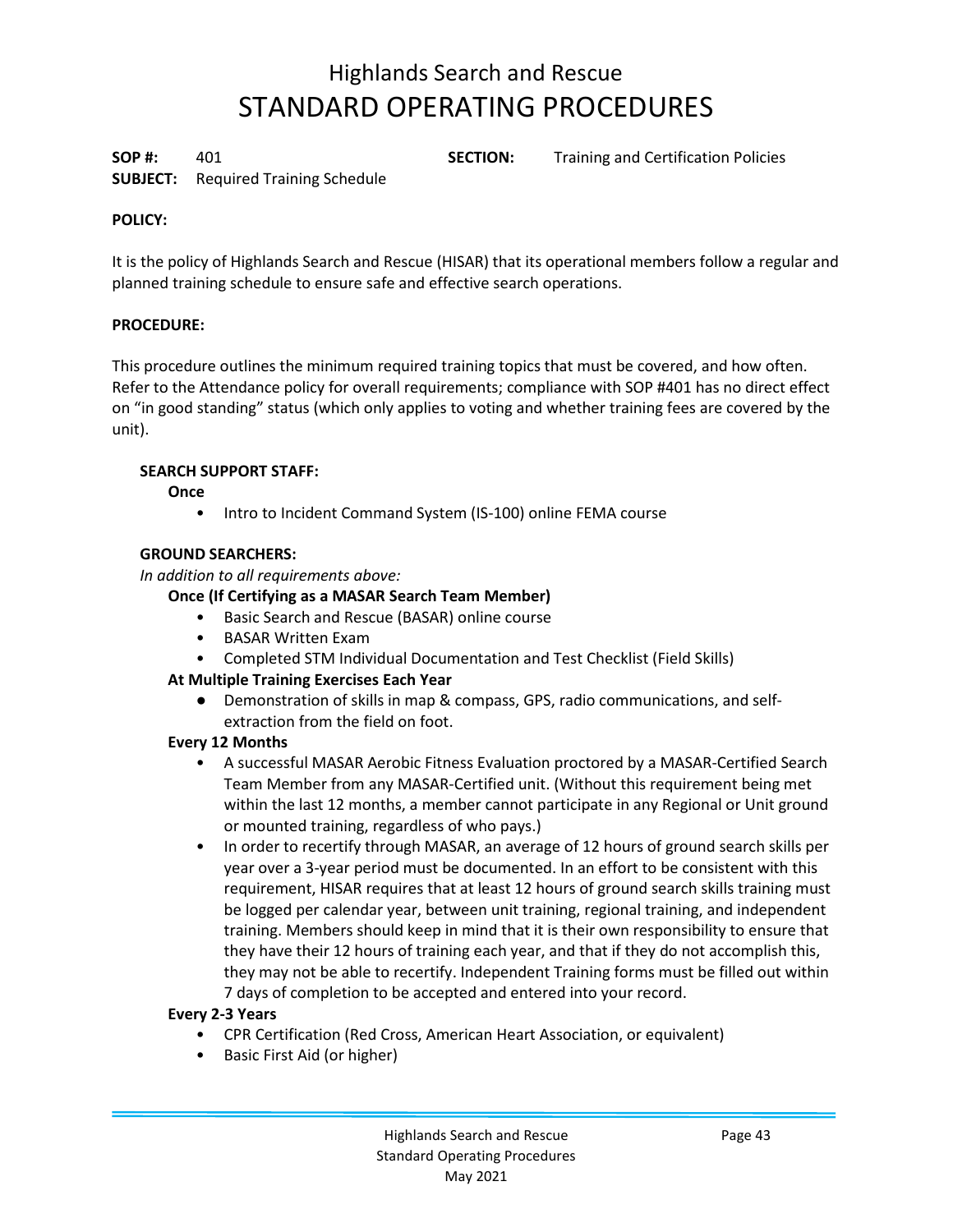# Highlands Search and Rescue
# STANDARD OPERATING PROCEDURES

**SOP #:** 401 **SECTION:** Training and Certification Policies
**SUBJECT:** Required Training Schedule

**POLICY:**

It is the policy of Highlands Search and Rescue (HISAR) that its operational members follow a regular and planned training schedule to ensure safe and effective search operations.

**PROCEDURE:**

This procedure outlines the minimum required training topics that must be covered, and how often. Refer to the Attendance policy for overall requirements; compliance with SOP #401 has no direct effect on "in good standing" status (which only applies to voting and whether training fees are covered by the unit).

**SEARCH SUPPORT STAFF:**

**Once**

- Intro to Incident Command System (IS-100) online FEMA course

**GROUND SEARCHERS:**

*In addition to all requirements above:*

**Once (If Certifying as a MASAR Search Team Member)**

- Basic Search and Rescue (BASAR) online course
- BASAR Written Exam
- Completed STM Individual Documentation and Test Checklist (Field Skills)

**At Multiple Training Exercises Each Year**

- Demonstration of skills in map & compass, GPS, radio communications, and self-extraction from the field on foot.

**Every 12 Months**

- A successful MASAR Aerobic Fitness Evaluation proctored by a MASAR-Certified Search Team Member from any MASAR-Certified unit. (Without this requirement being met within the last 12 months, a member cannot participate in any Regional or Unit ground or mounted training, regardless of who pays.)
- In order to recertify through MASAR, an average of 12 hours of ground search skills per year over a 3-year period must be documented. In an effort to be consistent with this requirement, HISAR requires that at least 12 hours of ground search skills training must be logged per calendar year, between unit training, regional training, and independent training. Members should keep in mind that it is their own responsibility to ensure that they have their 12 hours of training each year, and that if they do not accomplish this, they may not be able to recertify. Independent Training forms must be filled out within 7 days of completion to be accepted and entered into your record.

**Every 2-3 Years**

- CPR Certification (Red Cross, American Heart Association, or equivalent)
- Basic First Aid (or higher)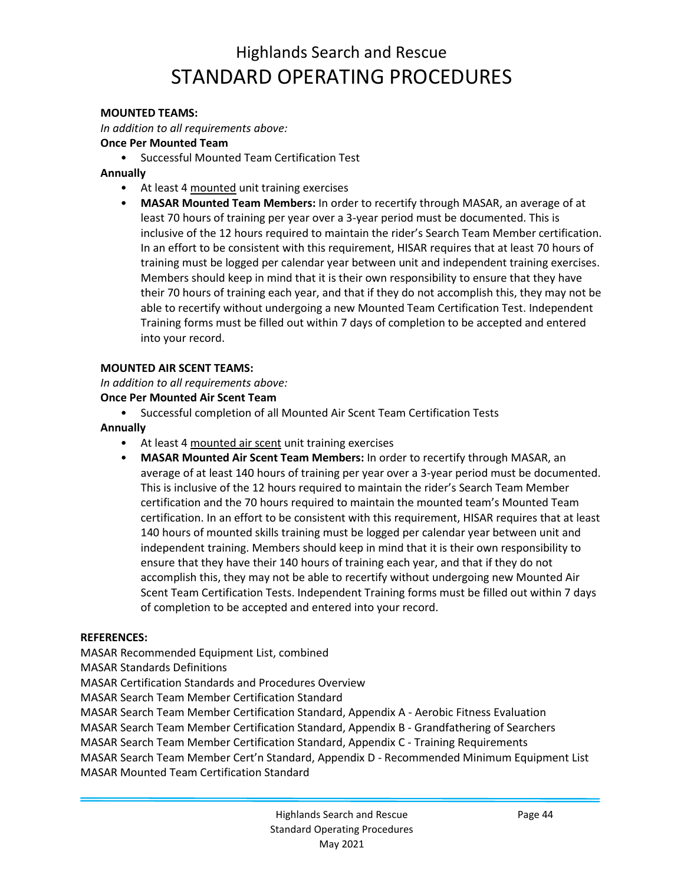**MOUNTED TEAMS:**

*In addition to all requirements above:*

**Once Per Mounted Team**

- Successful Mounted Team Certification Test

**Annually**

- At least 4 <u>mounted</u> unit training exercises
- **MASAR Mounted Team Members:** In order to recertify through MASAR, an average of at least 70 hours of training per year over a 3-year period must be documented. This is inclusive of the 12 hours required to maintain the rider's Search Team Member certification. In an effort to be consistent with this requirement, HISAR requires that at least 70 hours of training must be logged per calendar year between unit and independent training exercises. Members should keep in mind that it is their own responsibility to ensure that they have their 70 hours of training each year, and that if they do not accomplish this, they may not be able to recertify without undergoing a new Mounted Team Certification Test. Independent Training forms must be filled out within 7 days of completion to be accepted and entered into your record.

**MOUNTED AIR SCENT TEAMS:**

*In addition to all requirements above:*

**Once Per Mounted Air Scent Team**

- Successful completion of all Mounted Air Scent Team Certification Tests

**Annually**

- At least 4 <u>mounted air scent</u> unit training exercises
- **MASAR Mounted Air Scent Team Members:** In order to recertify through MASAR, an average of at least 140 hours of training per year over a 3-year period must be documented. This is inclusive of the 12 hours required to maintain the rider's Search Team Member certification and the 70 hours required to maintain the mounted team's Mounted Team certification. In an effort to be consistent with this requirement, HISAR requires that at least 140 hours of mounted skills training must be logged per calendar year between unit and independent training. Members should keep in mind that it is their own responsibility to ensure that they have their 140 hours of training each year, and that if they do not accomplish this, they may not be able to recertify without undergoing new Mounted Air Scent Team Certification Tests. Independent Training forms must be filled out within 7 days of completion to be accepted and entered into your record.

**REFERENCES:**

MASAR Recommended Equipment List, combined
MASAR Standards Definitions
MASAR Certification Standards and Procedures Overview
MASAR Search Team Member Certification Standard
MASAR Search Team Member Certification Standard, Appendix A - Aerobic Fitness Evaluation
MASAR Search Team Member Certification Standard, Appendix B - Grandfathering of Searchers
MASAR Search Team Member Certification Standard, Appendix C - Training Requirements
MASAR Search Team Member Cert'n Standard, Appendix D - Recommended Minimum Equipment List
MASAR Mounted Team Certification Standard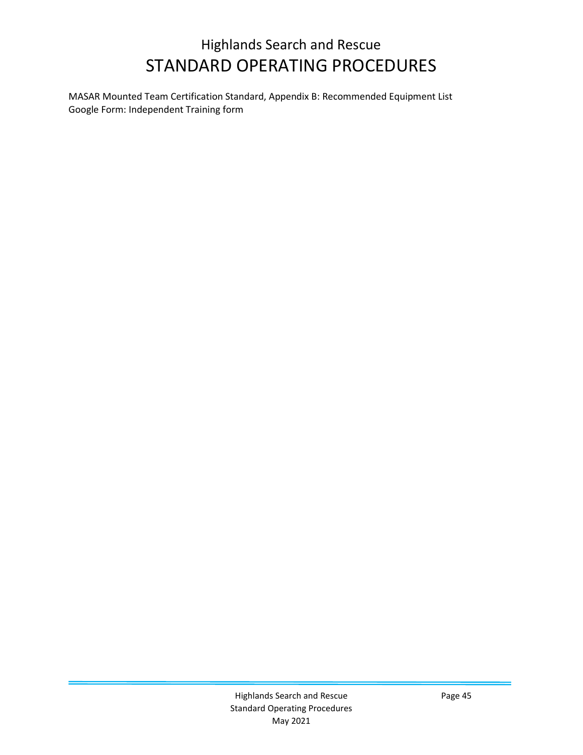MASAR Mounted Team Certification Standard, Appendix B: Recommended Equipment List
Google Form: Independent Training form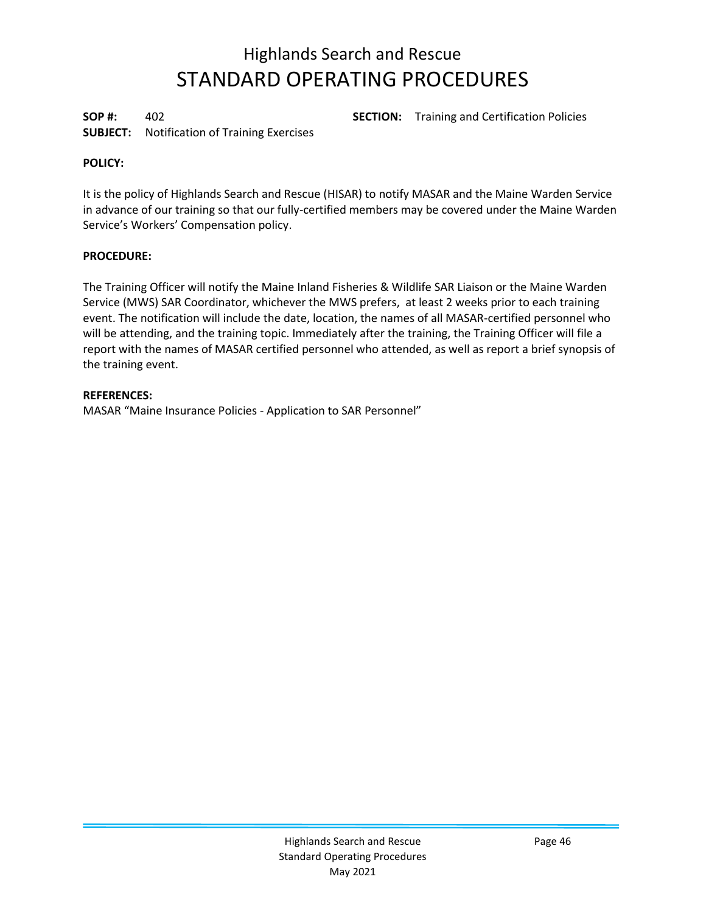# Highlands Search and Rescue
# STANDARD OPERATING PROCEDURES

**SOP #:** 402 **SECTION:** Training and Certification Policies
**SUBJECT:** Notification of Training Exercises

**POLICY:**

It is the policy of Highlands Search and Rescue (HISAR) to notify MASAR and the Maine Warden Service in advance of our training so that our fully-certified members may be covered under the Maine Warden Service's Workers' Compensation policy.

**PROCEDURE:**

The Training Officer will notify the Maine Inland Fisheries & Wildlife SAR Liaison or the Maine Warden Service (MWS) SAR Coordinator, whichever the MWS prefers, at least 2 weeks prior to each training event. The notification will include the date, location, the names of all MASAR-certified personnel who will be attending, and the training topic. Immediately after the training, the Training Officer will file a report with the names of MASAR certified personnel who attended, as well as report a brief synopsis of the training event.

**REFERENCES:**
MASAR "Maine Insurance Policies - Application to SAR Personnel"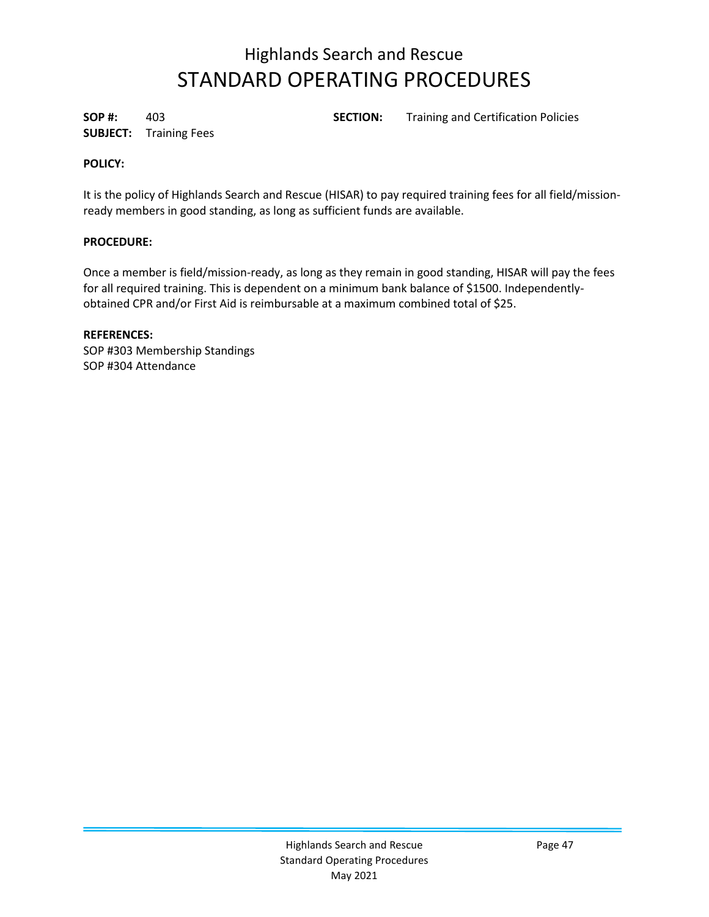# Highlands Search and Rescue

# STANDARD OPERATING PROCEDURES

**SOP #:** 403 **SECTION:** Training and Certification Policies

**SUBJECT:** Training Fees

**POLICY:**

It is the policy of Highlands Search and Rescue (HISAR) to pay required training fees for all field/mission-ready members in good standing, as long as sufficient funds are available.

**PROCEDURE:**

Once a member is field/mission-ready, as long as they remain in good standing, HISAR will pay the fees for all required training. This is dependent on a minimum bank balance of $1500. Independently-obtained CPR and/or First Aid is reimbursable at a maximum combined total of $25.

**REFERENCES:**

SOP #303 Membership Standings

SOP #304 Attendance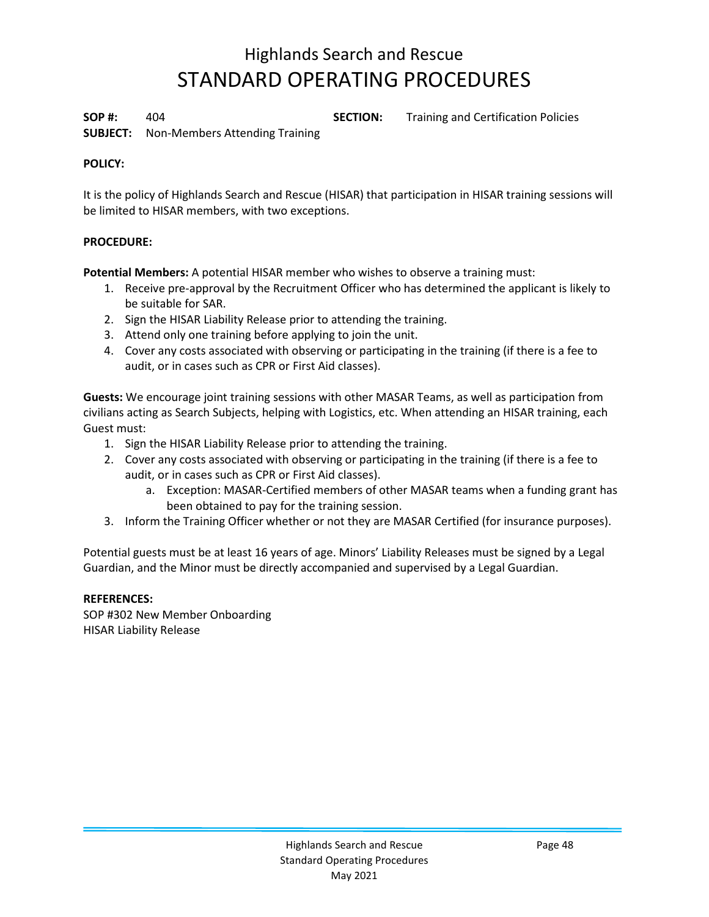# Highlands Search and Rescue
# STANDARD OPERATING PROCEDURES

**SOP #:** 404 **SECTION:** Training and Certification Policies
**SUBJECT:** Non-Members Attending Training

**POLICY:**

It is the policy of Highlands Search and Rescue (HISAR) that participation in HISAR training sessions will be limited to HISAR members, with two exceptions.

**PROCEDURE:**

**Potential Members:** A potential HISAR member who wishes to observe a training must:

1. Receive pre-approval by the Recruitment Officer who has determined the applicant is likely to be suitable for SAR.
2. Sign the HISAR Liability Release prior to attending the training.
3. Attend only one training before applying to join the unit.
4. Cover any costs associated with observing or participating in the training (if there is a fee to audit, or in cases such as CPR or First Aid classes).

**Guests:** We encourage joint training sessions with other MASAR Teams, as well as participation from civilians acting as Search Subjects, helping with Logistics, etc. When attending an HISAR training, each Guest must:

1. Sign the HISAR Liability Release prior to attending the training.
2. Cover any costs associated with observing or participating in the training (if there is a fee to audit, or in cases such as CPR or First Aid classes).
   a. Exception: MASAR-Certified members of other MASAR teams when a funding grant has been obtained to pay for the training session.
3. Inform the Training Officer whether or not they are MASAR Certified (for insurance purposes).

Potential guests must be at least 16 years of age. Minors' Liability Releases must be signed by a Legal Guardian, and the Minor must be directly accompanied and supervised by a Legal Guardian.

**REFERENCES:**
SOP #302 New Member Onboarding
HISAR Liability Release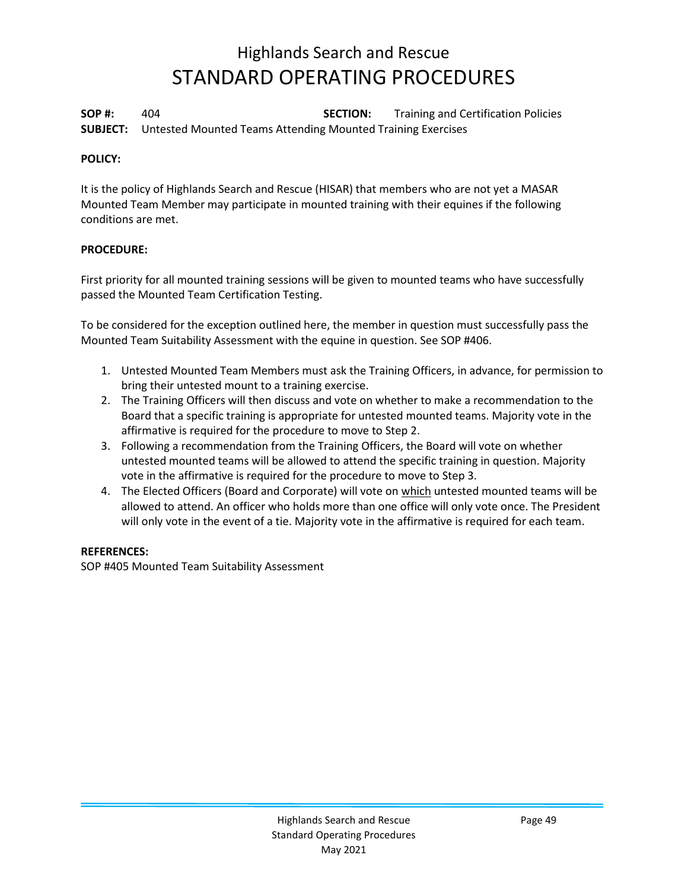# Highlands Search and Rescue
# STANDARD OPERATING PROCEDURES

**SOP #:** 404 **SECTION:** Training and Certification Policies
**SUBJECT:** Untested Mounted Teams Attending Mounted Training Exercises

**POLICY:**

It is the policy of Highlands Search and Rescue (HISAR) that members who are not yet a MASAR Mounted Team Member may participate in mounted training with their equines if the following conditions are met.

**PROCEDURE:**

First priority for all mounted training sessions will be given to mounted teams who have successfully passed the Mounted Team Certification Testing.

To be considered for the exception outlined here, the member in question must successfully pass the Mounted Team Suitability Assessment with the equine in question. See SOP #406.

1. Untested Mounted Team Members must ask the Training Officers, in advance, for permission to bring their untested mount to a training exercise.
2. The Training Officers will then discuss and vote on whether to make a recommendation to the Board that a specific training is appropriate for untested mounted teams. Majority vote in the affirmative is required for the procedure to move to Step 2.
3. Following a recommendation from the Training Officers, the Board will vote on whether untested mounted teams will be allowed to attend the specific training in question. Majority vote in the affirmative is required for the procedure to move to Step 3.
4. The Elected Officers (Board and Corporate) will vote on <u>which</u> untested mounted teams will be allowed to attend. An officer who holds more than one office will only vote once. The President will only vote in the event of a tie. Majority vote in the affirmative is required for each team.

**REFERENCES:**
SOP #405 Mounted Team Suitability Assessment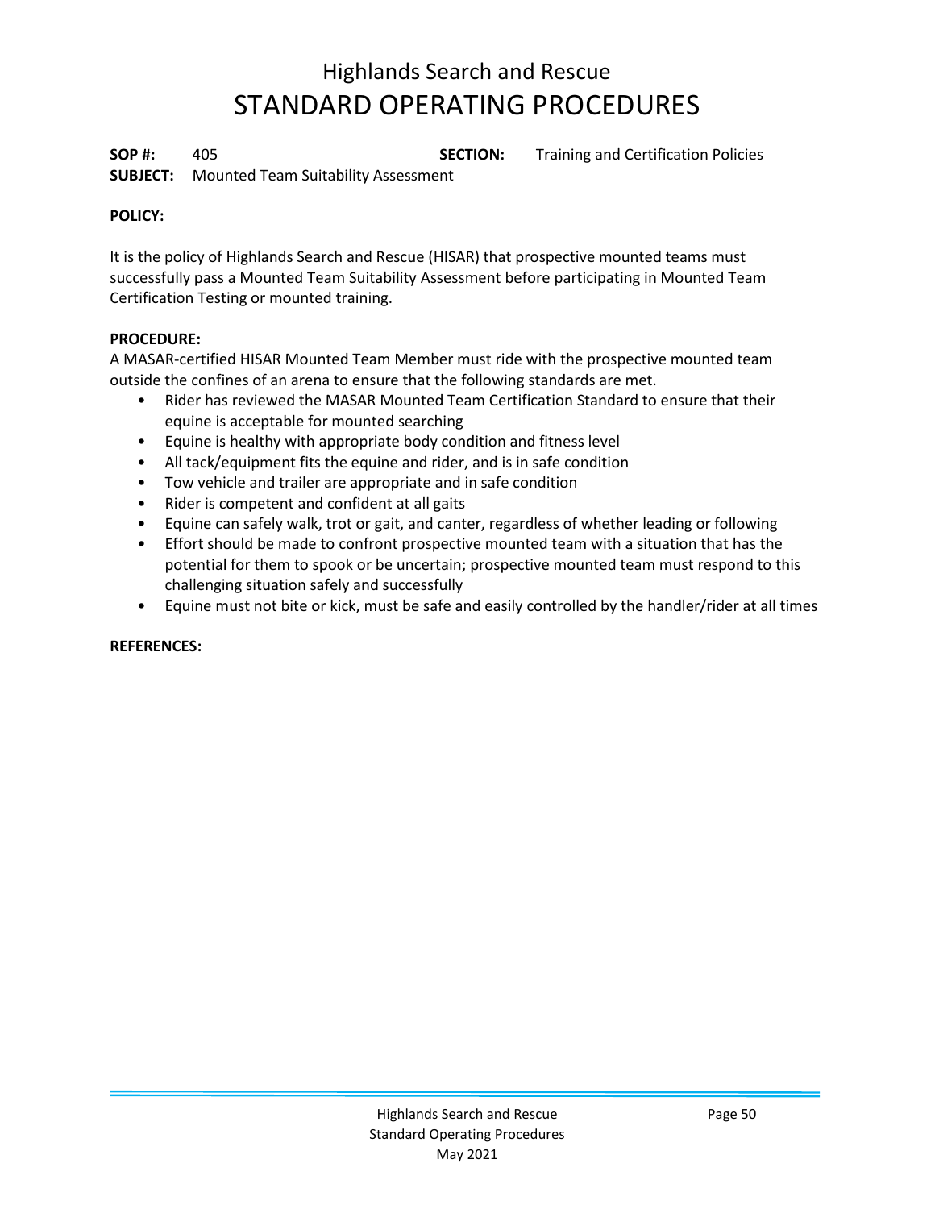# Highlands Search and Rescue
# STANDARD OPERATING PROCEDURES

**SOP #:** 405 **SECTION:** Training and Certification Policies
**SUBJECT:** Mounted Team Suitability Assessment

**POLICY:**

It is the policy of Highlands Search and Rescue (HISAR) that prospective mounted teams must successfully pass a Mounted Team Suitability Assessment before participating in Mounted Team Certification Testing or mounted training.

**PROCEDURE:**

A MASAR-certified HISAR Mounted Team Member must ride with the prospective mounted team outside the confines of an arena to ensure that the following standards are met.

- Rider has reviewed the MASAR Mounted Team Certification Standard to ensure that their equine is acceptable for mounted searching
- Equine is healthy with appropriate body condition and fitness level
- All tack/equipment fits the equine and rider, and is in safe condition
- Tow vehicle and trailer are appropriate and in safe condition
- Rider is competent and confident at all gaits
- Equine can safely walk, trot or gait, and canter, regardless of whether leading or following
- Effort should be made to confront prospective mounted team with a situation that has the potential for them to spook or be uncertain; prospective mounted team must respond to this challenging situation safely and successfully
- Equine must not bite or kick, must be safe and easily controlled by the handler/rider at all times

**REFERENCES:**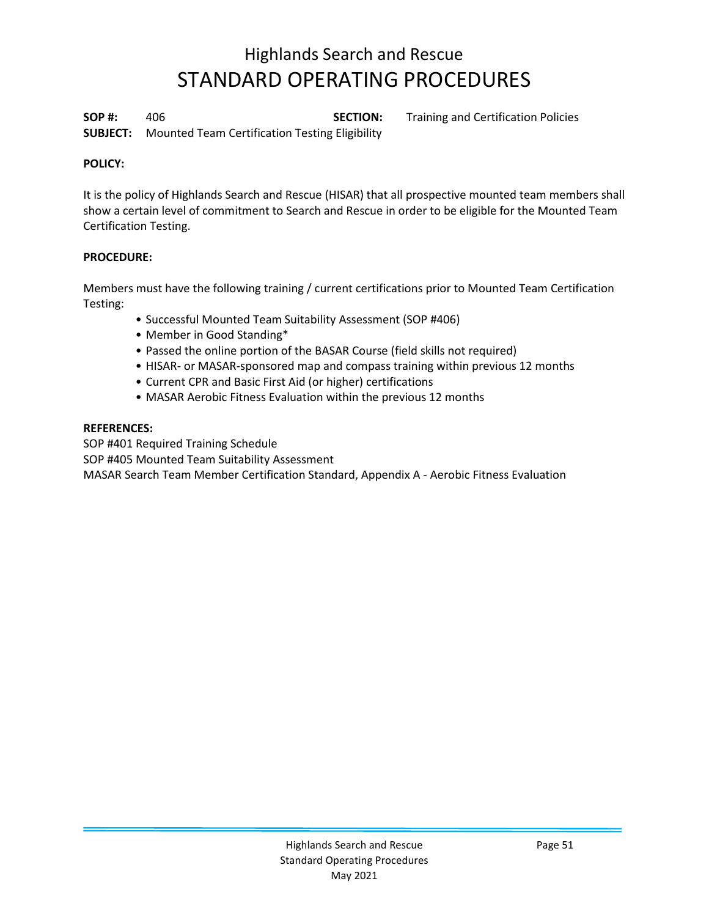# Highlands Search and Rescue
# STANDARD OPERATING PROCEDURES

**SOP #:** 406 **SECTION:** Training and Certification Policies
**SUBJECT:** Mounted Team Certification Testing Eligibility

**POLICY:**

It is the policy of Highlands Search and Rescue (HISAR) that all prospective mounted team members shall show a certain level of commitment to Search and Rescue in order to be eligible for the Mounted Team Certification Testing.

**PROCEDURE:**

Members must have the following training / current certifications prior to Mounted Team Certification Testing:

- Successful Mounted Team Suitability Assessment (SOP #406)
- Member in Good Standing*
- Passed the online portion of the BASAR Course (field skills not required)
- HISAR- or MASAR-sponsored map and compass training within previous 12 months
- Current CPR and Basic First Aid (or higher) certifications
- MASAR Aerobic Fitness Evaluation within the previous 12 months

**REFERENCES:**
SOP #401 Required Training Schedule
SOP #405 Mounted Team Suitability Assessment
MASAR Search Team Member Certification Standard, Appendix A - Aerobic Fitness Evaluation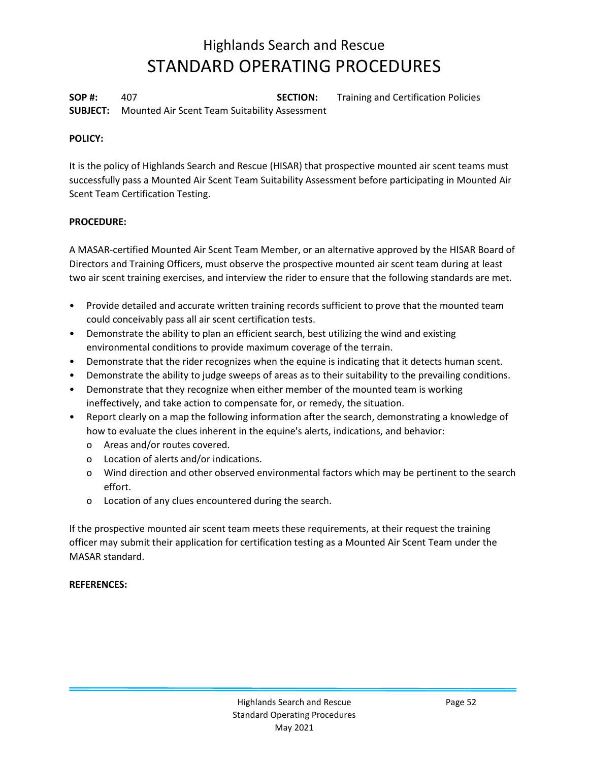# Highlands Search and Rescue
# STANDARD OPERATING PROCEDURES

**SOP #:** 407 **SECTION:** Training and Certification Policies
**SUBJECT:** Mounted Air Scent Team Suitability Assessment

**POLICY:**

It is the policy of Highlands Search and Rescue (HISAR) that prospective mounted air scent teams must successfully pass a Mounted Air Scent Team Suitability Assessment before participating in Mounted Air Scent Team Certification Testing.

**PROCEDURE:**

A MASAR-certified Mounted Air Scent Team Member, or an alternative approved by the HISAR Board of Directors and Training Officers, must observe the prospective mounted air scent team during at least two air scent training exercises, and interview the rider to ensure that the following standards are met.

- Provide detailed and accurate written training records sufficient to prove that the mounted team could conceivably pass all air scent certification tests.
- Demonstrate the ability to plan an efficient search, best utilizing the wind and existing environmental conditions to provide maximum coverage of the terrain.
- Demonstrate that the rider recognizes when the equine is indicating that it detects human scent.
- Demonstrate the ability to judge sweeps of areas as to their suitability to the prevailing conditions.
- Demonstrate that they recognize when either member of the mounted team is working ineffectively, and take action to compensate for, or remedy, the situation.
- Report clearly on a map the following information after the search, demonstrating a knowledge of how to evaluate the clues inherent in the equine's alerts, indications, and behavior:
  - Areas and/or routes covered.
  - Location of alerts and/or indications.
  - Wind direction and other observed environmental factors which may be pertinent to the search effort.
  - Location of any clues encountered during the search.

If the prospective mounted air scent team meets these requirements, at their request the training officer may submit their application for certification testing as a Mounted Air Scent Team under the MASAR standard.

**REFERENCES:**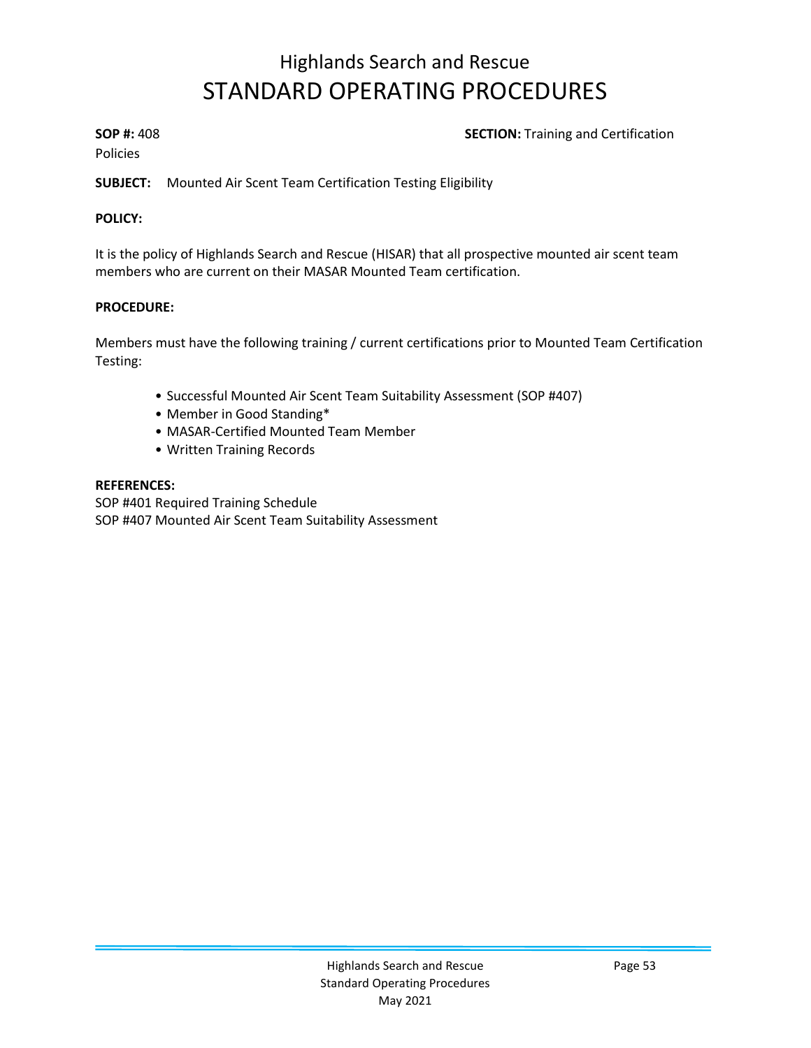# Highlands Search and Rescue
# STANDARD OPERATING PROCEDURES

**SOP #:** 408 **SECTION:** Training and Certification Policies

**SUBJECT:** Mounted Air Scent Team Certification Testing Eligibility

**POLICY:**

It is the policy of Highlands Search and Rescue (HISAR) that all prospective mounted air scent team members who are current on their MASAR Mounted Team certification.

**PROCEDURE:**

Members must have the following training / current certifications prior to Mounted Team Certification Testing:

- Successful Mounted Air Scent Team Suitability Assessment (SOP #407)
- Member in Good Standing*
- MASAR-Certified Mounted Team Member
- Written Training Records

**REFERENCES:**
SOP #401 Required Training Schedule
SOP #407 Mounted Air Scent Team Suitability Assessment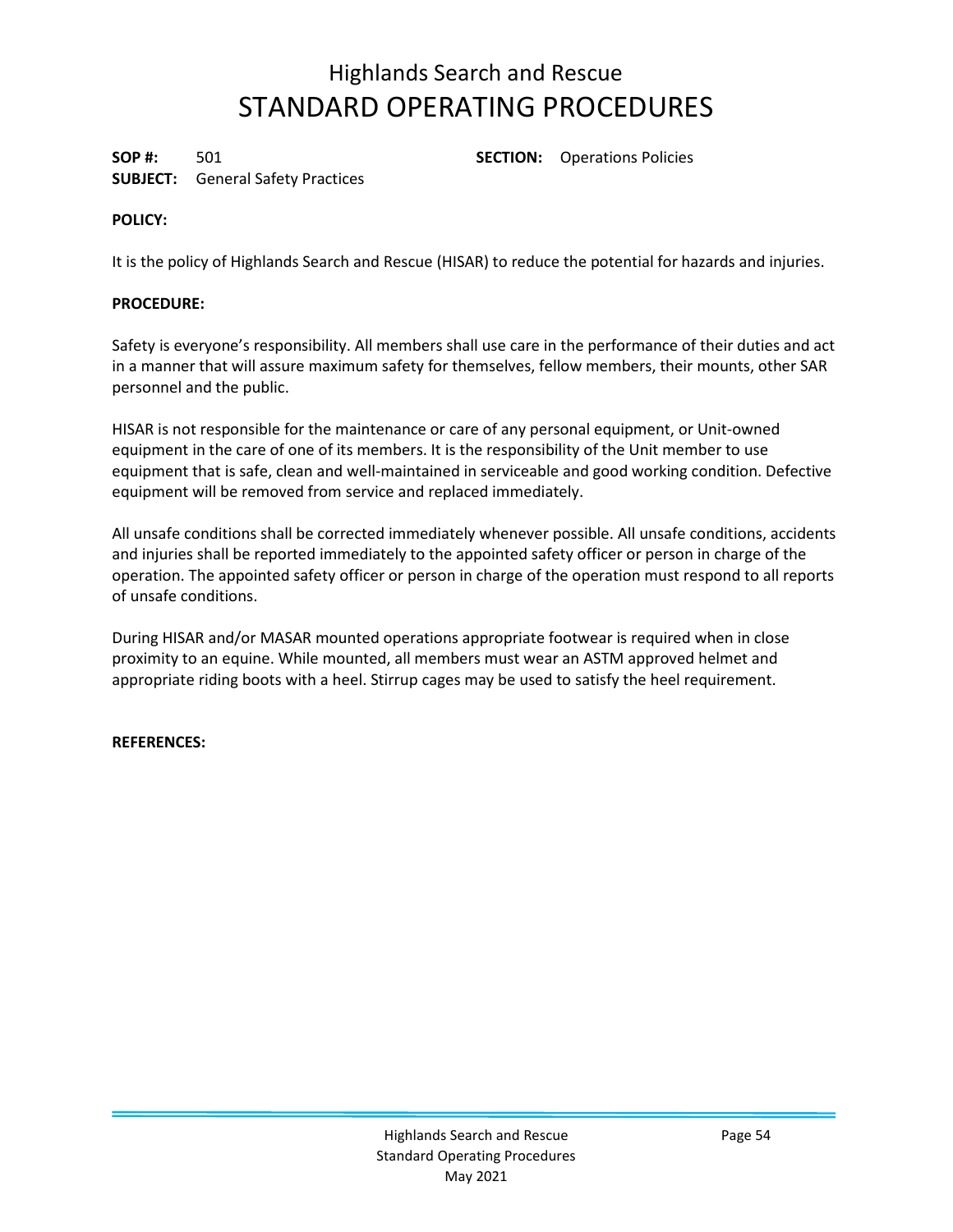# Highlands Search and Rescue
# STANDARD OPERATING PROCEDURES

**SOP #:** 501 **SECTION:** Operations Policies
**SUBJECT:** General Safety Practices

**POLICY:**

It is the policy of Highlands Search and Rescue (HISAR) to reduce the potential for hazards and injuries.

**PROCEDURE:**

Safety is everyone's responsibility. All members shall use care in the performance of their duties and act in a manner that will assure maximum safety for themselves, fellow members, their mounts, other SAR personnel and the public.

HISAR is not responsible for the maintenance or care of any personal equipment, or Unit-owned equipment in the care of one of its members. It is the responsibility of the Unit member to use equipment that is safe, clean and well-maintained in serviceable and good working condition. Defective equipment will be removed from service and replaced immediately.

All unsafe conditions shall be corrected immediately whenever possible. All unsafe conditions, accidents and injuries shall be reported immediately to the appointed safety officer or person in charge of the operation. The appointed safety officer or person in charge of the operation must respond to all reports of unsafe conditions.

During HISAR and/or MASAR mounted operations appropriate footwear is required when in close proximity to an equine. While mounted, all members must wear an ASTM approved helmet and appropriate riding boots with a heel. Stirrup cages may be used to satisfy the heel requirement.

**REFERENCES:**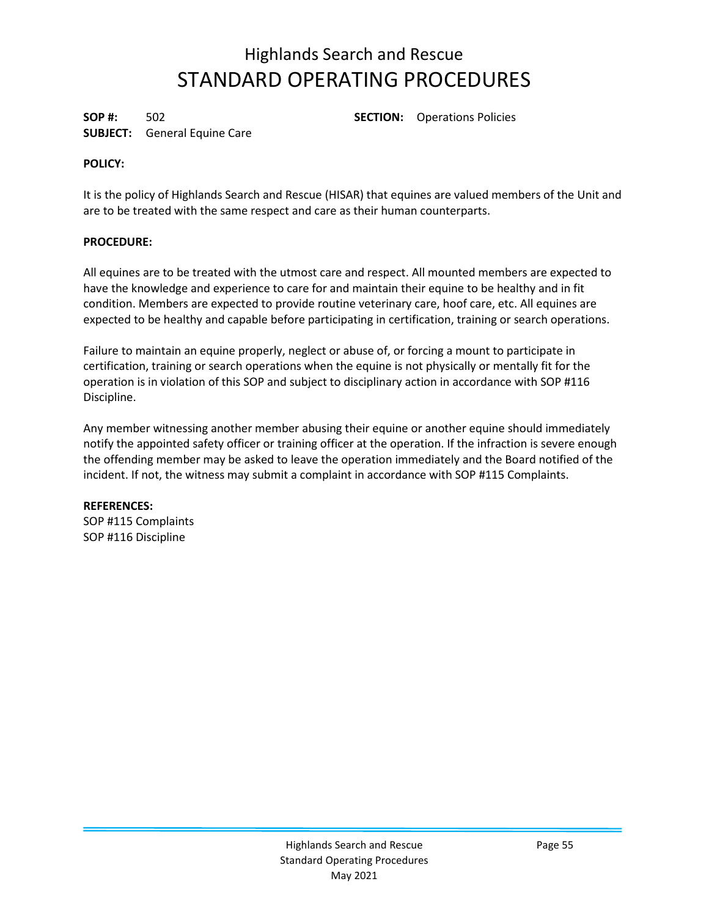# Highlands Search and Rescue
# STANDARD OPERATING PROCEDURES

**SOP #:** 502 **SECTION:** Operations Policies
**SUBJECT:** General Equine Care

**POLICY:**

It is the policy of Highlands Search and Rescue (HISAR) that equines are valued members of the Unit and are to be treated with the same respect and care as their human counterparts.

**PROCEDURE:**

All equines are to be treated with the utmost care and respect. All mounted members are expected to have the knowledge and experience to care for and maintain their equine to be healthy and in fit condition. Members are expected to provide routine veterinary care, hoof care, etc. All equines are expected to be healthy and capable before participating in certification, training or search operations.

Failure to maintain an equine properly, neglect or abuse of, or forcing a mount to participate in certification, training or search operations when the equine is not physically or mentally fit for the operation is in violation of this SOP and subject to disciplinary action in accordance with SOP #116 Discipline.

Any member witnessing another member abusing their equine or another equine should immediately notify the appointed safety officer or training officer at the operation. If the infraction is severe enough the offending member may be asked to leave the operation immediately and the Board notified of the incident. If not, the witness may submit a complaint in accordance with SOP #115 Complaints.

**REFERENCES:**
SOP #115 Complaints
SOP #116 Discipline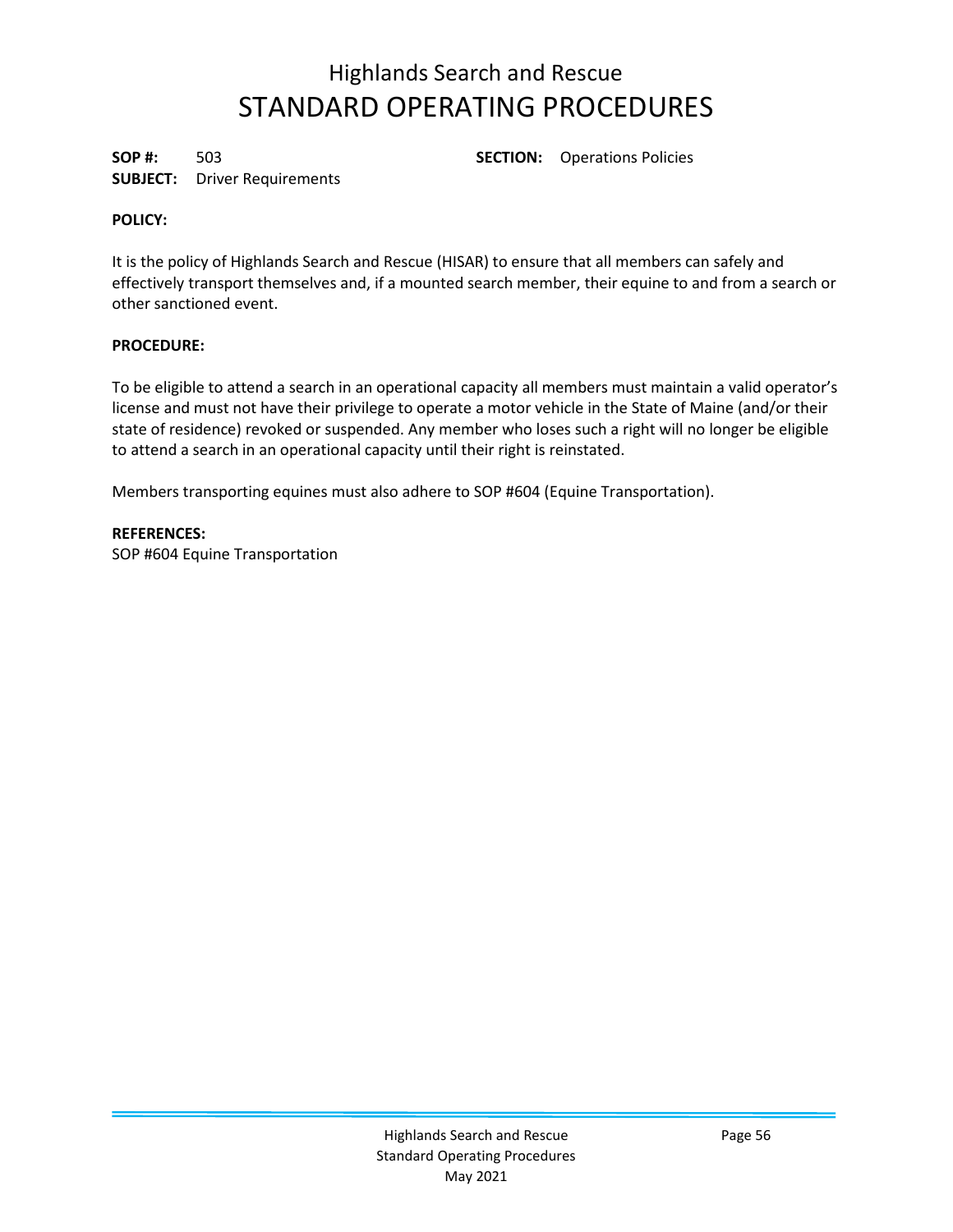# Highlands Search and Rescue
# STANDARD OPERATING PROCEDURES

**SOP #:** 503 **SECTION:** Operations Policies
**SUBJECT:** Driver Requirements

**POLICY:**

It is the policy of Highlands Search and Rescue (HISAR) to ensure that all members can safely and effectively transport themselves and, if a mounted search member, their equine to and from a search or other sanctioned event.

**PROCEDURE:**

To be eligible to attend a search in an operational capacity all members must maintain a valid operator's license and must not have their privilege to operate a motor vehicle in the State of Maine (and/or their state of residence) revoked or suspended. Any member who loses such a right will no longer be eligible to attend a search in an operational capacity until their right is reinstated.

Members transporting equines must also adhere to SOP #604 (Equine Transportation).

**REFERENCES:**
SOP #604 Equine Transportation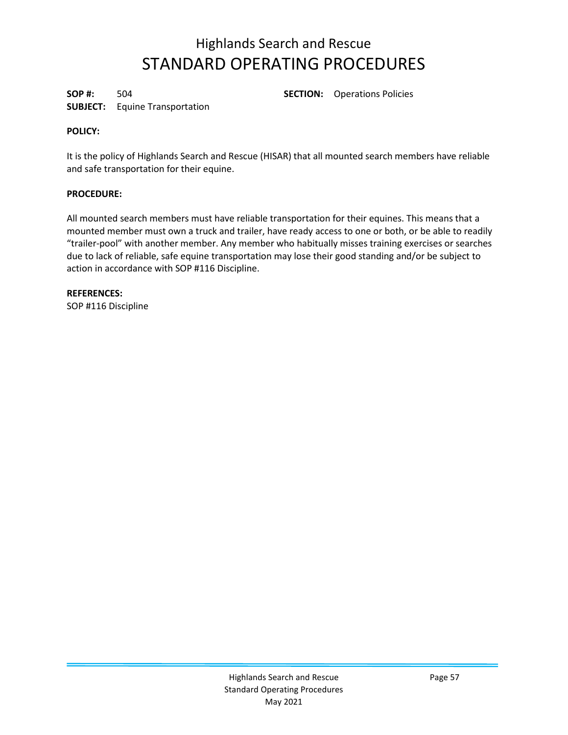# Highlands Search and Rescue
# STANDARD OPERATING PROCEDURES

**SOP #:** 504 **SECTION:** Operations Policies
**SUBJECT:** Equine Transportation

**POLICY:**

It is the policy of Highlands Search and Rescue (HISAR) that all mounted search members have reliable and safe transportation for their equine.

**PROCEDURE:**

All mounted search members must have reliable transportation for their equines. This means that a mounted member must own a truck and trailer, have ready access to one or both, or be able to readily "trailer-pool" with another member. Any member who habitually misses training exercises or searches due to lack of reliable, safe equine transportation may lose their good standing and/or be subject to action in accordance with SOP #116 Discipline.

**REFERENCES:**
SOP #116 Discipline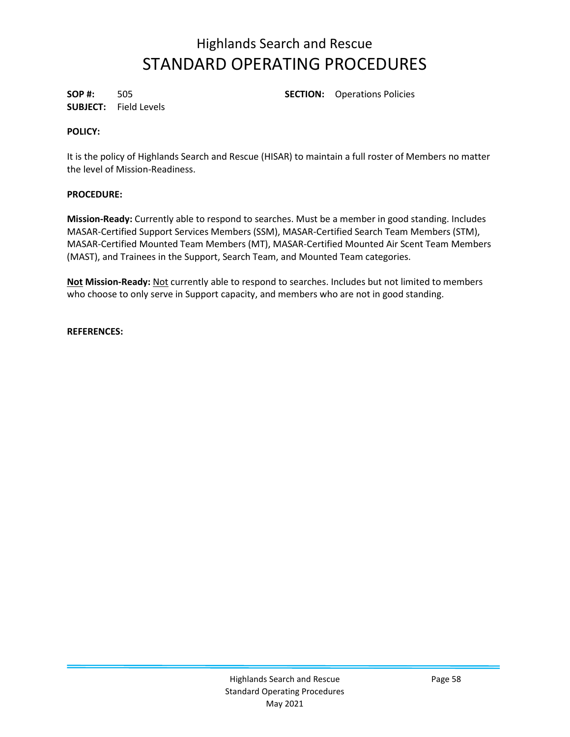# Highlands Search and Rescue
# STANDARD OPERATING PROCEDURES

**SOP #:** 505 **SECTION:** Operations Policies
**SUBJECT:** Field Levels

**POLICY:**

It is the policy of Highlands Search and Rescue (HISAR) to maintain a full roster of Members no matter the level of Mission-Readiness.

**PROCEDURE:**

**Mission-Ready:** Currently able to respond to searches. Must be a member in good standing. Includes MASAR-Certified Support Services Members (SSM), MASAR-Certified Search Team Members (STM), MASAR-Certified Mounted Team Members (MT), MASAR-Certified Mounted Air Scent Team Members (MAST), and Trainees in the Support, Search Team, and Mounted Team categories.

<u>**Not**</u> **Mission-Ready:** <u>Not</u> currently able to respond to searches. Includes but not limited to members who choose to only serve in Support capacity, and members who are not in good standing.

**REFERENCES:**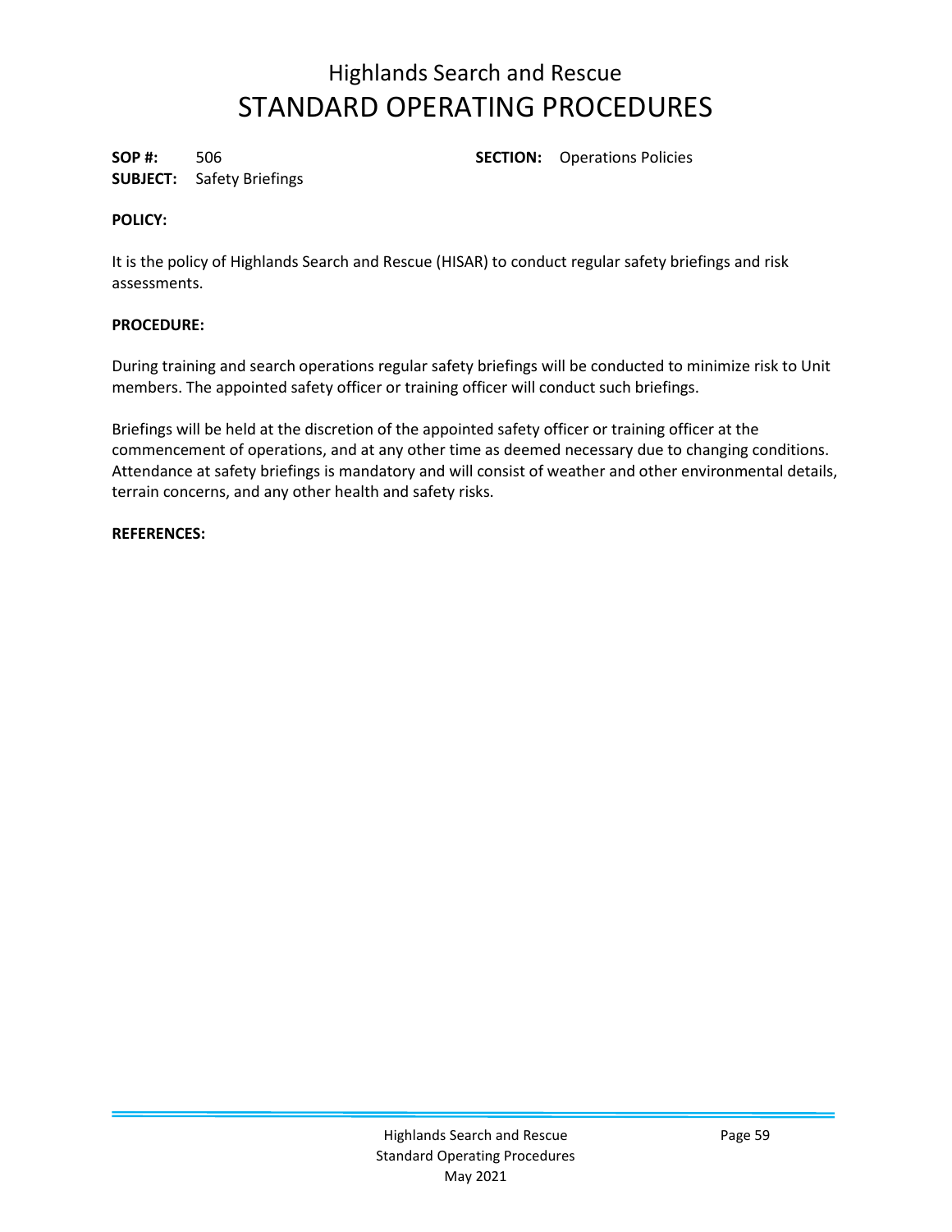# Highlands Search and Rescue
# STANDARD OPERATING PROCEDURES

**SOP #:** 506 **SECTION:** Operations Policies
**SUBJECT:** Safety Briefings

**POLICY:**

It is the policy of Highlands Search and Rescue (HISAR) to conduct regular safety briefings and risk assessments.

**PROCEDURE:**

During training and search operations regular safety briefings will be conducted to minimize risk to Unit members. The appointed safety officer or training officer will conduct such briefings.

Briefings will be held at the discretion of the appointed safety officer or training officer at the commencement of operations, and at any other time as deemed necessary due to changing conditions. Attendance at safety briefings is mandatory and will consist of weather and other environmental details, terrain concerns, and any other health and safety risks.

**REFERENCES:**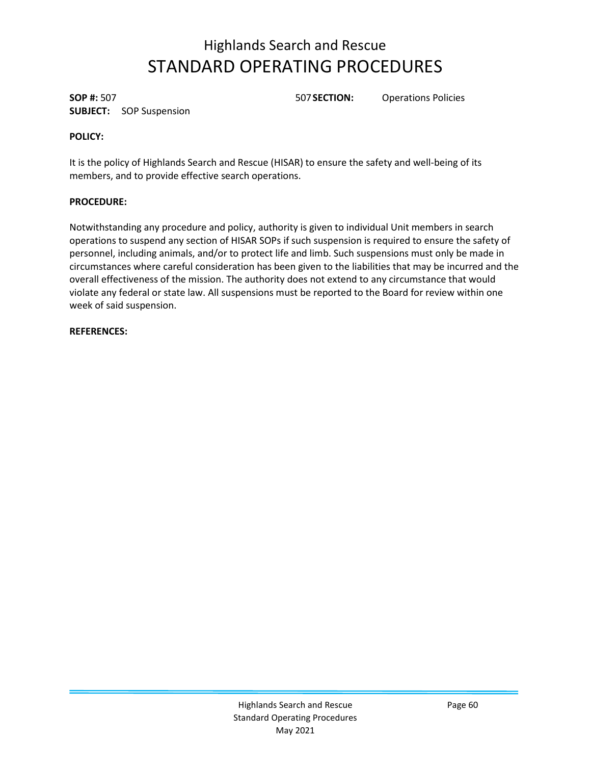# Highlands Search and Rescue
# STANDARD OPERATING PROCEDURES

**SOP #:** 507 507 **SECTION:** Operations Policies
**SUBJECT:** SOP Suspension

**POLICY:**

It is the policy of Highlands Search and Rescue (HISAR) to ensure the safety and well-being of its members, and to provide effective search operations.

**PROCEDURE:**

Notwithstanding any procedure and policy, authority is given to individual Unit members in search operations to suspend any section of HISAR SOPs if such suspension is required to ensure the safety of personnel, including animals, and/or to protect life and limb. Such suspensions must only be made in circumstances where careful consideration has been given to the liabilities that may be incurred and the overall effectiveness of the mission. The authority does not extend to any circumstance that would violate any federal or state law. All suspensions must be reported to the Board for review within one week of said suspension.

**REFERENCES:**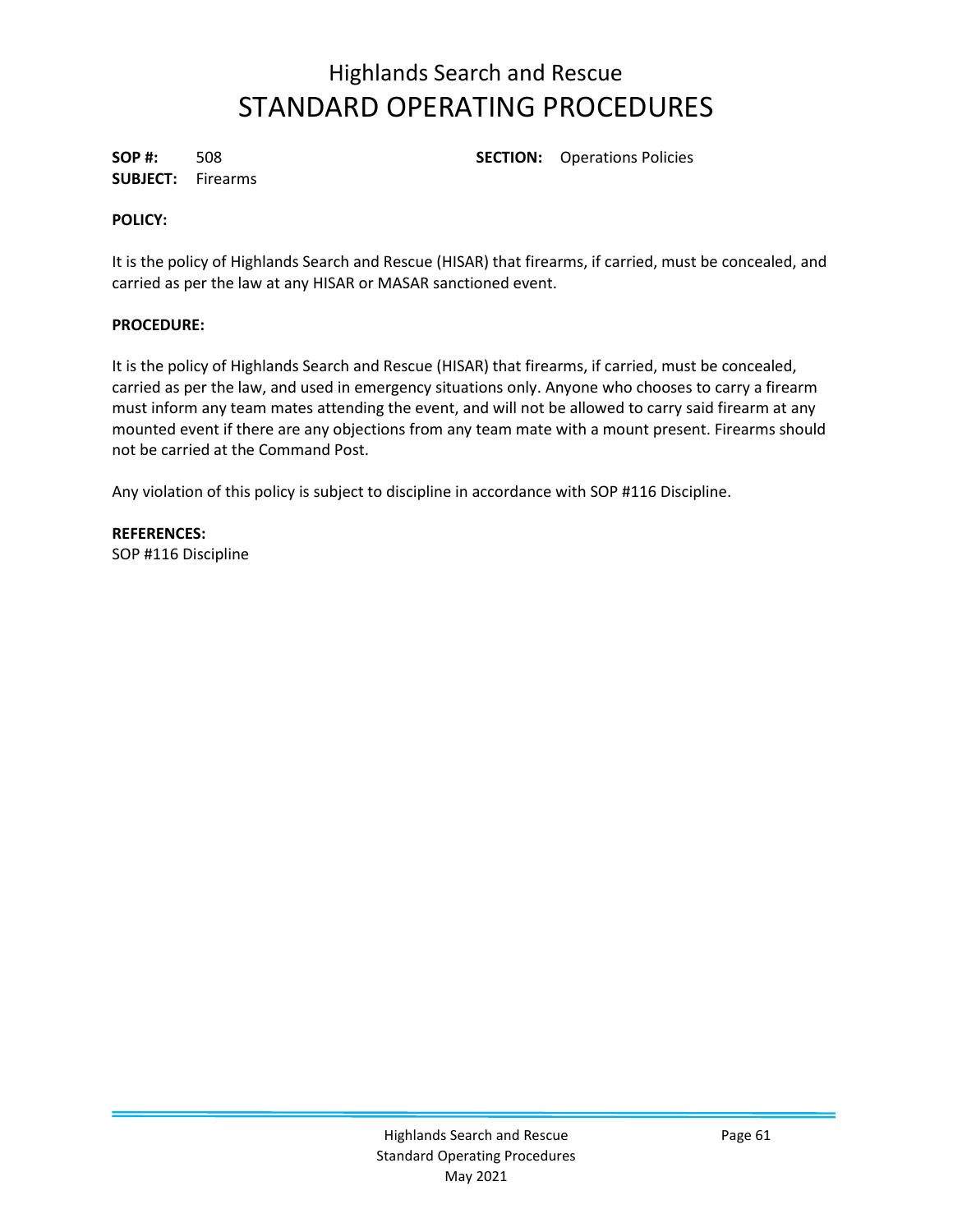# Highlands Search and Rescue
# STANDARD OPERATING PROCEDURES

**SOP #:** 508 **SECTION:** Operations Policies
**SUBJECT:** Firearms

**POLICY:**

It is the policy of Highlands Search and Rescue (HISAR) that firearms, if carried, must be concealed, and carried as per the law at any HISAR or MASAR sanctioned event.

**PROCEDURE:**

It is the policy of Highlands Search and Rescue (HISAR) that firearms, if carried, must be concealed, carried as per the law, and used in emergency situations only. Anyone who chooses to carry a firearm must inform any team mates attending the event, and will not be allowed to carry said firearm at any mounted event if there are any objections from any team mate with a mount present. Firearms should not be carried at the Command Post.

Any violation of this policy is subject to discipline in accordance with SOP #116 Discipline.

**REFERENCES:**
SOP #116 Discipline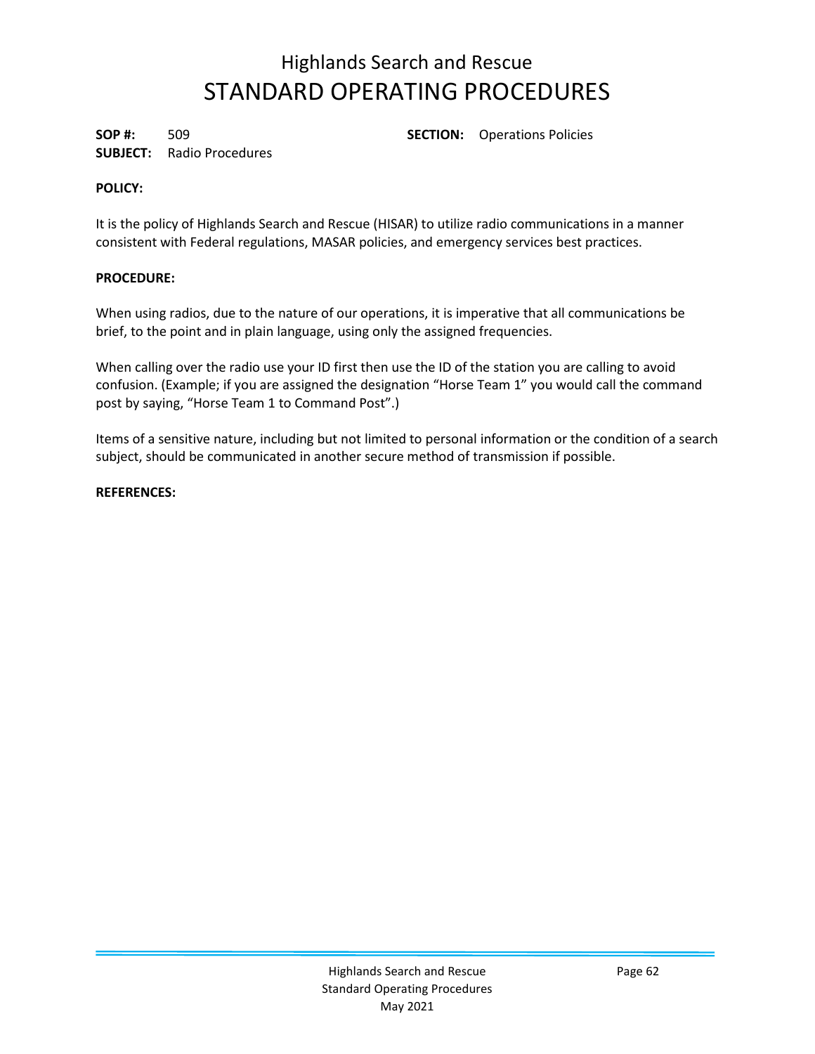# Highlands Search and Rescue
# STANDARD OPERATING PROCEDURES

**SOP #:** 509 **SECTION:** Operations Policies
**SUBJECT:** Radio Procedures

**POLICY:**

It is the policy of Highlands Search and Rescue (HISAR) to utilize radio communications in a manner consistent with Federal regulations, MASAR policies, and emergency services best practices.

**PROCEDURE:**

When using radios, due to the nature of our operations, it is imperative that all communications be brief, to the point and in plain language, using only the assigned frequencies.

When calling over the radio use your ID first then use the ID of the station you are calling to avoid confusion. (Example; if you are assigned the designation "Horse Team 1" you would call the command post by saying, "Horse Team 1 to Command Post".)

Items of a sensitive nature, including but not limited to personal information or the condition of a search subject, should be communicated in another secure method of transmission if possible.

**REFERENCES:**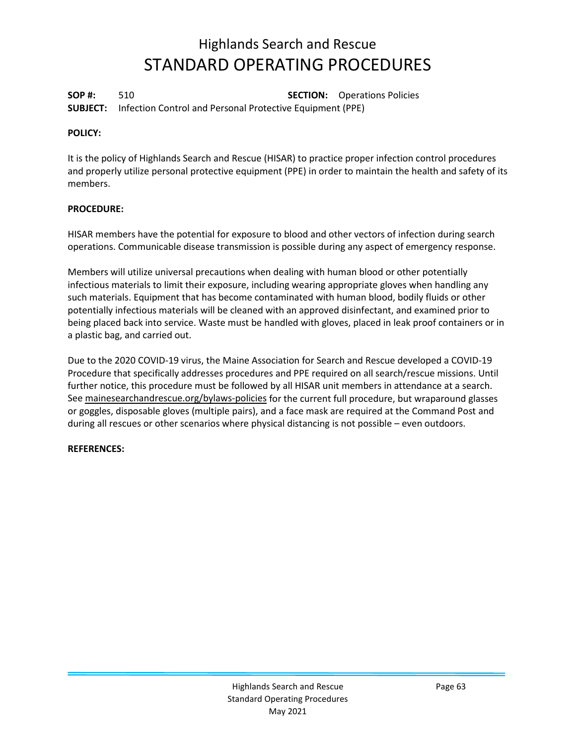# Highlands Search and Rescue
# STANDARD OPERATING PROCEDURES

**SOP #:** 510 **SECTION:** Operations Policies
**SUBJECT:** Infection Control and Personal Protective Equipment (PPE)

**POLICY:**

It is the policy of Highlands Search and Rescue (HISAR) to practice proper infection control procedures and properly utilize personal protective equipment (PPE) in order to maintain the health and safety of its members.

**PROCEDURE:**

HISAR members have the potential for exposure to blood and other vectors of infection during search operations. Communicable disease transmission is possible during any aspect of emergency response.

Members will utilize universal precautions when dealing with human blood or other potentially infectious materials to limit their exposure, including wearing appropriate gloves when handling any such materials. Equipment that has become contaminated with human blood, bodily fluids or other potentially infectious materials will be cleaned with an approved disinfectant, and examined prior to being placed back into service. Waste must be handled with gloves, placed in leak proof containers or in a plastic bag, and carried out.

Due to the 2020 COVID-19 virus, the Maine Association for Search and Rescue developed a COVID-19 Procedure that specifically addresses procedures and PPE required on all search/rescue missions. Until further notice, this procedure must be followed by all HISAR unit members in attendance at a search. See mainesearchandrescue.org/bylaws-policies for the current full procedure, but wraparound glasses or goggles, disposable gloves (multiple pairs), and a face mask are required at the Command Post and during all rescues or other scenarios where physical distancing is not possible – even outdoors.

**REFERENCES:**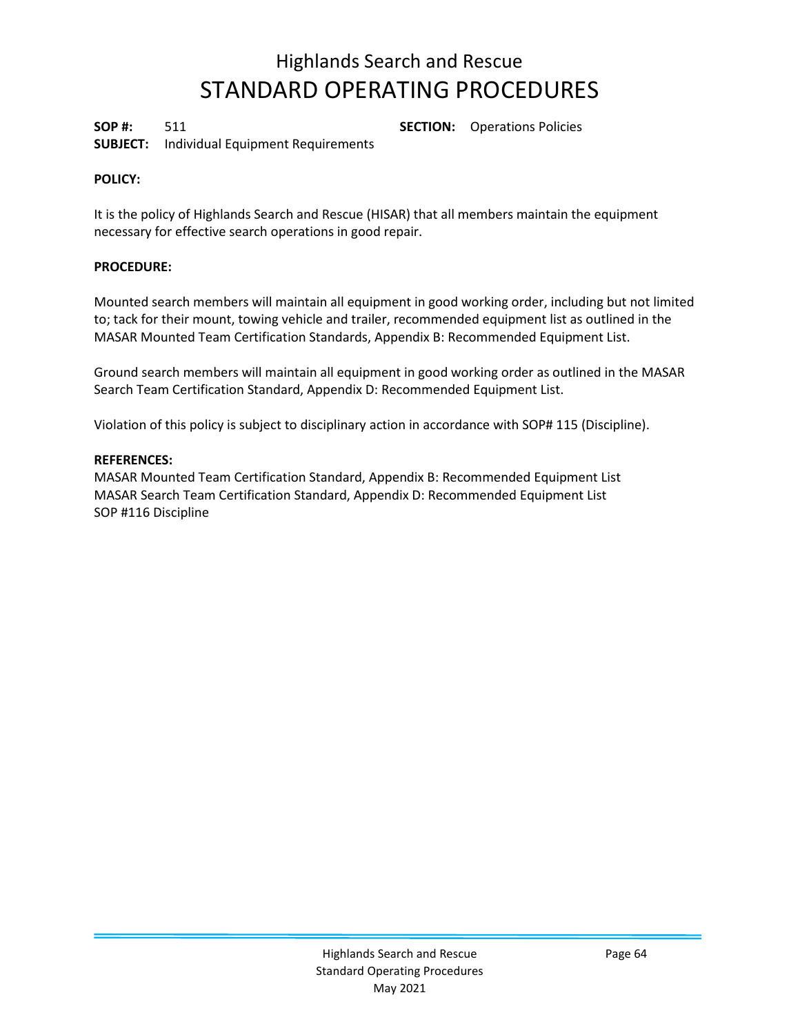# Highlands Search and Rescue
# STANDARD OPERATING PROCEDURES

**SOP #:** 511 **SECTION:** Operations Policies
**SUBJECT:** Individual Equipment Requirements

**POLICY:**

It is the policy of Highlands Search and Rescue (HISAR) that all members maintain the equipment necessary for effective search operations in good repair.

**PROCEDURE:**

Mounted search members will maintain all equipment in good working order, including but not limited to; tack for their mount, towing vehicle and trailer, recommended equipment list as outlined in the MASAR Mounted Team Certification Standards, Appendix B: Recommended Equipment List.

Ground search members will maintain all equipment in good working order as outlined in the MASAR Search Team Certification Standard, Appendix D: Recommended Equipment List.

Violation of this policy is subject to disciplinary action in accordance with SOP# 115 (Discipline).

**REFERENCES:**
MASAR Mounted Team Certification Standard, Appendix B: Recommended Equipment List
MASAR Search Team Certification Standard, Appendix D: Recommended Equipment List
SOP #116 Discipline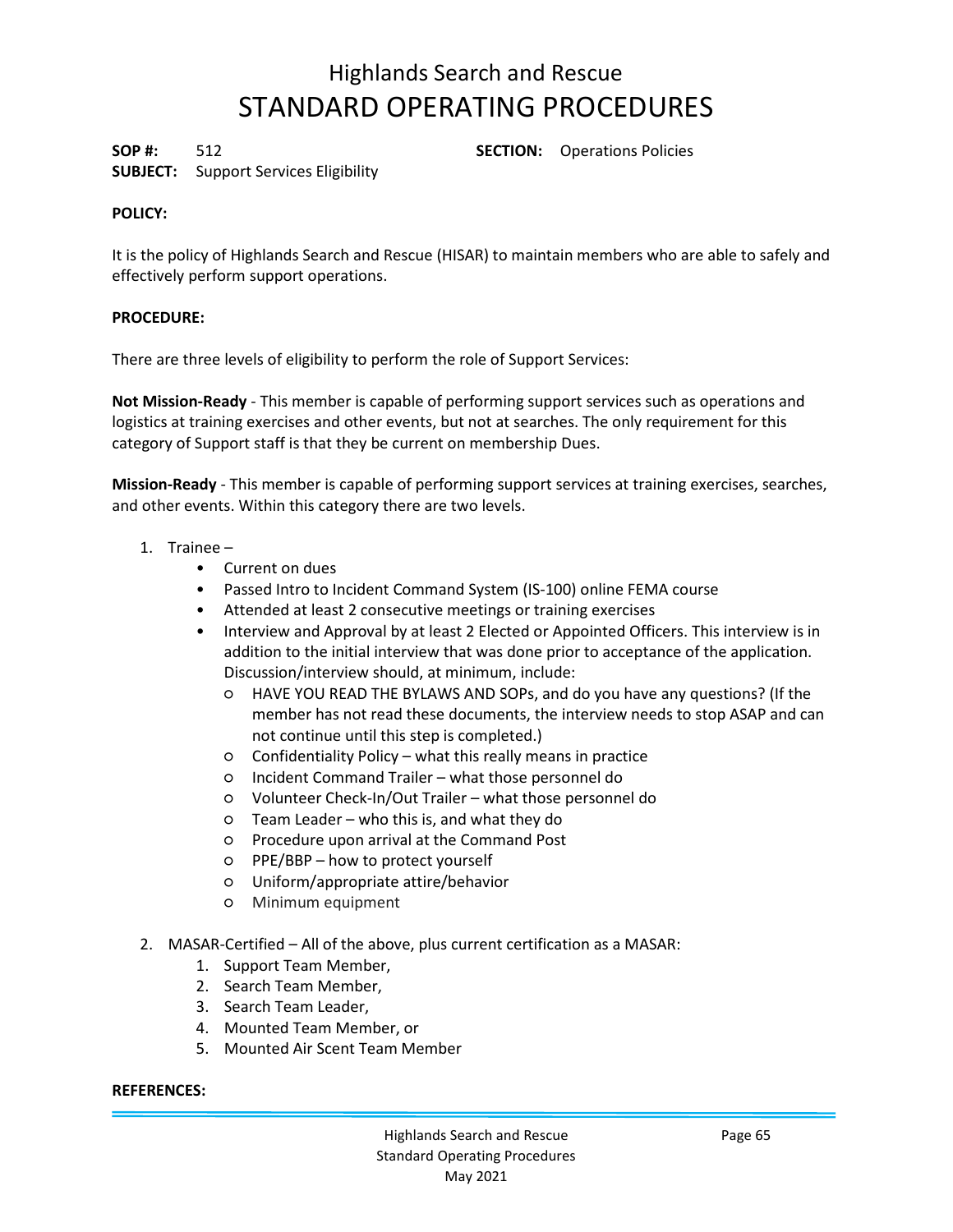# Highlands Search and Rescue
# STANDARD OPERATING PROCEDURES

**SOP #:** 512 **SECTION:** Operations Policies
**SUBJECT:** Support Services Eligibility

**POLICY:**

It is the policy of Highlands Search and Rescue (HISAR) to maintain members who are able to safely and effectively perform support operations.

**PROCEDURE:**

There are three levels of eligibility to perform the role of Support Services:

**Not Mission-Ready** - This member is capable of performing support services such as operations and logistics at training exercises and other events, but not at searches. The only requirement for this category of Support staff is that they be current on membership Dues.

**Mission-Ready** - This member is capable of performing support services at training exercises, searches, and other events. Within this category there are two levels.

1. Trainee –
   - Current on dues
   - Passed Intro to Incident Command System (IS-100) online FEMA course
   - Attended at least 2 consecutive meetings or training exercises
   - Interview and Approval by at least 2 Elected or Appointed Officers. This interview is in addition to the initial interview that was done prior to acceptance of the application. Discussion/interview should, at minimum, include:
     - HAVE YOU READ THE BYLAWS AND SOPs, and do you have any questions? (If the member has not read these documents, the interview needs to stop ASAP and can not continue until this step is completed.)
     - Confidentiality Policy – what this really means in practice
     - Incident Command Trailer – what those personnel do
     - Volunteer Check-In/Out Trailer – what those personnel do
     - Team Leader – who this is, and what they do
     - Procedure upon arrival at the Command Post
     - PPE/BBP – how to protect yourself
     - Uniform/appropriate attire/behavior
     - Minimum equipment

2. MASAR-Certified – All of the above, plus current certification as a MASAR:
   1. Support Team Member,
   2. Search Team Member,
   3. Search Team Leader,
   4. Mounted Team Member, or
   5. Mounted Air Scent Team Member

**REFERENCES:**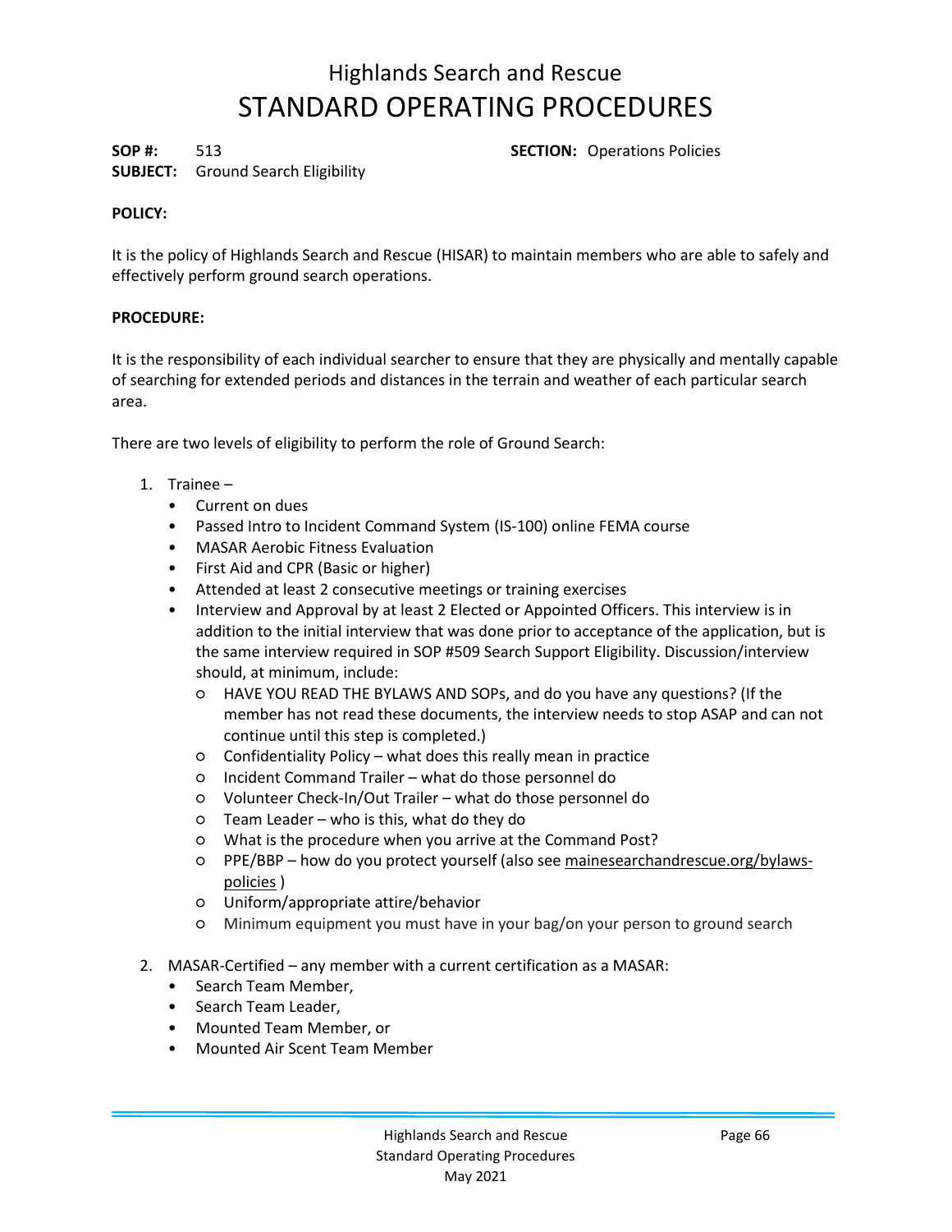# Highlands Search and Rescue
# STANDARD OPERATING PROCEDURES

**SOP #:** 513 **SECTION:** Operations Policies
**SUBJECT:** Ground Search Eligibility

**POLICY:**

It is the policy of Highlands Search and Rescue (HISAR) to maintain members who are able to safely and effectively perform ground search operations.

**PROCEDURE:**

It is the responsibility of each individual searcher to ensure that they are physically and mentally capable of searching for extended periods and distances in the terrain and weather of each particular search area.

There are two levels of eligibility to perform the role of Ground Search:

1. Trainee –
   - Current on dues
   - Passed Intro to Incident Command System (IS-100) online FEMA course
   - MASAR Aerobic Fitness Evaluation
   - First Aid and CPR (Basic or higher)
   - Attended at least 2 consecutive meetings or training exercises
   - Interview and Approval by at least 2 Elected or Appointed Officers. This interview is in addition to the initial interview that was done prior to acceptance of the application, but is the same interview required in SOP #509 Search Support Eligibility. Discussion/interview should, at minimum, include:
     - HAVE YOU READ THE BYLAWS AND SOPs, and do you have any questions? (If the member has not read these documents, the interview needs to stop ASAP and can not continue until this step is completed.)
     - Confidentiality Policy – what does this really mean in practice
     - Incident Command Trailer – what do those personnel do
     - Volunteer Check-In/Out Trailer – what do those personnel do
     - Team Leader – who is this, what do they do
     - What is the procedure when you arrive at the Command Post?
     - PPE/BBP – how do you protect yourself (also see mainesearchandrescue.org/bylaws-policies )
     - Uniform/appropriate attire/behavior
     - Minimum equipment you must have in your bag/on your person to ground search

2. MASAR-Certified – any member with a current certification as a MASAR:
   - Search Team Member,
   - Search Team Leader,
   - Mounted Team Member, or
   - Mounted Air Scent Team Member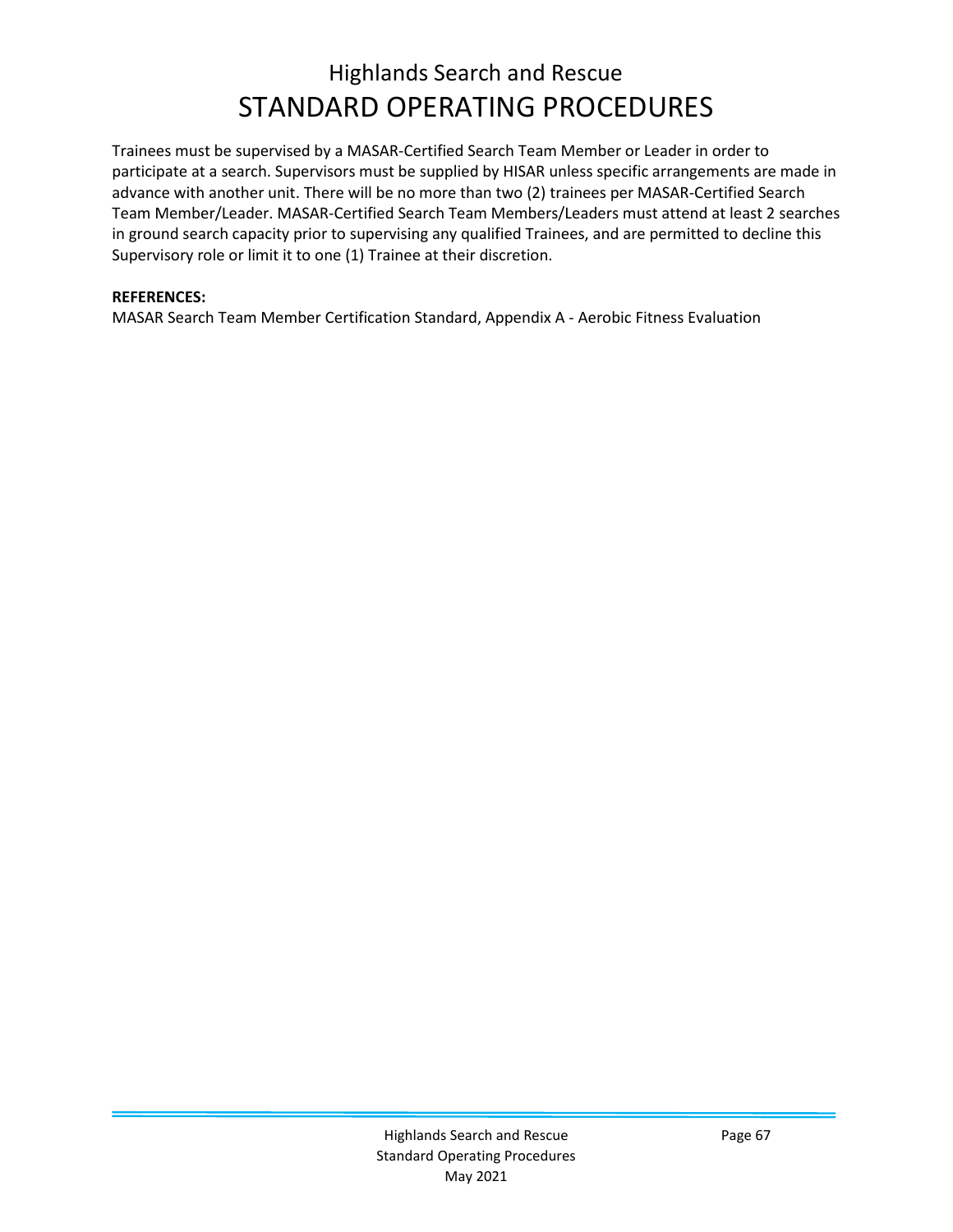Trainees must be supervised by a MASAR-Certified Search Team Member or Leader in order to participate at a search. Supervisors must be supplied by HISAR unless specific arrangements are made in advance with another unit. There will be no more than two (2) trainees per MASAR-Certified Search Team Member/Leader. MASAR-Certified Search Team Members/Leaders must attend at least 2 searches in ground search capacity prior to supervising any qualified Trainees, and are permitted to decline this Supervisory role or limit it to one (1) Trainee at their discretion.

**REFERENCES:**

MASAR Search Team Member Certification Standard, Appendix A - Aerobic Fitness Evaluation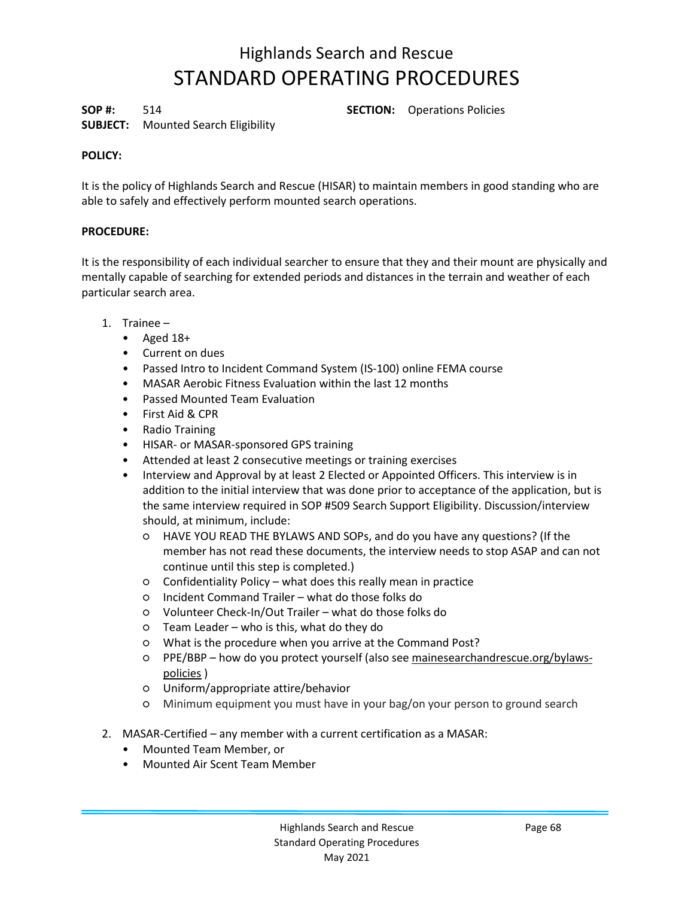# Highlands Search and Rescue
# STANDARD OPERATING PROCEDURES

**SOP #:** 514 **SECTION:** Operations Policies
**SUBJECT:** Mounted Search Eligibility

**POLICY:**

It is the policy of Highlands Search and Rescue (HISAR) to maintain members in good standing who are able to safely and effectively perform mounted search operations.

**PROCEDURE:**

It is the responsibility of each individual searcher to ensure that they and their mount are physically and mentally capable of searching for extended periods and distances in the terrain and weather of each particular search area.

1. Trainee –
   - Aged 18+
   - Current on dues
   - Passed Intro to Incident Command System (IS-100) online FEMA course
   - MASAR Aerobic Fitness Evaluation within the last 12 months
   - Passed Mounted Team Evaluation
   - First Aid & CPR
   - Radio Training
   - HISAR- or MASAR-sponsored GPS training
   - Attended at least 2 consecutive meetings or training exercises
   - Interview and Approval by at least 2 Elected or Appointed Officers. This interview is in addition to the initial interview that was done prior to acceptance of the application, but is the same interview required in SOP #509 Search Support Eligibility. Discussion/interview should, at minimum, include:
     - HAVE YOU READ THE BYLAWS AND SOPs, and do you have any questions? (If the member has not read these documents, the interview needs to stop ASAP and can not continue until this step is completed.)
     - Confidentiality Policy – what does this really mean in practice
     - Incident Command Trailer – what do those folks do
     - Volunteer Check-In/Out Trailer – what do those folks do
     - Team Leader – who is this, what do they do
     - What is the procedure when you arrive at the Command Post?
     - PPE/BBP – how do you protect yourself (also see mainesearchandrescue.org/bylaws-policies )
     - Uniform/appropriate attire/behavior
     - Minimum equipment you must have in your bag/on your person to ground search

2. MASAR-Certified – any member with a current certification as a MASAR:
   - Mounted Team Member, or
   - Mounted Air Scent Team Member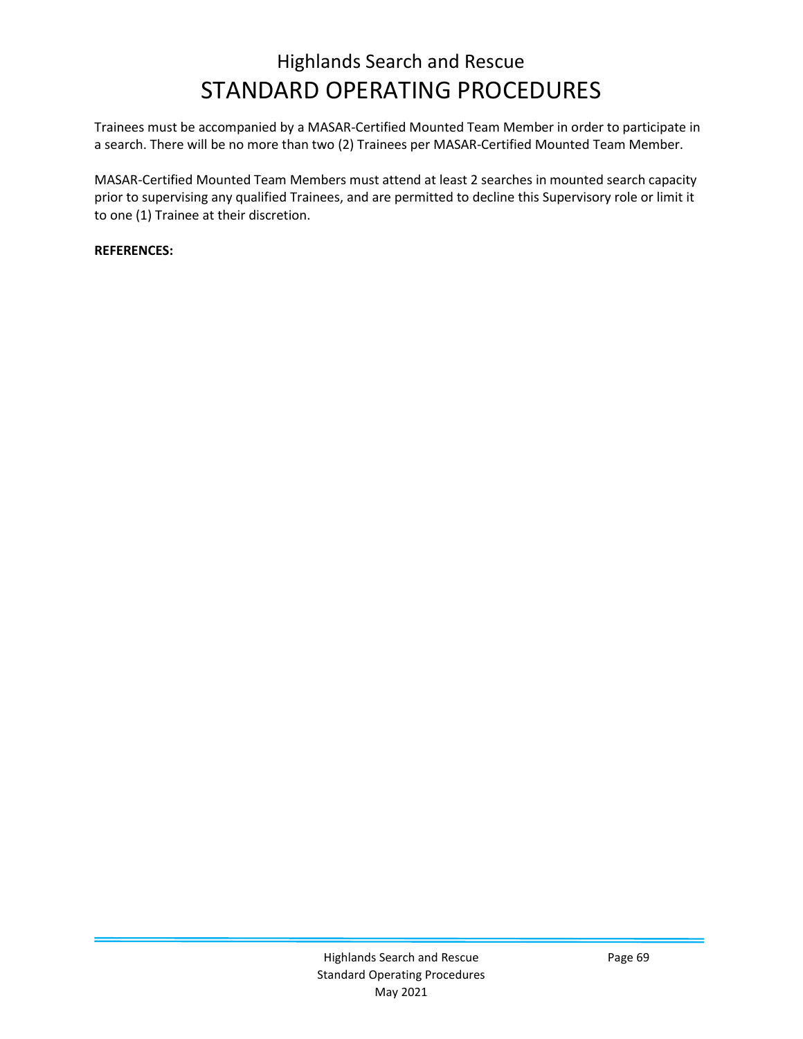Trainees must be accompanied by a MASAR-Certified Mounted Team Member in order to participate in a search. There will be no more than two (2) Trainees per MASAR-Certified Mounted Team Member.

MASAR-Certified Mounted Team Members must attend at least 2 searches in mounted search capacity prior to supervising any qualified Trainees, and are permitted to decline this Supervisory role or limit it to one (1) Trainee at their discretion.

**REFERENCES:**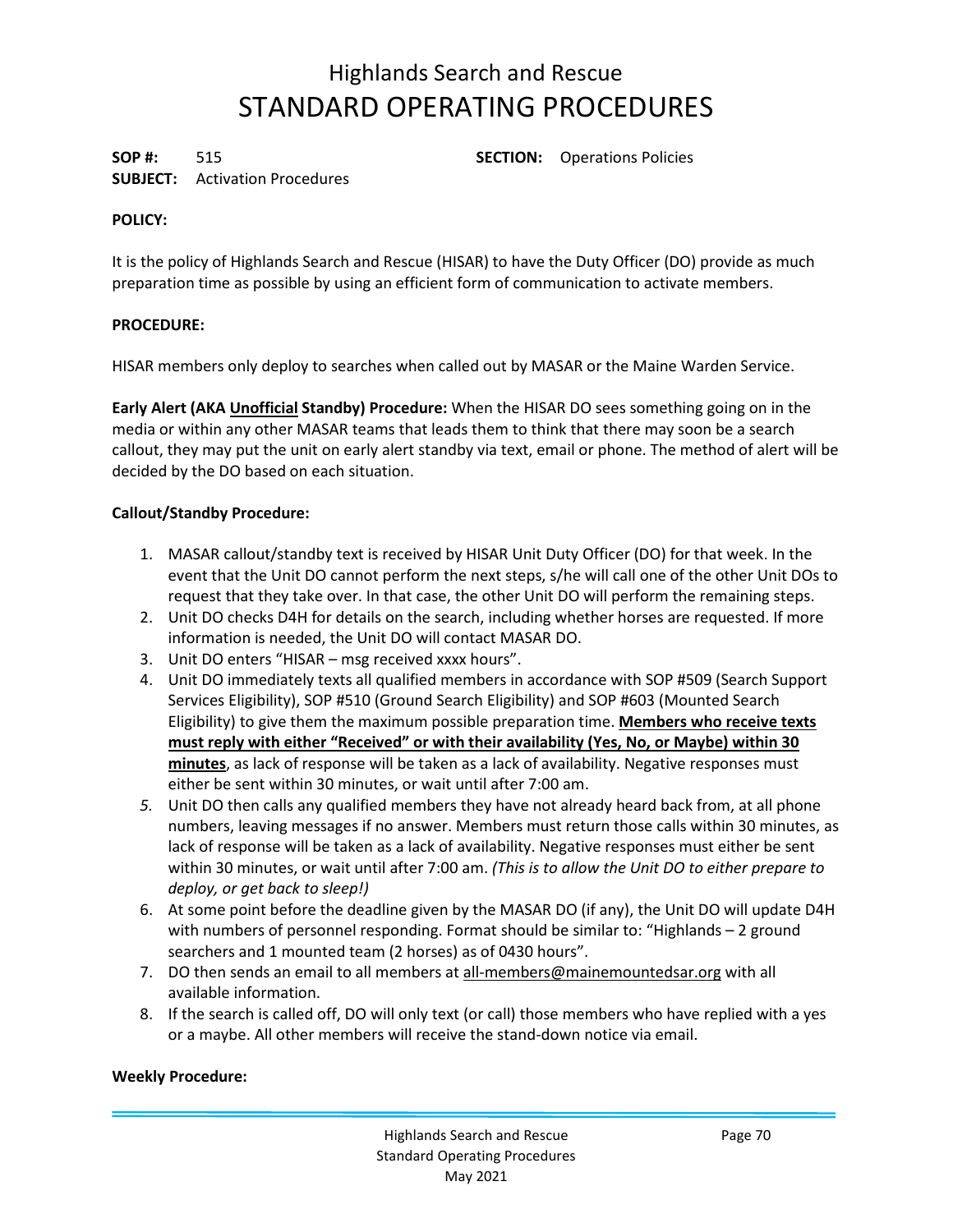# Highlands Search and Rescue
# STANDARD OPERATING PROCEDURES

**SOP #:** 515 **SECTION:** Operations Policies
**SUBJECT:** Activation Procedures

**POLICY:**

It is the policy of Highlands Search and Rescue (HISAR) to have the Duty Officer (DO) provide as much preparation time as possible by using an efficient form of communication to activate members.

**PROCEDURE:**

HISAR members only deploy to searches when called out by MASAR or the Maine Warden Service.

**Early Alert (AKA <u>Unofficial</u> Standby) Procedure:** When the HISAR DO sees something going on in the media or within any other MASAR teams that leads them to think that there may soon be a search callout, they may put the unit on early alert standby via text, email or phone. The method of alert will be decided by the DO based on each situation.

**Callout/Standby Procedure:**

1. MASAR callout/standby text is received by HISAR Unit Duty Officer (DO) for that week. In the event that the Unit DO cannot perform the next steps, s/he will call one of the other Unit DOs to request that they take over. In that case, the other Unit DO will perform the remaining steps.
2. Unit DO checks D4H for details on the search, including whether horses are requested. If more information is needed, the Unit DO will contact MASAR DO.
3. Unit DO enters "HISAR – msg received xxxx hours".
4. Unit DO immediately texts all qualified members in accordance with SOP #509 (Search Support Services Eligibility), SOP #510 (Ground Search Eligibility) and SOP #603 (Mounted Search Eligibility) to give them the maximum possible preparation time. **<u>Members who receive texts must reply with either "Received" or with their availability (Yes, No, or Maybe) within 30 minutes</u>**, as lack of response will be taken as a lack of availability. Negative responses must either be sent within 30 minutes, or wait until after 7:00 am.
5. Unit DO then calls any qualified members they have not already heard back from, at all phone numbers, leaving messages if no answer. Members must return those calls within 30 minutes, as lack of response will be taken as a lack of availability. Negative responses must either be sent within 30 minutes, or wait until after 7:00 am. *(This is to allow the Unit DO to either prepare to deploy, or get back to sleep!)*
6. At some point before the deadline given by the MASAR DO (if any), the Unit DO will update D4H with numbers of personnel responding. Format should be similar to: "Highlands – 2 ground searchers and 1 mounted team (2 horses) as of 0430 hours".
7. DO then sends an email to all members at all-members@mainemountedsar.org with all available information.
8. If the search is called off, DO will only text (or call) those members who have replied with a yes or a maybe. All other members will receive the stand-down notice via email.

**Weekly Procedure:**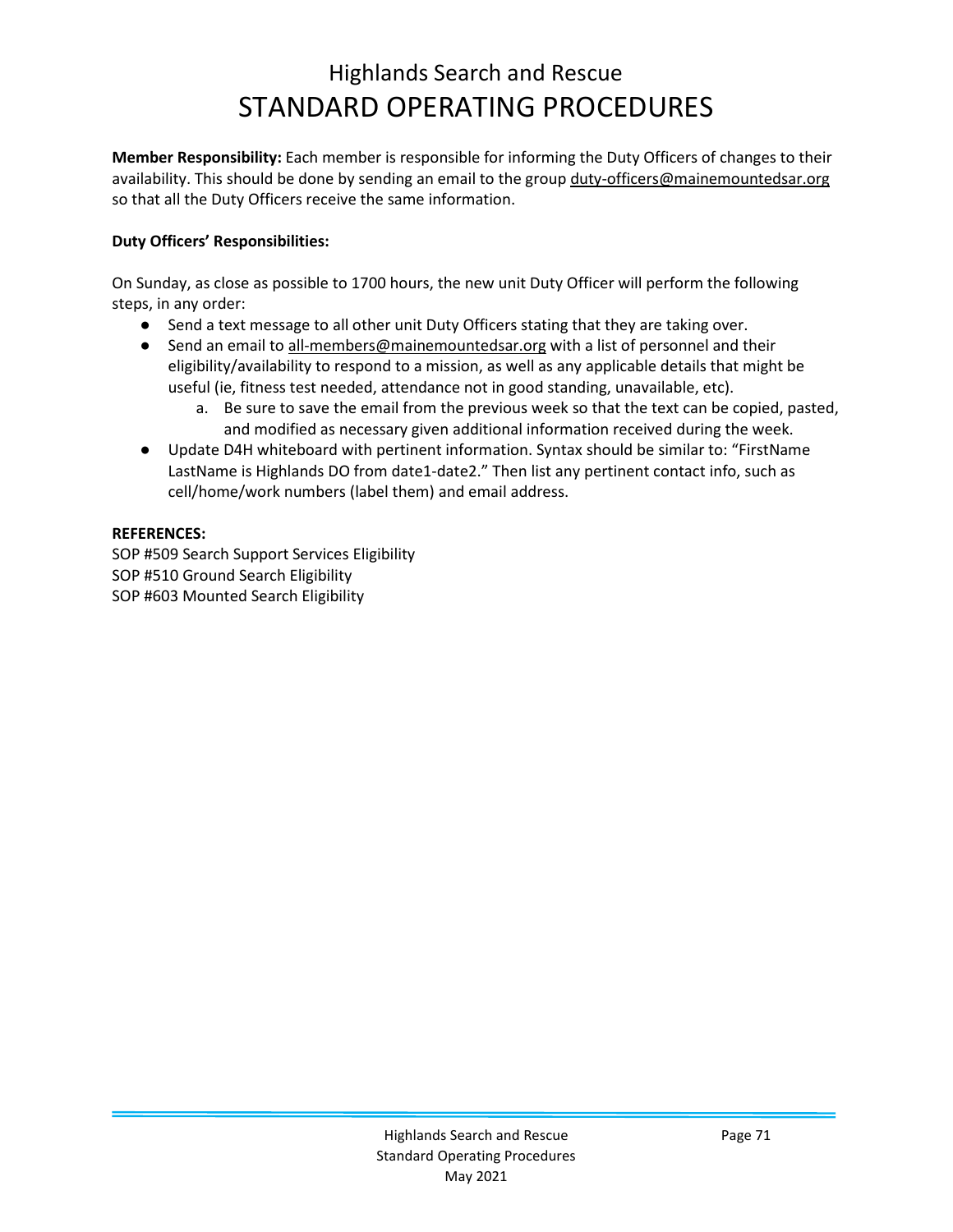# Highlands Search and Rescue
# STANDARD OPERATING PROCEDURES

**Member Responsibility:** Each member is responsible for informing the Duty Officers of changes to their availability. This should be done by sending an email to the group duty-officers@mainemountedsar.org so that all the Duty Officers receive the same information.

**Duty Officers' Responsibilities:**

On Sunday, as close as possible to 1700 hours, the new unit Duty Officer will perform the following steps, in any order:

- Send a text message to all other unit Duty Officers stating that they are taking over.
- Send an email to all-members@mainemountedsar.org with a list of personnel and their eligibility/availability to respond to a mission, as well as any applicable details that might be useful (ie, fitness test needed, attendance not in good standing, unavailable, etc).
    a. Be sure to save the email from the previous week so that the text can be copied, pasted, and modified as necessary given additional information received during the week.
- Update D4H whiteboard with pertinent information. Syntax should be similar to: "FirstName LastName is Highlands DO from date1-date2." Then list any pertinent contact info, such as cell/home/work numbers (label them) and email address.

**REFERENCES:**
SOP #509 Search Support Services Eligibility
SOP #510 Ground Search Eligibility
SOP #603 Mounted Search Eligibility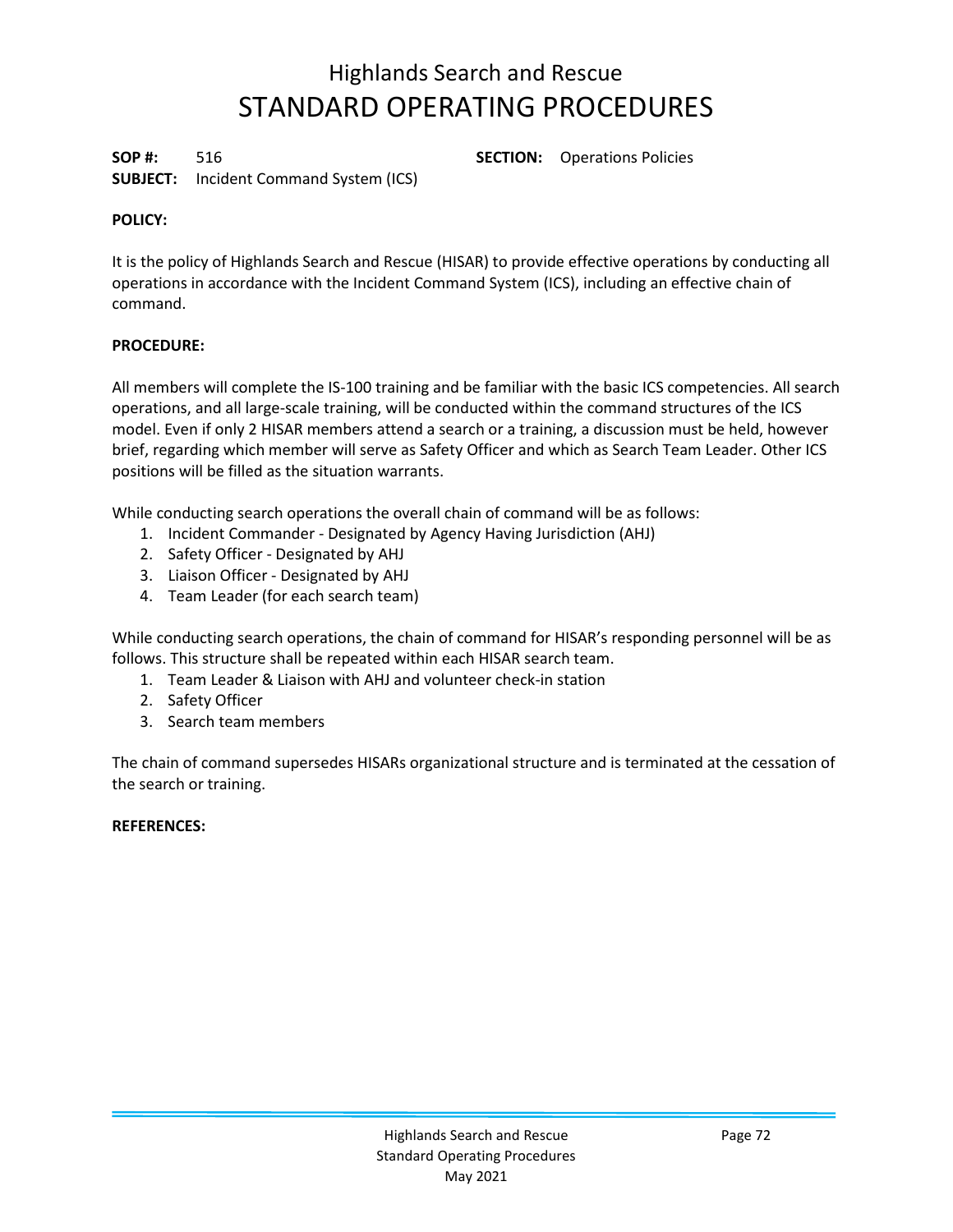# Highlands Search and Rescue
# STANDARD OPERATING PROCEDURES

**SOP #:** 516 **SECTION:** Operations Policies
**SUBJECT:** Incident Command System (ICS)

**POLICY:**

It is the policy of Highlands Search and Rescue (HISAR) to provide effective operations by conducting all operations in accordance with the Incident Command System (ICS), including an effective chain of command.

**PROCEDURE:**

All members will complete the IS-100 training and be familiar with the basic ICS competencies. All search operations, and all large-scale training, will be conducted within the command structures of the ICS model. Even if only 2 HISAR members attend a search or a training, a discussion must be held, however brief, regarding which member will serve as Safety Officer and which as Search Team Leader. Other ICS positions will be filled as the situation warrants.

While conducting search operations the overall chain of command will be as follows:

1. Incident Commander - Designated by Agency Having Jurisdiction (AHJ)
2. Safety Officer - Designated by AHJ
3. Liaison Officer - Designated by AHJ
4. Team Leader (for each search team)

While conducting search operations, the chain of command for HISAR's responding personnel will be as follows. This structure shall be repeated within each HISAR search team.

1. Team Leader & Liaison with AHJ and volunteer check-in station
2. Safety Officer
3. Search team members

The chain of command supersedes HISARs organizational structure and is terminated at the cessation of the search or training.

**REFERENCES:**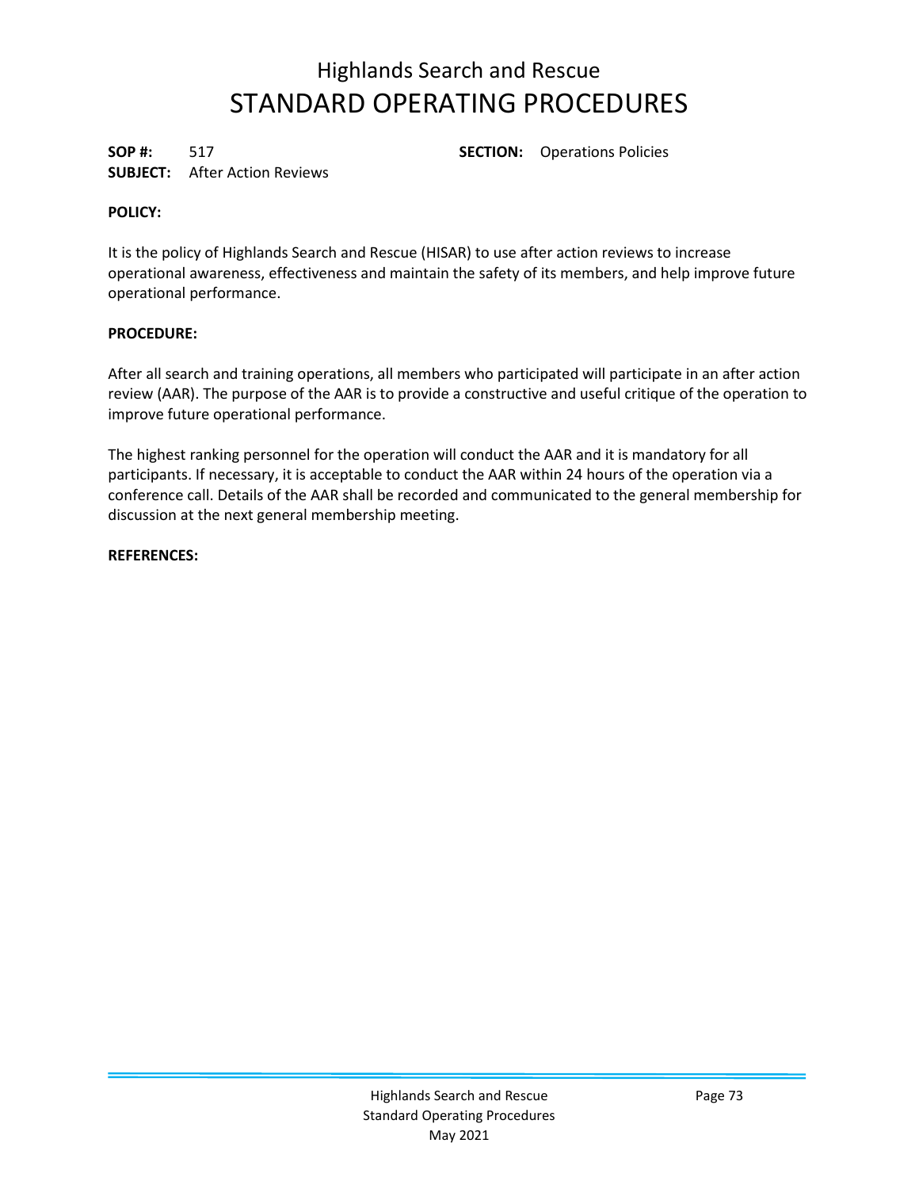# Highlands Search and Rescue
# STANDARD OPERATING PROCEDURES

**SOP #:** 517 **SECTION:** Operations Policies
**SUBJECT:** After Action Reviews

**POLICY:**

It is the policy of Highlands Search and Rescue (HISAR) to use after action reviews to increase operational awareness, effectiveness and maintain the safety of its members, and help improve future operational performance.

**PROCEDURE:**

After all search and training operations, all members who participated will participate in an after action review (AAR). The purpose of the AAR is to provide a constructive and useful critique of the operation to improve future operational performance.

The highest ranking personnel for the operation will conduct the AAR and it is mandatory for all participants. If necessary, it is acceptable to conduct the AAR within 24 hours of the operation via a conference call. Details of the AAR shall be recorded and communicated to the general membership for discussion at the next general membership meeting.

**REFERENCES:**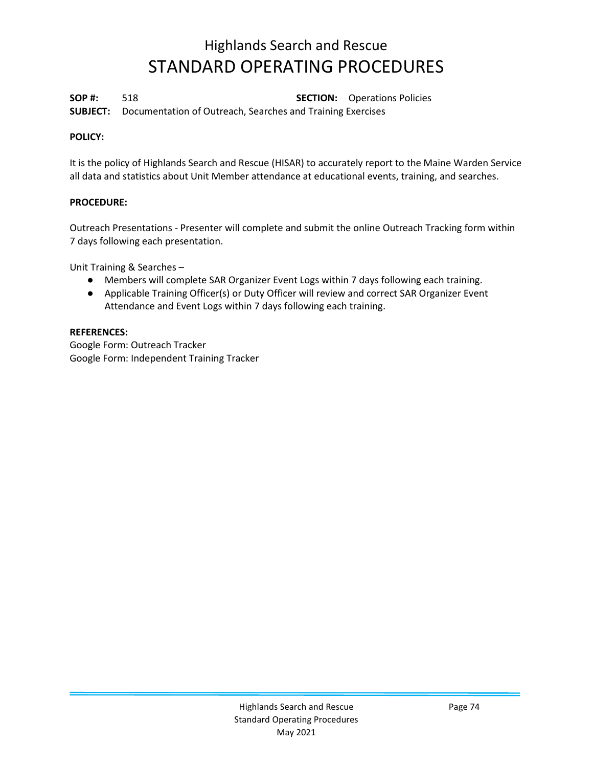# Highlands Search and Rescue
# STANDARD OPERATING PROCEDURES

**SOP #:** 518 **SECTION:** Operations Policies
**SUBJECT:** Documentation of Outreach, Searches and Training Exercises

**POLICY:**

It is the policy of Highlands Search and Rescue (HISAR) to accurately report to the Maine Warden Service all data and statistics about Unit Member attendance at educational events, training, and searches.

**PROCEDURE:**

Outreach Presentations - Presenter will complete and submit the online Outreach Tracking form within 7 days following each presentation.

Unit Training & Searches –

- Members will complete SAR Organizer Event Logs within 7 days following each training.
- Applicable Training Officer(s) or Duty Officer will review and correct SAR Organizer Event Attendance and Event Logs within 7 days following each training.

**REFERENCES:**
Google Form: Outreach Tracker
Google Form: Independent Training Tracker